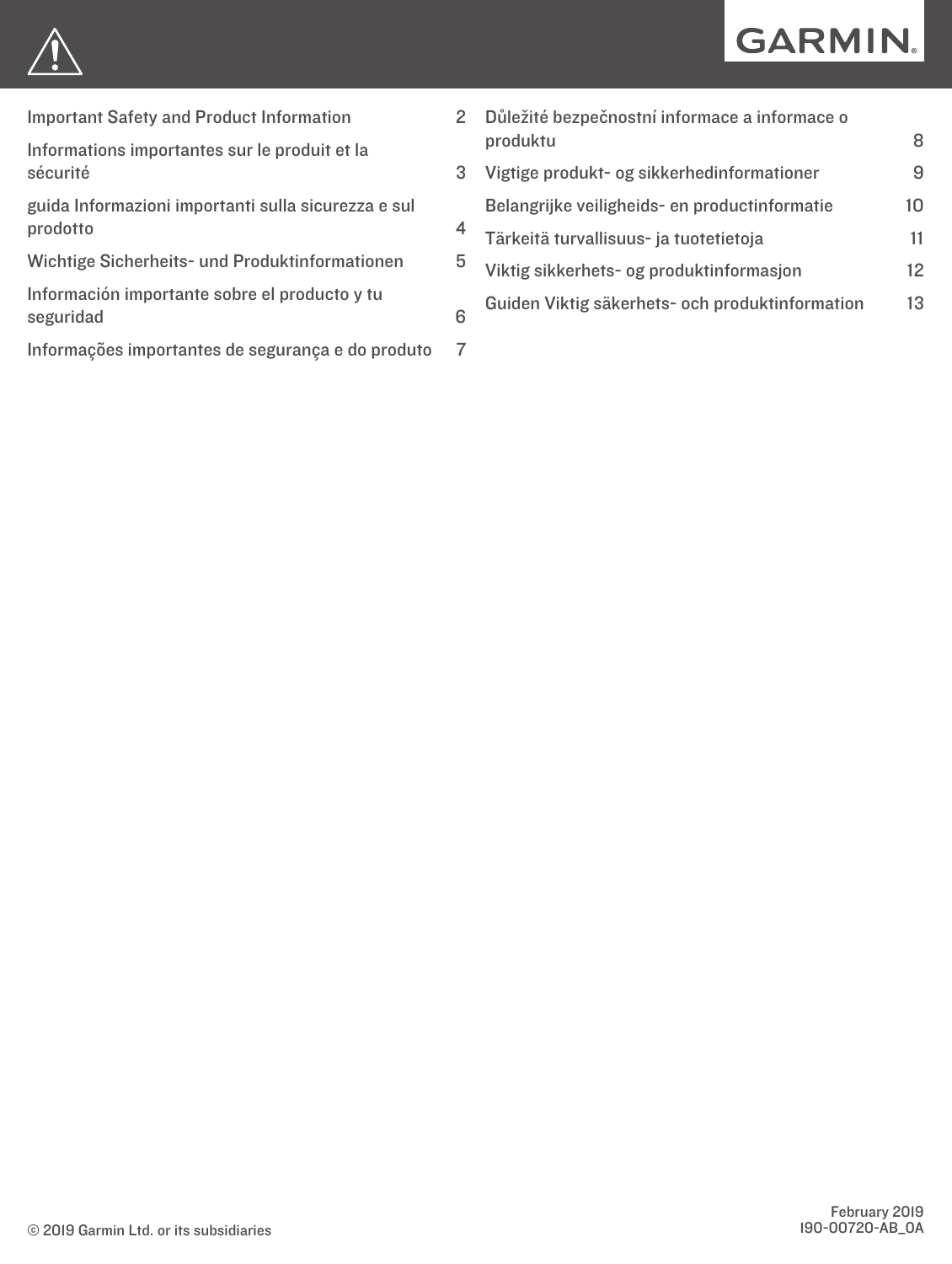GARMIN.

| | |
|---|---|
| Important Safety and Product Information | 2 |
| Informations importantes sur le produit et la sécurité | 3 |
| guida Informazioni importanti sulla sicurezza e sul prodotto | 4 |
| Wichtige Sicherheits- und Produktinformationen | 5 |
| Información importante sobre el producto y tu seguridad | 6 |
| Informações importantes de segurança e do produto | 7 |
| Důležité bezpečnostní informace a informace o produktu | 8 |
| Vigtige produkt- og sikkerhedinformationer | 9 |
| Belangrijke veiligheids- en productinformatie | 10 |
| Tärkeitä turvallisuus- ja tuotetietoja | 11 |
| Viktig sikkerhets- og produktinformasjon | 12 |
| Guiden Viktig säkerhets- och produktinformation | 13 |

© 2019 Garmin Ltd. or its subsidiaries

February 2019
190-00720-AB_0A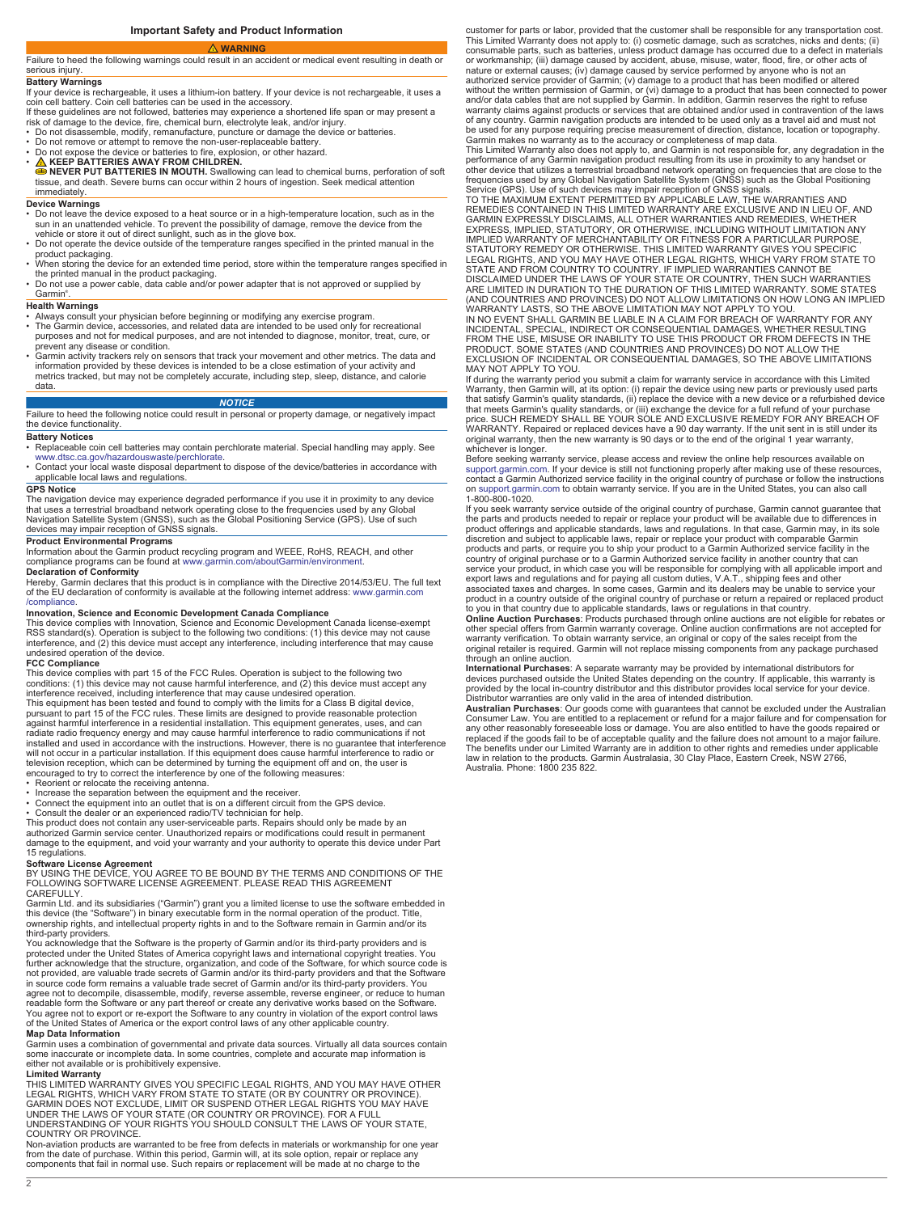# Important Safety and Product Information

## ⚠ WARNING

Failure to heed the following warnings could result in an accident or medical event resulting in death or serious injury.

### Battery Warnings

If your device is rechargeable, it uses a lithium-ion battery. If your device is not rechargeable, it uses a coin cell battery. Coin cell batteries can be used in the accessory.

If these guidelines are not followed, batteries may experience a shortened life span or may present a risk of damage to the device, fire, chemical burn, electrolyte leak, and/or injury.

- Do not disassemble, modify, remanufacture, puncture or damage the device or batteries.
- Do not remove or attempt to remove the non-user-replaceable battery.
- Do not expose the device or batteries to fire, explosion, or other hazard.
- ⚠ **KEEP BATTERIES AWAY FROM CHILDREN.**

**NEVER PUT BATTERIES IN MOUTH.** Swallowing can lead to chemical burns, perforation of soft tissue, and death. Severe burns can occur within 2 hours of ingestion. Seek medical attention immediately.

### Device Warnings

- Do not leave the device exposed to a heat source or in a high-temperature location, such as in the sun in an unattended vehicle. To prevent the possibility of damage, remove the device from the vehicle or store it out of direct sunlight, such as in the glove box.
- Do not operate the device outside of the temperature ranges specified in the printed manual in the product packaging.
- When storing the device for an extended time period, store within the temperature ranges specified in the printed manual in the product packaging.
- Do not use a power cable, data cable and/or power adapter that is not approved or supplied by Garmin®.

### Health Warnings

- Always consult your physician before beginning or modifying any exercise program.
- The Garmin device, accessories, and related data are intended to be used only for recreational purposes and not for medical purposes, and are not intended to diagnose, monitor, treat, cure, or prevent any disease or condition.
- Garmin activity trackers rely on sensors that track your movement and other metrics. The data and information provided by these devices is intended to be a close estimation of your activity and metrics tracked, but may not be completely accurate, including step, sleep, distance, and calorie data.

## *NOTICE*

Failure to heed the following notice could result in personal or property damage, or negatively impact the device functionality.

### Battery Notices

- Replaceable coin cell batteries may contain perchlorate material. Special handling may apply. See www.dtsc.ca.gov/hazardouswaste/perchlorate.
- Contact your local waste disposal department to dispose of the device/batteries in accordance with applicable local laws and regulations.

### GPS Notice

The navigation device may experience degraded performance if you use it in proximity to any device that uses a terrestrial broadband network operating close to the frequencies used by any Global Navigation Satellite System (GNSS), such as the Global Positioning Service (GPS). Use of such devices may impair reception of GNSS signals.

### Product Environmental Programs

Information about the Garmin product recycling program and WEEE, RoHS, REACH, and other compliance programs can be found at www.garmin.com/aboutGarmin/environment.

### Declaration of Conformity

Hereby, Garmin declares that this product is in compliance with the Directive 2014/53/EU. The full text of the EU declaration of conformity is available at the following internet address: www.garmin.com/compliance.

### Innovation, Science and Economic Development Canada Compliance

This device complies with Innovation, Science and Economic Development Canada license-exempt RSS standard(s). Operation is subject to the following two conditions: (1) this device may not cause interference, and (2) this device must accept any interference, including interference that may cause undesired operation of the device.

### FCC Compliance

This device complies with part 15 of the FCC Rules. Operation is subject to the following two conditions: (1) this device may not cause harmful interference, and (2) this device must accept any interference received, including interference that may cause undesired operation.

This equipment has been tested and found to comply with the limits for a Class B digital device, pursuant to part 15 of the FCC rules. These limits are designed to provide reasonable protection against harmful interference in a residential installation. This equipment generates, uses, and can radiate radio frequency energy and may cause harmful interference to radio communications if not installed and used in accordance with the instructions. However, there is no guarantee that interference will not occur in a particular installation. If this equipment does cause harmful interference to radio or television reception, which can be determined by turning the equipment off and on, the user is encouraged to try to correct the interference by one of the following measures:

- Reorient or relocate the receiving antenna.
- Increase the separation between the equipment and the receiver.
- Connect the equipment into an outlet that is on a different circuit from the GPS device.
- Consult the dealer or an experienced radio/TV technician for help.

This product does not contain any user-serviceable parts. Repairs should only be made by an authorized Garmin service center. Unauthorized repairs or modifications could result in permanent damage to the equipment, and void your warranty and your authority to operate this device under Part 15 regulations.

### Software License Agreement

BY USING THE DEVICE, YOU AGREE TO BE BOUND BY THE TERMS AND CONDITIONS OF THE FOLLOWING SOFTWARE LICENSE AGREEMENT. PLEASE READ THIS AGREEMENT CAREFULLY.

Garmin Ltd. and its subsidiaries ("Garmin") grant you a limited license to use the software embedded in this device (the "Software") in binary executable form in the normal operation of the product. Title, ownership rights, and intellectual property rights in and to the Software remain in Garmin and/or its third-party providers.

You acknowledge that the Software is the property of Garmin and/or its third-party providers and is protected under the United States of America copyright laws and international copyright treaties. You further acknowledge that the structure, organization, and code of the Software, for which source code is not provided, are valuable trade secrets of Garmin and/or its third-party providers and that the Software in source code form remains a valuable trade secret of Garmin and/or its third-party providers. You agree not to decompile, disassemble, modify, reverse assemble, reverse engineer, or reduce to human readable form the Software or any part thereof or create any derivative works based on the Software. You agree not to export or re-export the Software to any country in violation of the export control laws of the United States of America or the export control laws of any other applicable country.

### Map Data Information

Garmin uses a combination of governmental and private data sources. Virtually all data sources contain some inaccurate or incomplete data. In some countries, complete and accurate map information is either not available or is prohibitively expensive.

### Limited Warranty

THIS LIMITED WARRANTY GIVES YOU SPECIFIC LEGAL RIGHTS, AND YOU MAY HAVE OTHER LEGAL RIGHTS, WHICH VARY FROM STATE TO STATE (OR BY COUNTRY OR PROVINCE). GARMIN DOES NOT EXCLUDE, LIMIT OR SUSPEND OTHER LEGAL RIGHTS YOU MAY HAVE UNDER THE LAWS OF YOUR STATE (OR COUNTRY OR PROVINCE). FOR A FULL UNDERSTANDING OF YOUR RIGHTS YOU SHOULD CONSULT THE LAWS OF YOUR STATE, COUNTRY OR PROVINCE.

Non-aviation products are warranted to be free from defects in materials or workmanship for one year from the date of purchase. Within this period, Garmin will, at its sole option, repair or replace any components that fail in normal use. Such repairs or replacement will be made at no charge to the customer for parts or labor, provided that the customer shall be responsible for any transportation cost. This Limited Warranty does not apply to: (i) cosmetic damage, such as scratches, nicks and dents; (ii) consumable parts, such as batteries, unless product damage has occurred due to a defect in materials or workmanship; (iii) damage caused by accident, abuse, misuse, water, flood, fire, or other acts of nature or external causes; (iv) damage caused by service performed by anyone who is not an authorized service provider of Garmin; (v) damage to a product that has been modified or altered without the written permission of Garmin, or (vi) damage to a product that has been connected to power and/or data cables that are not supplied by Garmin. In addition, Garmin reserves the right to refuse warranty claims against products or services that are obtained and/or used in contravention of the laws of any country. Garmin navigation products are intended to be used only as a travel aid and must not be used for any purpose requiring precise measurement of direction, distance, location or topography. Garmin makes no warranty as to the accuracy or completeness of map data.

This Limited Warranty also does not apply to, and Garmin is not responsible for, any degradation in the performance of any Garmin navigation product resulting from its use in proximity to any handset or other device that utilizes a terrestrial broadband network operating on frequencies that are close to the frequencies used by any Global Navigation Satellite System (GNSS) such as the Global Positioning Service (GPS). Use of such devices may impair reception of GNSS signals.

TO THE MAXIMUM EXTENT PERMITTED BY APPLICABLE LAW, THE WARRANTIES AND REMEDIES CONTAINED IN THIS LIMITED WARRANTY ARE EXCLUSIVE AND IN LIEU OF, AND GARMIN EXPRESSLY DISCLAIMS, ALL OTHER WARRANTIES AND REMEDIES, WHETHER EXPRESS, IMPLIED, STATUTORY, OR OTHERWISE, INCLUDING WITHOUT LIMITATION ANY IMPLIED WARRANTY OF MERCHANTABILITY OR FITNESS FOR A PARTICULAR PURPOSE, STATUTORY REMEDY OR OTHERWISE. THIS LIMITED WARRANTY GIVES YOU SPECIFIC LEGAL RIGHTS, AND YOU MAY HAVE OTHER LEGAL RIGHTS, WHICH VARY FROM STATE TO STATE AND FROM COUNTRY TO COUNTRY. IF IMPLIED WARRANTIES CANNOT BE DISCLAIMED UNDER THE LAWS OF YOUR STATE OR COUNTRY, THEN SUCH WARRANTIES ARE LIMITED IN DURATION TO THE DURATION OF THIS LIMITED WARRANTY. SOME STATES (AND COUNTRIES AND PROVINCES) DO NOT ALLOW LIMITATIONS ON HOW LONG AN IMPLIED WARRANTY LASTS, SO THE ABOVE LIMITATION MAY NOT APPLY TO YOU.

IN NO EVENT SHALL GARMIN BE LIABLE IN A CLAIM FOR BREACH OF WARRANTY FOR ANY INCIDENTAL, SPECIAL, INDIRECT OR CONSEQUENTIAL DAMAGES, WHETHER RESULTING FROM THE USE, MISUSE OR INABILITY TO USE THIS PRODUCT OR FROM DEFECTS IN THE PRODUCT. SOME STATES (AND COUNTRIES AND PROVINCES) DO NOT ALLOW THE EXCLUSION OF INCIDENTAL OR CONSEQUENTIAL DAMAGES, SO THE ABOVE LIMITATIONS MAY NOT APPLY TO YOU.

If during the warranty period you submit a claim for warranty service in accordance with this Limited Warranty, then Garmin will, at its option: (i) repair the device using new parts or previously used parts that satisfy Garmin's quality standards, (ii) replace the device with a new device or a refurbished device that meets Garmin's quality standards, or (iii) exchange the device for a full refund of your purchase price. SUCH REMEDY SHALL BE YOUR SOLE AND EXCLUSIVE REMEDY FOR ANY BREACH OF WARRANTY. Repaired or replaced devices have a 90 day warranty. If the unit sent in is still under its original warranty, then the new warranty is 90 days or to the end of the original 1 year warranty, whichever is longer.

Before seeking warranty service, please access and review the online help resources available on support.garmin.com. If your device is still not functioning properly after making use of these resources, contact a Garmin Authorized service facility in the original country of purchase or follow the instructions on support.garmin.com to obtain warranty service. If you are in the United States, you can also call 1-800-800-1020.

If you seek warranty service outside of the original country of purchase, Garmin cannot guarantee that the parts and products needed to repair or replace your product will be available due to differences in product offerings and applicable standards, laws and regulations. In that case, Garmin may, in its sole discretion and subject to applicable laws, repair or replace your product with comparable Garmin products and parts, or require you to ship your product to a Garmin Authorized service facility in the country of original purchase or to a Garmin Authorized service facility in another country that can service your product, in which case you will be responsible for complying with all applicable import and export laws and regulations and for paying all custom duties, V.A.T., shipping fees and other associated taxes and charges. In some cases, Garmin and its dealers may be unable to service your product in a country outside of the original country of purchase or return a repaired or replaced product to you in that country due to applicable standards, laws or regulations in that country.

**Online Auction Purchases**: Products purchased through online auctions are not eligible for rebates or other special offers from Garmin warranty coverage. Online auction confirmations are not accepted for warranty verification. To obtain warranty service, an original or copy of the sales receipt from the original retailer is required. Garmin will not replace missing components from any package purchased through an online auction.

**International Purchases**: A separate warranty may be provided by international distributors for devices purchased outside the United States depending on the country. If applicable, this warranty is provided by the local in-country distributor and this distributor provides local service for your device. Distributor warranties are only valid in the area of intended distribution.

**Australian Purchases**: Our goods come with guarantees that cannot be excluded under the Australian Consumer Law. You are entitled to a replacement or refund for a major failure and for compensation for any other reasonably foreseeable loss or damage. You are also entitled to have the goods repaired or replaced if the goods fail to be of acceptable quality and the failure does not amount to a major failure. The benefits under our Limited Warranty are in addition to other rights and remedies under applicable law in relation to the products. Garmin Australasia, 30 Clay Place, Eastern Creek, NSW 2766, Australia. Phone: 1800 235 822.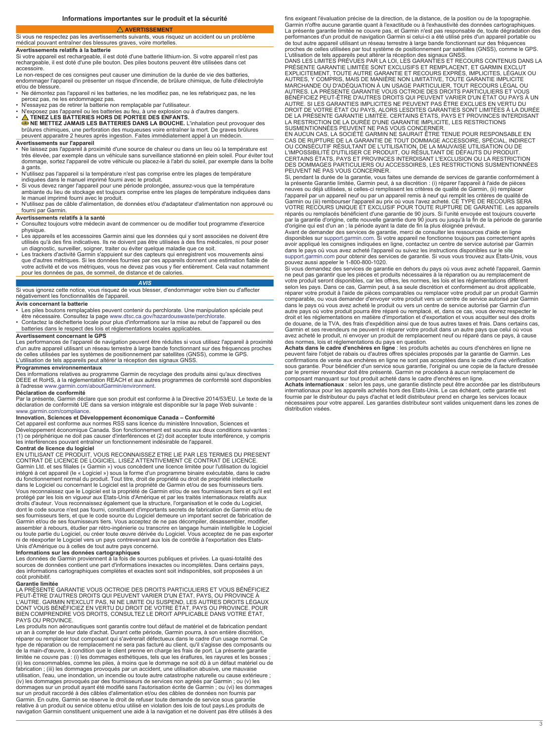## Informations importantes sur le produit et la sécurité

**⚠ AVERTISSEMENT**

Si vous ne respectez pas les avertissements suivants, vous risquez un accident ou un problème médical pouvant entraîner des blessures graves, voire mortelles.

### Avertissements relatifs à la batterie

Si votre appareil est rechargeable, il est doté d'une batterie lithium-ion. Si votre appareil n'est pas rechargeable, il est doté d'une pile bouton. Des piles boutons peuvent être utilisées dans cet accessoire.

Le non-respect de ces consignes peut causer une diminution de la durée de vie des batteries, endommager l'appareil ou présenter un risque d'incendie, de brûlure chimique, de fuite d'électrolyte et/ou de blessure.

- Ne démontez pas l'appareil ni les batteries, ne les modifiez pas, ne les refabriquez pas, ne les percez pas, ne les endommagez pas.
- N'essayez pas de retirer la batterie non remplaçable par l'utilisateur.
- N'exposez pas l'appareil ou les batteries au feu, à une explosion ou à d'autres dangers.
- ⚠ **TENEZ LES BATTERIES HORS DE PORTEE DES ENFANTS.**
  **NE METTEZ JAMAIS LES BATTERIES DANS LA BOUCHE.** L'inhalation peut provoquer des brûlures chimiques, une perforation des muqueuses voire entraîner la mort. De graves brûlures peuvent apparaitre 2 heures après ingestion. Faites immédiatement appel à un médecin.

### Avertissements sur l'appareil

- Ne laissez pas l'appareil à proximité d'une source de chaleur ou dans un lieu où la température est très élevée, par exemple dans un véhicule sans surveillance stationné en plein soleil. Pour éviter tout dommage, sortez l'appareil de votre véhicule ou placez-le à l'abri du soleil, par exemple dans la boîte à gants.
- N'utilisez pas l'appareil si la température n'est pas comprise entre les plages de température indiquées dans le manuel imprimé fourni avec le produit.
- Si vous devez ranger l'appareil pour une période prolongée, assurez-vous que la température ambiante du lieu de stockage est toujours comprise entre les plages de température indiquées dans le manuel imprimé fourni avec le produit.
- N'utilisez pas de câble d'alimentation, de données et/ou d'adaptateur d'alimentation non approuvé ou fourni par Garmin.

### Avertissements relatifs à la santé

- Consultez toujours votre médecin avant de commencer ou de modifier tout programme d'exercice physique.
- Les appareils et les accessoires Garmin ainsi que les données qui y sont associées ne doivent être utilisés qu'à des fins indicatives. Ils ne doivent pas être utilisés à des fins médicales, ni pour poser un diagnostic, surveiller, soigner, traiter ou éviter quelque maladie que ce soit.
- Les trackers d'activité Garmin s'appuient sur des capteurs qui enregistrent vos mouvements ainsi que d'autres métriques. Si les données fournies par ces appareils donnent une estimation fiable de votre activité et de vos métriques, vous ne devez pas vous y fier entièrement. Cela vaut notamment pour les données de pas, de sommeil, de distance et de calories.

**AVIS**

Si vous ignorez cette notice, vous risquez de vous blesser, d'endommager votre bien ou d'affecter négativement les fonctionnalités de l'appareil.

### Avis concernant la batterie

- Les piles boutons remplaçables peuvent contenir du perchlorate. Une manipulation spéciale peut être nécessaire. Consultez la page www.dtsc.ca.gov/hazardouswaste/perchlorate.
- Contactez la déchetterie locale pour plus d'informations sur la mise au rebut de l'appareil ou des batteries dans le respect des lois et réglementations locales applicables.

### Avertissement concernant le GPS

Les performances de l'appareil de navigation peuvent être réduites si vous utilisez l'appareil à proximité d'un autre appareil utilisant un réseau terrestre à large bande fonctionnant sur des fréquences proches de celles utilisées par les systèmes de positionnement par satellites (GNSS), comme le GPS. L'utilisation de tels appareils peut altérer la réception des signaux GNSS.

### Programmes environnementaux

Des informations relatives au programme Garmin de recyclage des produits ainsi qu'aux directives DEEE et RoHS, à la réglementation REACH et aux autres programmes de conformité sont disponibles à l'adresse www.garmin.com/aboutGarmin/environment.

### Déclaration de conformité

Par la présente, Garmin déclare que son produit est conforme à la Directive 2014/53/EU. Le texte de la déclaration de conformité UE dans sa version intégrale est disponible sur la page Web suivante : www.garmin.com/compliance.

### Innovation, Sciences et Développement économique Canada – Conformité

Cet appareil est conforme aux normes RSS sans licence du ministère Innovation, Sciences et Développement économique Canada. Son fonctionnement est soumis aux deux conditions suivantes : (1) ce périphérique ne doit pas causer d'interférences et (2) doit accepter toute interférence, y compris les interférences pouvant entraîner un fonctionnement indésirable de l'appareil.

### Contrat de licence du logiciel

EN UTILISANT CE PRODUIT, VOUS RECONNAISSEZ ETRE LIE PAR LES TERMES DU PRESENT CONTRAT DE LICENCE DE LOGICIEL. LISEZ ATTENTIVEMENT CE CONTRAT DE LICENCE.

Garmin Ltd. et ses filiales (« Garmin ») vous concèdent une licence limitée pour l'utilisation du logiciel intégré à cet appareil (le « Logiciel ») sous la forme d'un programme binaire exécutable, dans le cadre du fonctionnement normal du produit. Tout titre, droit de propriété ou droit de propriété intellectuelle dans le Logiciel ou concernant le Logiciel est la propriété de Garmin et/ou de ses fournisseurs tiers.

Vous reconnaissez que le Logiciel est la propriété de Garmin et/ou de ses fournisseurs tiers et qu'il est protégé par les lois en vigueur aux Etats-Unis d'Amérique et par les traités internationaux relatifs aux droits d'auteur. Vous reconnaissez également que la structure, l'organisation et le code du Logiciel, dont le code source n'est pas fourni, constituent d'importants secrets de fabrication de Garmin et/ou de ses fournisseurs tiers, et que le code source du Logiciel demeure un important secret de fabrication de Garmin et/ou de ses fournisseurs tiers. Vous acceptez de ne pas décompiler, désassembler, modifier, assembler à rebours, étudier par rétro-ingénierie ou transcrire en langage humain intelligible le Logiciel ou toute partie du Logiciel, ou créer toute œuvre dérivée du Logiciel. Vous acceptez de ne pas exporter ni de réexporter le Logiciel vers un pays contrevenant aux lois de contrôle à l'exportation des Etats-Unis d'Amérique ou à celles de tout autre pays concerné.

### Informations sur les données cartographiques

Les données de Garmin proviennent à la fois de sources publiques et privées. La quasi-totalité des sources de données contient une part d'informations inexactes ou incomplètes. Dans certains pays, des informations cartographiques complètes et exactes sont soit indisponibles, soit proposées à un coût prohibitif.

### Garantie limitée

LA PRÉSENTE GARANTIE VOUS OCTROIE DES DROITS PARTICULIERS ET VOUS BÉNÉFICIEZ PEUT-ÊTRE D'AUTRES DROITS QUI PEUVENT VARIER D'UN ÉTAT, PAYS, OU PROVINCE À L'AUTRE. GARMIN N'EXCLUT PAS, NI NE LIMITE OU SUSPEND, LES AUTRES DROITS LÉGAUX DONT VOUS BÉNÉFICIEZ EN VERTU DU DROIT DE VOTRE ÉTAT, PAYS OU PROVINCE. POUR BIEN COMPRENDRE VOS DROITS, CONSULTEZ LE DROIT APPLICABLE DANS VOTRE ÉTAT, PAYS OU PROVINCE.

Les produits non aéronautiques sont garantis contre tout défaut de matériel et de fabrication pendant un an à compter de leur date d'achat. Durant cette période, Garmin pourra, à son entière discrétion, réparer ou remplacer tout composant qui s'avérerait défectueux dans le cadre d'un usage normal. Ce type de réparation ou de remplacement ne sera pas facturé au client, qu'il s'agisse des composants ou de la main-d'œuvre, à condition que le client prenne en charge les frais de port. La présente garantie limitée ne couvre pas : (i) les dommages esthétiques, tels que les éraflures, les rayures et les bosses ; (ii) les consommables, comme les piles, à moins que le dommage ne soit dû à un défaut matériel ou de fabrication ; (iii) les dommages provoqués par un accident, une utilisation abusive, une mauvaise utilisation, l'eau, une inondation, un incendie ou toute autre catastrophe naturelle ou cause extérieure ; (iv) les dommages provoqués par des fournisseurs de services non agréés par Garmin ; ou (v) les dommages sur un produit ayant été modifié sans l'autorisation écrite de Garmin ; ou (vi) les dommages sur un produit raccordé à des câbles d'alimentation et/ou des câbles de données non fournis par Garmin. En outre, Garmin se réserve le droit de refuser toute demande de service sous garantie relative à un produit ou service obtenu et/ou utilisé en violation des lois de tout pays.Les produits de navigation Garmin constituent uniquement une aide à la navigation et ne doivent pas être utilisés à des fins exigeant l'évaluation précise de la direction, de la distance, de la position ou de la topographie. Garmin n'offre aucune garantie quant à l'exactitude ou à l'exhaustivité des données cartographiques. La présente garantie limitée ne couvre pas, et Garmin n'est pas responsable de, toute dégradation des performances d'un produit de navigation Garmin si celui-ci a été utilisé près d'un appareil portable ou de tout autre appareil utilisant un réseau terrestre à large bande fonctionnant sur des fréquences proches de celles utilisées par tout système de positionnement par satellites (GNSS), comme le GPS. L'utilisation de tels appareils peut altérer la réception des signaux GNSS.

DANS LES LIMITES PRÉVUES PAR LA LOI, LES GARANTIES ET RECOURS CONTENUS DANS LA PRÉSENTE GARANTIE LIMITÉE SONT EXCLUSIFS ET REMPLACENT, ET GARMIN EXCLUT EXPLICITEMENT, TOUTE AUTRE GARANTIE ET RECOURS EXPRÈS, IMPLICITES, LÉGAUX OU AUTRES, Y COMPRIS, MAIS DE MANIÈRE NON LIMITATIVE, TOUTE GARANTIE IMPLICITE MARCHANDE OU D'ADÉQUATION À UN USAGE PARTICULIER, TOUT RECOURS LÉGAL OU AUTRES. LA PRÉSENTE GARANTIE VOUS OCTROIE DES DROITS PARTICULIERS ET VOUS BÉNÉFICIEZ PEUT-ÊTRE D'AUTRES DROITS QUI PEUVENT VARIER D'UN ÉTAT OU PAYS À UN AUTRE. SI LES GARANTIES IMPLICITES NE PEUVENT PAS ÊTRE EXCLUES EN VERTU DU DROIT DE VOTRE ÉTAT OU PAYS, ALORS LESDITES GARANTIES SONT LIMITÉES À LA DURÉE DE LA PRÉSENTE GARANTIE LIMITÉE. CERTAINS ÉTATS, PAYS ET PROVINCES INTERDISANT LA RESTRICTION DE LA DURÉE D'UNE GARANTIE IMPLICITE, LES RESTRICTIONS SUSMENTIONNÉES PEUVENT NE PAS VOUS CONCERNER.

EN AUCUN CAS, LA SOCIÉTÉ GARMIN NE SAURAIT ÊTRE TENUE POUR RESPONSABLE EN CAS DE RUPTURE DE LA GARANTIE DE TOUT DOMMAGE ACCESSOIRE, SPÉCIAL, INDIRECT OU CONSÉCUTIF RÉSULTANT DE L'UTILISATION, DE LA MAUVAISE UTILISATION OU DE L'IMPOSSIBILITÉ D'UTILISER CE PRODUIT, OU RÉSULTANT DE DÉFAUTS DU PRODUIT. CERTAINS ÉTATS, PAYS ET PROVINCES INTERDISANT L'EXCLUSION OU LA RESTRICTION DES DOMMAGES PARTICULIERS OU ACCESSOIRES, LES RESTRICTIONS SUSMENTIONNÉES PEUVENT NE PAS VOUS CONCERNER.

Si, pendant la durée de la garantie, vous faites une demande de services de garantie conformément à la présente Garantie limitée, Garmin peut, à sa discrétion : (i) réparer l'appareil à l'aide de pièces neuves ou déjà utilisées, si celles-ci remplissent les critères de qualité de Garmin, (ii) remplacer l'appareil par un appareil neuf ou par un appareil remis à neuf qui remplit les critères de qualité de Garmin ou (iii) rembourser l'appareil au prix où vous l'avez acheté. CE TYPE DE RECOURS SERA VOTRE RECOURS UNIQUE ET EXCLUSIF POUR TOUTE RUPTURE DE GARANTIE. Les appareils réparés ou remplacés bénéficient d'une garantie de 90 jours. Si l'unité envoyée est toujours couverte par la garantie d'origine, cette nouvelle garantie dure 90 jours ou jusqu'à la fin de la période de garantie d'origine qui est d'un an ; la période ayant la date de fin la plus éloignée prévaut.

Avant de demander des services de garantie, merci de consulter les ressources d'aide en ligne disponibles sur support.garmin.com. Si votre appareil ne fonctionne toujours pas correctement après avoir appliqué les consignes indiquées en ligne, contactez un centre de service autorisé par Garmin dans le pays où vous avez acheté l'appareil ou suivez les instructions disponibles sur le site support.garmin.com pour obtenir des services de garantie. Si vous vous trouvez aux États-Unis, vous pouvez aussi appeler le 1-800-800-1020.

Si vous demandez des services de garantie en dehors du pays où vous avez acheté l'appareil, Garmin ne peut pas garantir que les pièces et produits nécessaires à la réparation ou au remplacement de votre produit seront disponibles, car les offres, les normes, les lois et les réglementations diffèrent selon les pays. Dans ce cas, Garmin peut, à sa seule discrétion et conformément au droit applicable, réparer votre produit à l'aide de pièces comparables ou remplacer votre produit par un produit Garmin comparable, ou vous demander d'envoyer votre produit vers un centre de service autorisé par Garmin dans le pays où vous avez acheté le produit ou vers un centre de service autorisé par Garmin d'un autre pays où votre produit pourra être réparé ou remplacé, et, dans ce cas, vous devrez respecter le droit et les réglementations en matière d'importation et d'exportation et vous acquitter seul des droits de douane, de la TVA, des frais d'expédition ainsi que de tous autres taxes et frais. Dans certains cas, Garmin et ses revendeurs ne peuvent ni réparer votre produit dans un autre pays que celui où vous avez acheté le produit, ni envoyer un produit de remplacement neuf ou réparé dans ce pays, à cause des normes, lois et réglementations du pays en question.

**Achats dans le cadre d'enchères en ligne** : les produits achetés au cours d'enchères en ligne ne peuvent faire l'objet de rabais ou d'autres offres spéciales proposés par la garantie de Garmin. Les confirmations de vente aux enchères en ligne ne sont pas acceptées dans le cadre d'une vérification sous garantie. Pour bénéficier d'un service sous garantie, l'original ou une copie de la facture dressée par le premier revendeur doit être présenté. Garmin ne procédera à aucun remplacement de composant manquant sur tout produit acheté dans le cadre d'enchères en ligne.

**Achats internationaux** : selon les pays, une garantie distincte peut être accordée par les distributeurs internationaux pour les appareils achetés hors des Etats-Unis. Le cas échéant, cette garantie est fournie par le distributeur du pays d'achat et ledit distributeur prend en charge les services locaux nécessaires pour votre appareil. Les garanties distributeur sont valides uniquement dans les zones de distribution visées.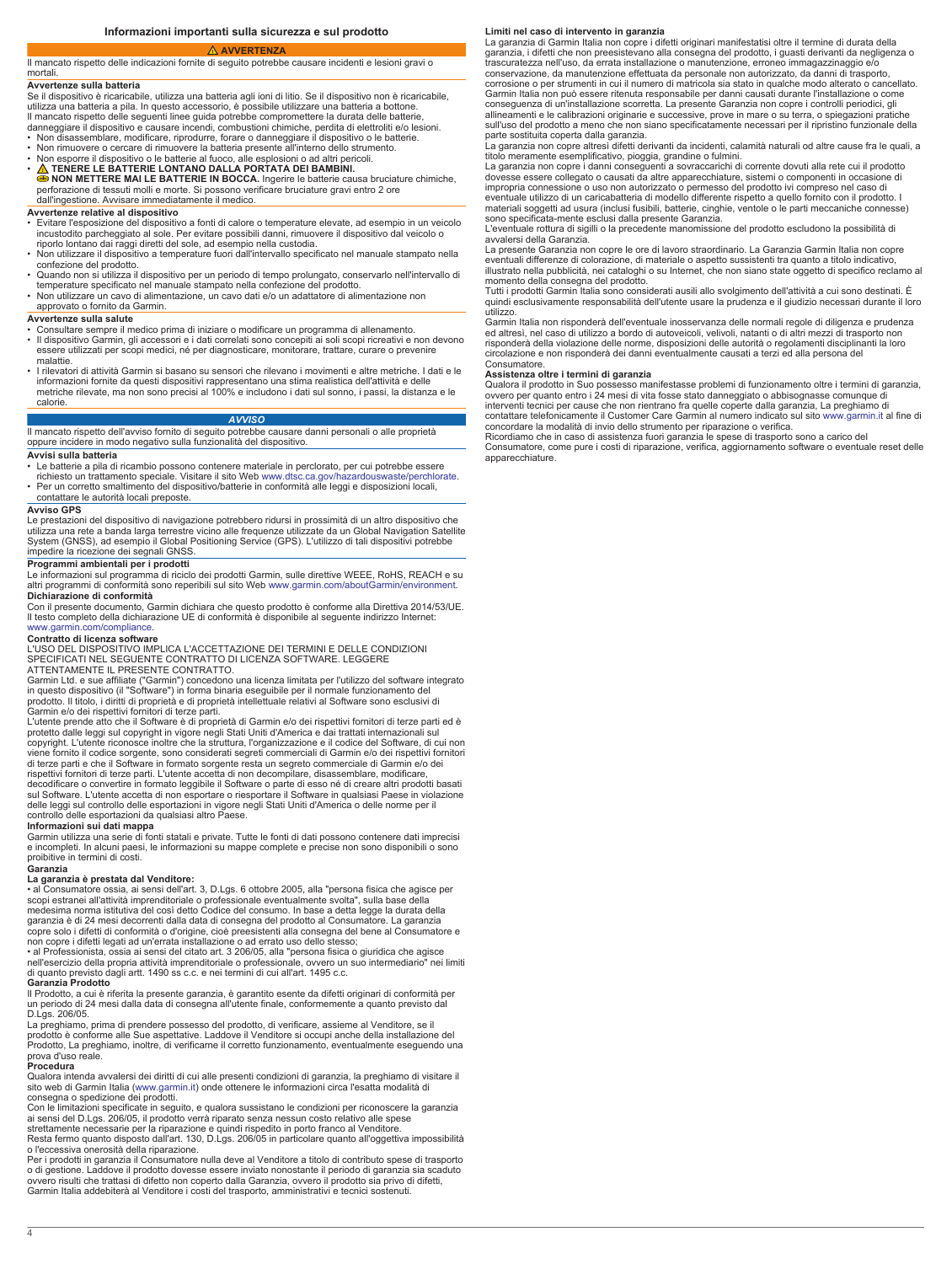# Informazioni importanti sulla sicurezza e sul prodotto

## ⚠ AVVERTENZA

Il mancato rispetto delle indicazioni fornite di seguito potrebbe causare incidenti e lesioni gravi o mortali.

### Avvertenze sulla batteria

Se il dispositivo è ricaricabile, utilizza una batteria agli ioni di litio. Se il dispositivo non è ricaricabile, utilizza una batteria a pila. In questo accessorio, è possibile utilizzare una batteria a bottone.

Il mancato rispetto delle seguenti linee guida potrebbe compromettere la durata delle batterie, danneggiare il dispositivo e causare incendi, combustioni chimiche, perdita di elettroliti e/o lesioni.

- Non disassemblare, modificare, riprodurre, forare o danneggiare il dispositivo o le batterie.
- Non rimuovere o cercare di rimuovere la batteria presente all'interno dello strumento.
- Non esporre il dispositivo o le batterie al fuoco, alle esplosioni o ad altri pericoli.
- ⚠ **TENERE LE BATTERIE LONTANO DALLA PORTATA DEI BAMBINI.**
  **NON METTERE MAI LE BATTERIE IN BOCCA.** Ingerire le batterie causa bruciature chimiche, perforazione di tessuti molli e morte. Si possono verificare bruciature gravi entro 2 ore dall'ingestione. Avvisare immediatamente il medico.

### Avvertenze relative al dispositivo

- Evitare l'esposizione del dispositivo a fonti di calore o temperature elevate, ad esempio in un veicolo incustodito parcheggiato al sole. Per evitare possibili danni, rimuovere il dispositivo dal veicolo o riporlo lontano dai raggi diretti del sole, ad esempio nella custodia.
- Non utilizzare il dispositivo a temperature fuori dall'intervallo specificato nel manuale stampato nella confezione del prodotto.
- Quando non si utilizza il dispositivo per un periodo di tempo prolungato, conservarlo nell'intervallo di temperature specificato nel manuale stampato nella confezione del prodotto.
- Non utilizzare un cavo di alimentazione, un cavo dati e/o un adattatore di alimentazione non approvato o fornito da Garmin.

### Avvertenze sulla salute

- Consultare sempre il medico prima di iniziare o modificare un programma di allenamento.
- Il dispositivo Garmin, gli accessori e i dati correlati sono concepiti ai soli scopi ricreativi e non devono essere utilizzati per scopi medici, né per diagnosticare, monitorare, trattare, curare o prevenire malattie.
- I rilevatori di attività Garmin si basano su sensori che rilevano i movimenti e altre metriche. I dati e le informazioni fornite da questi dispositivi rappresentano una stima realistica dell'attività e delle metriche rilevate, ma non sono precisi al 100% e includono i dati sul sonno, i passi, la distanza e le calorie.

## *AVVISO*

Il mancato rispetto dell'avviso fornito di seguito potrebbe causare danni personali o alle proprietà oppure incidere in modo negativo sulla funzionalità del dispositivo.

### Avvisi sulla batteria

- Le batterie a pila di ricambio possono contenere materiale in perclorato, per cui potrebbe essere richiesto un trattamento speciale. Visitare il sito Web www.dtsc.ca.gov/hazardouswaste/perchlorate.
- Per un corretto smaltimento del dispositivo/batterie in conformità alle leggi e disposizioni locali, contattare le autorità locali preposte.

### Avviso GPS

Le prestazioni del dispositivo di navigazione potrebbero ridursi in prossimità di un altro dispositivo che utilizza una rete a banda larga terrestre vicino alle frequenze utilizzate da un Global Navigation Satellite System (GNSS), ad esempio il Global Positioning Service (GPS). L'utilizzo di tali dispositivi potrebbe impedire la ricezione dei segnali GNSS.

### Programmi ambientali per i prodotti

Le informazioni sul programma di riciclo dei prodotti Garmin, sulle direttive WEEE, RoHS, REACH e su altri programmi di conformità sono reperibili sul sito Web www.garmin.com/aboutGarmin/environment.

### Dichiarazione di conformità

Con il presente documento, Garmin dichiara che questo prodotto è conforme alla Direttiva 2014/53/UE. Il testo completo della dichiarazione UE di conformità è disponibile al seguente indirizzo Internet: www.garmin.com/compliance.

### Contratto di licenza software

L'USO DEL DISPOSITIVO IMPLICA L'ACCETTAZIONE DEI TERMINI E DELLE CONDIZIONI SPECIFICATI NEL SEGUENTE CONTRATTO DI LICENZA SOFTWARE. LEGGERE ATTENTAMENTE IL PRESENTE CONTRATTO.

Garmin Ltd. e sue affiliate ("Garmin") concedono una licenza limitata per l'utilizzo del software integrato in questo dispositivo (il "Software") in forma binaria eseguibile per il normale funzionamento del prodotto. Il titolo, i diritti di proprietà e di proprietà intellettuale relativi al Software sono esclusivi di Garmin e/o dei rispettivi fornitori di terze parti.

L'utente prende atto che il Software è di proprietà di Garmin e/o dei rispettivi fornitori di terze parti ed è protetto dalle leggi sul copyright in vigore negli Stati Uniti d'America e dai trattati internazionali sul copyright. L'utente riconosce inoltre che la struttura, l'organizzazione e il codice del Software, di cui non viene fornito il codice sorgente, sono considerati segreti commerciali di Garmin e/o dei rispettivi fornitori di terze parti e che il Software in formato sorgente resta un segreto commerciale di Garmin e/o dei rispettivi fornitori di terze parti. L'utente accetta di non decompilare, disassemblare, modificare, decodificare o convertire in formato leggibile il Software o parte di esso né di creare altri prodotti basati sul Software. L'utente accetta di non esportare o riesportare il Software in qualsiasi Paese in violazione delle leggi sul controllo delle esportazioni in vigore negli Stati Uniti d'America o delle norme per il controllo delle esportazioni da qualsiasi altro Paese.

### Informazioni sui dati mappa

Garmin utilizza una serie di fonti statali e private. Tutte le fonti di dati possono contenere dati imprecisi e incompleti. In alcuni paesi, le informazioni su mappe complete e precise non sono disponibili o sono proibitive in termini di costi.

### Garanzia

**La garanzia è prestata dal Venditore:**

• al Consumatore ossia, ai sensi dell'art. 3, D.Lgs. 6 ottobre 2005, alla "persona fisica che agisce per scopi estranei all'attività imprenditoriale o professionale eventualmente svolta", sulla base della medesima norma istitutiva del così detto Codice del consumo. In base a detta legge la durata della garanzia è di 24 mesi decorrenti dalla data di consegna del prodotto al Consumatore. La garanzia copre solo i difetti di conformità o d'origine, cioè preesistenti alla consegna del bene al Consumatore e non copre i difetti legati ad un'errata installazione o ad errato uso dello stesso;

• al Professionista, ossia ai sensi del citato art. 3 206/05, alla "persona fisica o giuridica che agisce nell'esercizio della propria attività imprenditoriale o professionale, ovvero un suo intermediario" nei limiti di quanto previsto dagli artt. 1490 ss c.c. e nei termini di cui all'art. 1495 c.c.

**Garanzia Prodotto**

Il Prodotto, a cui è riferita la presente garanzia, è garantito esente da difetti originari di conformità per un periodo di 24 mesi dalla data di consegna all'utente finale, conformemente a quanto previsto dal D.Lgs. 206/05.

La preghiamo, prima di prendere possesso del prodotto, di verificare, assieme al Venditore, se il prodotto è conforme alle Sue aspettative. Laddove il Venditore si occupi anche della installazione del Prodotto, La preghiamo, inoltre, di verificarne il corretto funzionamento, eventualmente eseguendo una prova d'uso reale.

**Procedura**

Qualora intenda avvalersi dei diritti di cui alle presenti condizioni di garanzia, la preghiamo di visitare il sito web di Garmin Italia (www.garmin.it) onde ottenere le informazioni circa l'esatta modalità di consegna o spedizione dei prodotti.

Con le limitazioni specificate in seguito, e qualora sussistano le condizioni per riconoscere la garanzia ai sensi del D.Lgs. 206/05, il prodotto verrà riparato senza nessun costo relativo alle spese strettamente necessarie per la riparazione e quindi rispedito in porto franco al Venditore.

Resta fermo quanto disposto dall'art. 130, D.Lgs. 206/05 in particolare quanto all'oggettiva impossibilità o l'eccessiva onerosità della riparazione.

Per i prodotti in garanzia il Consumatore nulla deve al Venditore a titolo di contributo spese di trasporto o di gestione. Laddove il prodotto dovesse essere inviato nonostante il periodo di garanzia sia scaduto ovvero risulti che trattasi di difetto non coperto dalla Garanzia, ovvero il prodotto sia privo di difetti, Garmin Italia addebiterà al Venditore i costi del trasporto, amministrativi e tecnici sostenuti.

**Limiti nel caso di intervento in garanzia**

La garanzia di Garmin Italia non copre i difetti originari manifestatisi oltre il termine di durata della garanzia, i difetti che non preesistevano alla consegna del prodotto, i guasti derivanti da negligenza o trascuratezza nell'uso, da errata installazione o manutenzione, erroneo immagazzinaggio e/o conservazione, da manutenzione effettuata da personale non autorizzato, da danni di trasporto, corrosione o per strumenti in cui il numero di matricola sia stato in qualche modo alterato o cancellato. Garmin Italia non può essere ritenuta responsabile per danni causati durante l'installazione o come conseguenza di un'installazione scorretta. La presente Garanzia non copre i controlli periodici, gli allineamenti e le calibrazioni originarie e successive, prove in mare o su terra, o spiegazioni pratiche sull'uso del prodotto a meno che non siano specificatamente necessari per il ripristino funzionale della parte sostituita coperta dalla garanzia.

La garanzia non copre altresì difetti derivanti da incidenti, calamità naturali od altre cause fra le quali, a titolo meramente esemplificativo, pioggia, grandine o fulmini.

La garanzia non copre i danni conseguenti a sovraccarichi di corrente dovuti alla rete cui il prodotto dovesse essere collegato o causati da altre apparecchiature, sistemi o componenti in occasione di impropria connessione o uso non autorizzato o permesso del prodotto ivi compreso nel caso di eventuale utilizzo di un caricabatteria di modello differente rispetto a quello fornito con il prodotto. I materiali soggetti ad usura (inclusi fusibili, batterie, cinghie, ventole o le parti meccaniche connesse) sono specificata-mente esclusi dalla presente Garanzia.

L'eventuale rottura di sigilli o la precedente manomissione del prodotto escludono la possibilità di avvalersi della Garanzia.

La presente Garanzia non copre le ore di lavoro straordinario. La Garanzia Garmin Italia non copre eventuali differenze di colorazione, di materiale o aspetto sussistenti tra quanto a titolo indicativo, illustrato nella pubblicità, nei cataloghi o su Internet, che non siano state oggetto di specifico reclamo al momento della consegna del prodotto.

Tutti i prodotti Garmin Italia sono considerati ausili allo svolgimento dell'attività a cui sono destinati. È quindi esclusivamente responsabilità dell'utente usare la prudenza e il giudizio necessari durante il loro utilizzo.

Garmin Italia non risponderà dell'eventuale inosservanza delle normali regole di diligenza e prudenza ed altresì, nel caso di utilizzo a bordo di autoveicoli, velivoli, natanti o di altri mezzi di trasporto non risponderà della violazione delle norme, disposizioni delle autorità o regolamenti disciplinanti la loro circolazione e non risponderà dei danni eventualmente causati a terzi ed alla persona del Consumatore.

**Assistenza oltre i termini di garanzia**

Qualora il prodotto in Suo possesso manifestasse problemi di funzionamento oltre i termini di garanzia, ovvero per quanto entro i 24 mesi di vita fosse stato danneggiato o abbisognasse comunque di interventi tecnici per cause che non rientrano fra quelle coperte dalla garanzia, La preghiamo di contattare telefonicamente il Customer Care Garmin al numero indicato sul sito www.garmin.it al fine di concordare la modalità di invio dello strumento per riparazione o verifica.

Ricordiamo che in caso di assistenza fuori garanzia le spese di trasporto sono a carico del Consumatore, come pure i costi di riparazione, verifica, aggiornamento software o eventuale reset delle apparecchiature.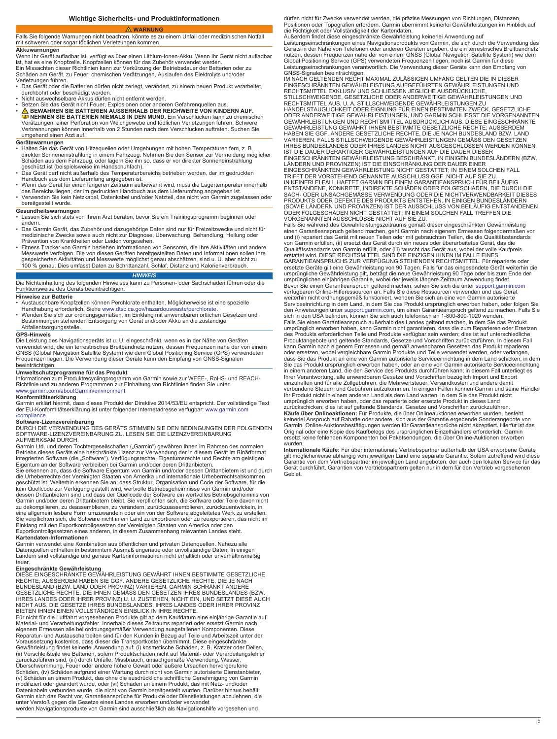# Wichtige Sicherheits- und Produktinformationen

**⚠ WARNUNG**

Falls Sie folgende Warnungen nicht beachten, könnte es zu einem Unfall oder medizinischen Notfall mit schweren oder sogar tödlichen Verletzungen kommen.

### Akkuwarnungen

Wenn Ihr Gerät aufladbar ist, verfügt es über einen Lithium-Ionen-Akku. Wenn Ihr Gerät nicht aufladbar ist, hat es eine Knopfzelle. Knopfzellen können für das Zubehör verwendet werden.

Ein Missachten dieser Richtlinien kann zur Verkürzung der Betriebsdauer der Batterien oder zu Schäden am Gerät, zu Feuer, chemischen Verätzungen, Auslaufen des Elektrolyts und/oder Verletzungen führen.

- Das Gerät oder die Batterien dürfen nicht zerlegt, verändert, zu einem neuen Produkt verarbeitet, durchbohrt oder beschädigt werden.
- Nicht auswechselbare Akkus dürfen nicht entfernt werden.
- Setzen Sie das Gerät nicht Feuer, Explosionen oder anderen Gefahrenquellen aus.
- ⚠ **BEWAHREN SIE BATTERIEN AUSSERHALB DER REICHWEITE VON KINDERN AUF.** **NEHMEN SIE BATTERIEN NIEMALS IN DEN MUND.** Ein Verschlucken kann zu chemischen Verätzungen, einer Perforation von Weichgewebe und tödlichen Verletzungen führen. Schwere Verbrennungen können innerhalb von 2 Stunden nach dem Verschlucken auftreten. Suchen Sie umgehend einen Arzt auf.

### Gerätewarnungen

- Halten Sie das Gerät von Hitzequellen oder Umgebungen mit hohen Temperaturen fern, z. B. direkter Sonneneinstrahlung in einem Fahrzeug. Nehmen Sie den Sensor zur Vermeidung möglicher Schäden aus dem Fahrzeug, oder lagern Sie ihn so, dass er vor direkter Sonneneinstrahlung geschützt ist (beispielsweise im Handschuhfach).
- Das Gerät darf nicht außerhalb des Temperaturbereichs betrieben werden, der im gedruckten Handbuch aus dem Lieferumfang angegeben ist.
- Wenn das Gerät für einen längeren Zeitraum aufbewahrt wird, muss die Lagertemperatur innerhalb des Bereichs liegen, der im gedruckten Handbuch aus dem Lieferumfang angegeben ist.
- Verwenden Sie kein Netzkabel, Datenkabel und/oder Netzteil, das nicht von Garmin zugelassen oder bereitgestellt wurde.

### Gesundheitswarnungen

- Lassen Sie sich stets von Ihrem Arzt beraten, bevor Sie ein Trainingsprogramm beginnen oder ändern.
- Das Garmin Gerät, das Zubehör und dazugehörige Daten sind nur für Freizeitzwecke und nicht für medizinische Zwecke sowie auch nicht zur Diagnose, Überwachung, Behandlung, Heilung oder Prävention von Krankheiten oder Leiden vorgesehen.
- Fitness Tracker von Garmin beziehen Informationen von Sensoren, die Ihre Aktivitäten und andere Messwerte verfolgen. Die von diesen Geräten bereitgestellten Daten und Informationen sollen Ihre gespeicherten Aktivitäten und Messwerte möglichst genau abschätzen, sind u. U. aber nicht zu 100 % genau. Dies umfasst Daten zu Schrittanzahl, Schlaf, Distanz und Kalorienverbrauch.

***HINWEIS***

Die Nichteinhaltung des folgenden Hinweises kann zu Personen- oder Sachschäden führen oder die Funktionsweise des Geräts beeinträchtigen.

### Hinweise zur Batterie

- Austauschbare Knopfzellen können Perchlorate enthalten. Möglicherweise ist eine spezielle Handhabung erforderlich. Siehe www.dtsc.ca.gov/hazardouswaste/perchlorate.
- Wenden Sie sich zur ordnungsgemäßen, im Einklang mit anwendbaren örtlichen Gesetzen und Bestimmungen stehenden Entsorgung von Gerät und/oder Akku an die zuständige Abfallentsorgungsstelle.

### GPS-Hinweis

Die Leistung des Navigationsgeräts ist u. U. eingeschränkt, wenn es in der Nähe von Geräten verwendet wird, die ein terrestrisches Breitbandnetz nutzen, dessen Frequenzen nahe der von einem GNSS (Global Navigation Satellite System) wie dem Global Positioning Service (GPS) verwendeten Frequenzen liegen. Die Verwendung dieser Geräte kann den Empfang von GNSS-Signalen beeinträchtigen.

### Umweltschutzprogramme für das Produkt

Informationen zum Produktrecyclingprogramm von Garmin sowie zur WEEE-, RoHS- und REACH-Richtlinie und zu anderen Programmen zur Einhaltung von Richtlinien finden Sie unter www.garmin.com/aboutGarmin/environment.

### Konformitätserklärung

Garmin erklärt hiermit, dass dieses Produkt der Direktive 2014/53/EU entspricht. Der vollständige Text der EU-Konformitätserklärung ist unter folgender Internetadresse verfügbar: www.garmin.com/compliance.

### Software-Lizenzvereinbarung

DURCH DIE VERWENDUNG DES GERÄTS STIMMEN SIE DEN BEDINGUNGEN DER FOLGENDEN SOFTWARE-LIZENZVEREINBARUNG ZU. LESEN SIE DIE LIZENZVEREINBARUNG AUFMERKSAM DURCH.

Garmin Ltd. und deren Tochtergesellschaften („Garmin") gewähren Ihnen im Rahmen des normalen Betriebs dieses Geräts eine beschränkte Lizenz zur Verwendung der in diesem Gerät im Binärformat integrierten Software (die „Software"). Verfügungsrechte, Eigentumsrechte und Rechte am geistigen Eigentum an der Software verbleiben bei Garmin und/oder deren Drittanbietern.

Sie erkennen an, dass die Software Eigentum von Garmin und/oder dessen Drittanbietern ist und durch die Urheberrechte der Vereinigten Staaten von Amerika und internationale Urheberrechtsabkommen geschützt ist. Weiterhin erkennen Sie an, dass Struktur, Organisation und Code der Software, für die kein Quellcode zur Verfügung gestellt wird, wertvolle Betriebsgeheimnisse von Garmin und/oder dessen Drittanbietern sind und dass der Quellcode der Software ein wertvolles Betriebsgeheimnis von Garmin und/oder deren Drittanbietern bleibt. Sie verpflichten sich, die Software oder Teile davon nicht zu dekompilieren, zu deassemblieren, zu verändern, zurückzuassemblieren, zurückzuentwickeln, in eine allgemein lesbare Form umzuwandeln oder ein von der Software abgeleitetes Werk zu erstellen. Sie verpflichten sich, die Software nicht in ein Land zu exportieren oder zu reexportieren, das nicht im Einklang mit den Exportkontrollgesetzen der Vereinigten Staaten von Amerika oder den Exportkontrollgesetzen eines anderen, in diesem Zusammenhang relevanten Landes steht.

### Kartendaten-Informationen

Garmin verwendet eine Kombination aus öffentlichen und privaten Datenquellen. Nahezu alle Datenquellen enthalten in bestimmtem Ausmaß ungenaue oder unvollständige Daten. In einigen Ländern sind vollständige und genaue Karteninformationen nicht erhältlich oder unverhältnismäßig teuer.

### Eingeschränkte Gewährleistung

DIESE EINGESCHRÄNKTE GEWÄHRLEISTUNG GEWÄHRT IHNEN BESTIMMTE GESETZLICHE RECHTE; AUSSERDEM HABEN SIE GGF. ANDERE GESETZLICHE RECHTE, DIE JE NACH BUNDESLAND (BZW. LAND ODER PROVINZ) VARIIEREN. GARMIN SCHRÄNKT ANDERE GESETZLICHE RECHTE, DIE IHNEN GEMÄSS DEN GESETZEN IHRES BUNDESLANDES (BZW. IHRES LANDES ODER IHRER PROVINZ) U. U. ZUSTEHEN, NICHT EIN, UND SETZT DIESE AUCH NICHT AUS. DIE GESETZE IHRES BUNDESLANDES, IHRES LANDES ODER IHRER PROVINZ BIETEN IHNEN EINEN VOLLSTÄNDIGEN EINBLICK IN IHRE RECHTE.

Für nicht für die Luftfahrt vorgesehenen Produkte gilt ab dem Kaufdatum eine einjährige Garantie auf Material- und Verarbeitungsfehler. Innerhalb dieses Zeitraums repariert oder ersetzt Garmin nach eigenem Ermessen alle bei ordnungsgemäßer Verwendung ausgefallenen Komponenten. Diese Reparatur- und Austauscharbeiten sind für den Kunden in Bezug auf Teile und Arbeitszeit unter der Voraussetzung kostenlos, dass dieser die Transportkosten übernimmt. Diese eingeschränkte Gewährleistung findet keinerlei Anwendung auf: (i) kosmetische Schäden, z. B. Kratzer oder Dellen, (ii) Verschleißteile wie Batterien, sofern Produktschäden nicht auf Material- oder Verarbeitungsfehler zurückzuführen sind, (iii) durch Unfälle, Missbrauch, unsachgemäße Verwendung, Wasser, Überschwemmung, Feuer oder andere höhere Gewalt oder äußere Ursachen hervorgerufene Schäden, (iv) Schäden aufgrund einer Wartung durch nicht von Garmin autorisierte Dienstanbieter, (v) Schäden an einem Produkt, das ohne die ausdrückliche schriftliche Genehmigung von Garmin modifiziert oder geändert wurde, oder (vi) Schäden an einem Produkt, das mit Netz- und/oder Datenkabeln verbunden wurde, die nicht von Garmin bereitgestellt wurden. Darüber hinaus behält Garmin sich das Recht vor, Garantieansprüche für Produkte oder Dienstleistungen abzulehnen, die unter Verstoß gegen die Gesetze eines Landes erworben und/oder verwendet werden.Navigationsprodukte von Garmin sind ausschließlich als Navigationshilfe vorgesehen und dürfen nicht für Zwecke verwendet werden, die präzise Messungen von Richtungen, Distanzen, Positionen oder Topografien erfordern. Garmin übernimmt keinerlei Gewährleistungen im Hinblick auf die Richtigkeit oder Vollständigkeit der Kartendaten.

Außerdem findet diese eingeschränkte Gewährleistung keinerlei Anwendung auf Leistungseinschränkungen eines Navigationsprodukts von Garmin, die sich durch die Verwendung des Geräts in der Nähe von Telefonen oder anderen Geräten ergeben, die ein terrestrisches Breitbandnetz nutzen, dessen Frequenzen nahe der von einem GNSS (Global Navigation Satellite System) wie dem Global Positioning Service (GPS) verwendeten Frequenzen liegen, noch ist Garmin für diese Leistungseinschränkungen verantwortlich. Die Verwendung dieser Geräte kann den Empfang von GNSS-Signalen beeinträchtigen.

IM NACH GELTENDEN RECHT MAXIMAL ZULÄSSIGEN UMFANG GELTEN DIE IN DIESER EINGESCHRÄNKTEN GEWÄHRLEISTUNG AUFGEFÜHRTEN GEWÄHRLEISTUNGEN UND RECHTSMITTEL EXKLUSIV UND SCHLIESSEN JEGLICHE AUSDRÜCKLICHE, STILLSCHWEIGENDE, GESETZLICHE ODER ANDERWEITIGE GEWÄHRLEISTUNGEN UND RECHTSMITTEL AUS, U. A. STILLSCHWEIGENDE GEWÄHRLEISTUNGEN ZU HANDELSTAUGLICHKEIT ODER EIGNUNG FÜR EINEN BESTIMMTEN ZWECK, GESETZLICHE ODER ANDERWEITIGE GEWÄHRLEISTUNGEN, UND GARMIN SCHLIESST DIE VORGENANNTEN GEWÄHRLEISTUNGEN UND RECHTSMITTEL AUSDRÜCKLICH AUS. DIESE EINGESCHRÄNKTE GEWÄHRLEISTUNG GEWÄHRT IHNEN BESTIMMTE GESETZLICHE RECHTE; AUSSERDEM HABEN SIE GGF. ANDERE GESETZLICHE RECHTE, DIE JE NACH BUNDESLAND BZW. LAND VARIIEREN. FALLS STILLSCHWEIGENDE GEWÄHRLEISTUNGEN GEMÄSS DEN GESETZEN IHRES BUNDESLANDES ODER IHRES LANDES NICHT AUSGESCHLOSSEN WERDEN KÖNNEN, IST DIE DAUER DERARTIGER GEWÄHRLEISTUNGEN AUF DIE DAUER DIESER EINGESCHRÄNKTEN GEWÄHRLEISTUNG BESCHRÄNKT. IN EINIGEN BUNDESLÄNDERN (BZW. LÄNDERN UND PROVINZEN) IST DIE EINSCHRÄNKUNG DER DAUER EINER EINGESCHRÄNKTEN GEWÄHRLEISTUNG NICHT GESTATTET; IN EINEM SOLCHEN FALL TRIFFT DER VORSTEHEND GENANNTE AUSSCHLUSS GGF. NICHT AUF SIE ZU.

IN KEINERLEI FALL HAFTET GARMIN BEI EINEM GARANTIEANSPRUCH FÜR BEILÄUFIG ENTSTANDENE, KONKRETE, INDIREKTE SCHÄDEN ODER FOLGESCHÄDEN, DIE DURCH DIE SACH- ODER UNSACHGEMÄSSE VERWENDUNG ODER DIE NICHTVERWENDBARKEIT DIESES PRODUKTS ODER DEFEKTE DES PRODUKTS ENTSTEHEN. IN EINIGEN BUNDESLÄNDERN (SOWIE LÄNDERN UND PROVINZEN) IST DER AUSSCHLUSS VON BEILÄUFIG ENTSTANDENEN ODER FOLGESCHÄDEN NICHT GESTATTET; IN EINEM SOLCHEN FALL TREFFEN DIE VORGENANNTEN AUSSCHLÜSSE NICHT AUF SIE ZU.

Falls Sie während des Gewährleistungszeitraums gemäß dieser eingeschränkten Gewährleistung einen Garantieanspruch geltend machen, geht Garmin nach eigenem Ermessen folgendermaßen vor und (i) repariert das Gerät mit neuen Teilen oder mit gebrauchten Teilen, die die Qualitätsstandards von Garmin erfüllen, oder (ii) ersetzt das Gerät durch ein neues oder überarbeitetes Gerät, das die Qualitätsstandards von Garmin erfüllt, oder (iii) tauscht das Gerät aus, wobei der volle Kaufpreis erstattet wird. DIESE RECHTSMITTEL SIND DIE EINZIGEN IHNEN IM FALLE EINES GARANTIEANSPRUCHS ZUR VERFÜGUNG STEHENDEN RECHTSMITTEL. Für reparierte oder ersetzte Geräte gilt eine Gewährleistung von 90 Tagen. Falls für das eingesendete Gerät weiterhin die ursprüngliche Gewährleistung gilt, beträgt die neue Gewährleistung 90 Tage oder bis zum Ende der ursprünglichen einjährigen Garantie, wobei der jeweils längere Zeitraum Anwendung findet.

Bevor Sie einen Garantieanspruch geltend machen, sehen Sie sich die unter support.garmin.com verfügbaren Online-Hilferessourcen an. Falls Sie diese Ressourcen verwenden und das Gerät weiterhin nicht ordnungsgemäß funktioniert, wenden Sie sich an eine von Garmin autorisierte Serviceeinrichtung in dem Land, in dem Sie das Produkt ursprünglich erworben haben, oder folgen Sie den Anweisungen unter support.garmin.com, um einen Garantieanspruch geltend zu machen. Falls Sie sich in den USA befinden, können Sie sich auch telefonisch an 1-800-800-1020 wenden.

Falls Sie einen Garantieanspruch außerhalb des Landes geltend machen, in dem Sie das Produkt ursprünglich erworben haben, kann Garmin nicht garantieren, dass die zum Reparieren oder Ersetzen des Produkts erforderlichen Teile und Produkte verfügbar sein werden; dies ist auf unterschiedliche Produktangebote und geltende Standards, Gesetze und Vorschriften zurückzuführen. In diesem Fall kann Garmin nach eigenem Ermessen und gemäß anwendbaren Gesetzen das Produkt reparieren oder ersetzen, wobei vergleichbare Garmin Produkte und Teile verwendet werden, oder verlangen, dass Sie das Produkt an eine von Garmin autorisierte Serviceeinrichtung in dem Land schicken, in dem Sie das Produkt ursprünglich erworben haben, oder an eine von Garmin autorisierte Serviceeinrichtung in einem anderen Land, die den Service des Produkts durchführen kann; in diesem Fall unterliegt es Ihrer Verantwortung, alle anwendbaren Gesetze und Vorschriften bezüglich Import und Export einzuhalten und für alle Zollgebühren, die Mehrwertsteuer, Versandkosten und andere damit verbundene Steuern und Gebühren aufzukommen. In einigen Fällen können Garmin und seine Händler Ihr Produkt nicht in einem anderen Land als dem Land warten, in dem Sie das Produkt nicht ursprünglich erworben haben, oder das reparierte oder ersetzte Produkt in dieses Land zurückschicken; dies ist auf geltende Standards, Gesetze und Vorschriften zurückzuführen.

**Käufe über Onlineaktionen:** Für Produkte, die über Onlineauktionen erworben wurden, besteht keinerlei Anspruch auf Rabatte oder andere, sich aus der Garantie ergebende Sonderangebote von Garmin. Online-Auktionsbestätigungen werden für Garantieansprüche nicht akzeptiert. Hierfür ist das Original oder eine Kopie des Kaufbelegs des ursprünglichen Einzelhändlers erforderlich. Garmin ersetzt keine fehlenden Komponenten bei Paketsendungen, die über Online-Auktionen erworben wurden.

**Internationale Käufe:** Für über internationale Vertriebspartner außerhalb der USA erworbene Geräte gilt möglicherweise abhängig vom jeweiligen Land eine separate Garantie. Sofern zutreffend wird diese Garantie von dem Vertriebspartner im jeweiligen Land angeboten, der auch den lokalen Service für das Gerät durchführt. Garantien von Vertriebspartnern gelten nur in dem für den Vertrieb vorgesehenen Gebiet.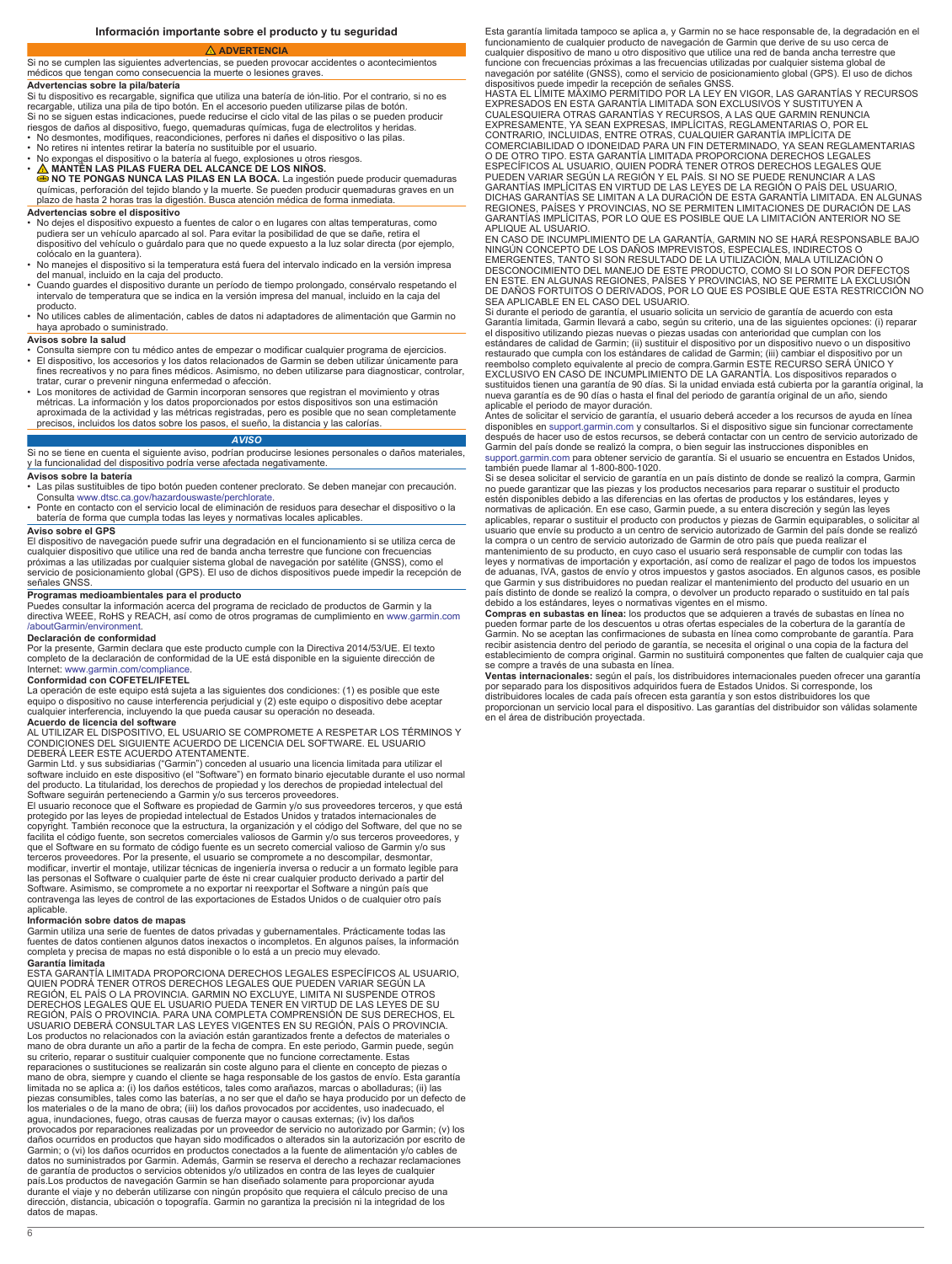## Información importante sobre el producto y tu seguridad

**⚠ ADVERTENCIA**

Si no se cumplen las siguientes advertencias, se pueden provocar accidentes o acontecimientos médicos que tengan como consecuencia la muerte o lesiones graves.

### Advertencias sobre la pila/batería

Si tu dispositivo es recargable, significa que utiliza una batería de ión-litio. Por el contrario, si no es recargable, utiliza una pila de tipo botón. En el accesorio pueden utilizarse pilas de botón.

Si no se siguen estas indicaciones, puede reducirse el ciclo vital de las pilas o se pueden producir riesgos de daños al dispositivo, fuego, quemaduras químicas, fuga de electrolitos y/o heridas.

- No desmontes, modifiques, reacondiciones, perfores ni dañes el dispositivo o las pilas.
- No retires ni intentes retirar la batería no sustituible por el usuario.
- No expongas el dispositivo o la batería al fuego, explosiones u otros riesgos.
- **⚠ MANTÉN LAS PILAS FUERA DEL ALCANCE DE LOS NIÑOS.**
  **NO TE PONGAS NUNCA LAS PILAS EN LA BOCA.** La ingestión puede producir quemaduras químicas, perforación del tejido blando y la muerte. Se pueden producir quemaduras graves en un plazo de hasta 2 horas tras la digestión. Busca atención médica de forma inmediata.

### Advertencias sobre el dispositivo

- No dejes el dispositivo expuesto a fuentes de calor o en lugares con altas temperaturas, como pudiera ser un vehículo aparcado al sol. Para evitar la posibilidad de que se dañe, retira el dispositivo del vehículo o guárdalo para que no quede expuesto a la luz solar directa (por ejemplo, colócalo en la guantera).
- No manejes el dispositivo si la temperatura está fuera del intervalo indicado en la versión impresa del manual, incluido en la caja del producto.
- Cuando guardes el dispositivo durante un período de tiempo prolongado, consérvalo respetando el intervalo de temperatura que se indica en la versión impresa del manual, incluido en la caja del producto.
- No utilices cables de alimentación, cables de datos ni adaptadores de alimentación que Garmin no haya aprobado o suministrado.

### Avisos sobre la salud

- Consulta siempre con tu médico antes de empezar o modificar cualquier programa de ejercicios.
- El dispositivo, los accesorios y los datos relacionados de Garmin se deben utilizar únicamente para fines recreativos y no para fines médicos. Asimismo, no deben utilizarse para diagnosticar, controlar, tratar, curar o prevenir ninguna enfermedad o afección.
- Los monitores de actividad de Garmin incorporan sensores que registran el movimiento y otras métricas. La información y los datos proporcionados por estos dispositivos son una estimación aproximada de la actividad y las métricas registradas, pero es posible que no sean completamente precisos, incluidos los datos sobre los pasos, el sueño, la distancia y las calorías.

***AVISO***

Si no se tiene en cuenta el siguiente aviso, podrían producirse lesiones personales o daños materiales, y la funcionalidad del dispositivo podría verse afectada negativamente.

### Avisos sobre la batería

- Las pilas sustituibles de tipo botón pueden contener preclorato. Se deben manejar con precaución. Consulta www.dtsc.ca.gov/hazardouswaste/perchlorate.
- Ponte en contacto con el servicio local de eliminación de residuos para desechar el dispositivo o la batería de forma que cumpla todas las leyes y normativas locales aplicables.

### Aviso sobre el GPS

El dispositivo de navegación puede sufrir una degradación en el funcionamiento si se utiliza cerca de cualquier dispositivo que utilice una red de banda ancha terrestre que funcione con frecuencias próximas a las utilizadas por cualquier sistema global de navegación por satélite (GNSS), como el servicio de posicionamiento global (GPS). El uso de dichos dispositivos puede impedir la recepción de señales GNSS.

### Programas medioambientales para el producto

Puedes consultar la información acerca del programa de reciclado de productos de Garmin y la directiva WEEE, RoHS y REACH, así como de otros programas de cumplimiento en www.garmin.com/aboutGarmin/environment.

### Declaración de conformidad

Por la presente, Garmin declara que este producto cumple con la Directiva 2014/53/UE. El texto completo de la declaración de conformidad de la UE está disponible en la siguiente dirección de Internet: www.garmin.com/compliance.

### Conformidad con COFETEL/IFETEL

La operación de este equipo está sujeta a las siguientes dos condiciones: (1) es posible que este equipo o dispositivo no cause interferencia perjudicial y (2) este equipo o dispositivo debe aceptar cualquier interferencia, incluyendo la que pueda causar su operación no deseada.

### Acuerdo de licencia del software

AL UTILIZAR EL DISPOSITIVO, EL USUARIO SE COMPROMETE A RESPETAR LOS TÉRMINOS Y CONDICIONES DEL SIGUIENTE ACUERDO DE LICENCIA DEL SOFTWARE. EL USUARIO DEBERÁ LEER ESTE ACUERDO ATENTAMENTE.

Garmin Ltd. y sus subsidiarias ("Garmin") conceden al usuario una licencia limitada para utilizar el software incluido en este dispositivo (el "Software") en formato binario ejecutable durante el uso normal del producto. La titularidad, los derechos de propiedad y los derechos de propiedad intelectual del Software seguirán perteneciendo a Garmin y/o sus terceros proveedores.

El usuario reconoce que el Software es propiedad de Garmin y/o sus proveedores terceros, y que está protegido por las leyes de propiedad intelectual de Estados Unidos y tratados internacionales de copyright. También reconoce que la estructura, la organización y el código del Software, del que no se facilita el código fuente, son secretos comerciales valiosos de Garmin y/o sus terceros proveedores, y que el Software en su formato de código fuente es un secreto comercial valioso de Garmin y/o sus terceros proveedores. Por la presente, el usuario se compromete a no descompilar, desmontar, modificar, invertir el montaje, utilizar técnicas de ingeniería inversa o reducir a un formato legible para las personas el Software o cualquier parte de éste ni crear cualquier producto derivado a partir del Software. Asimismo, se compromete a no exportar ni reexportar el Software a ningún país que contravenga las leyes de control de las exportaciones de Estados Unidos o de cualquier otro país aplicable.

### Información sobre datos de mapas

Garmin utiliza una serie de fuentes de datos privadas y gubernamentales. Prácticamente todas las fuentes de datos contienen algunos datos inexactos o incompletos. En algunos países, la información completa y precisa de mapas no está disponible o lo está a un precio muy elevado.

### Garantía limitada

ESTA GARANTÍA LIMITADA PROPORCIONA DERECHOS LEGALES ESPECÍFICOS AL USUARIO, QUIEN PODRÁ TENER OTROS DERECHOS LEGALES QUE PUEDEN VARIAR SEGÚN LA REGIÓN, EL PAÍS O LA PROVINCIA. GARMIN NO EXCLUYE, LIMITA NI SUSPENDE OTROS DERECHOS LEGALES QUE EL USUARIO PUEDA TENER EN VIRTUD DE LAS LEYES DE SU REGIÓN, PAÍS O PROVINCIA. PARA UNA COMPLETA COMPRENSIÓN DE SUS DERECHOS, EL USUARIO DEBERÁ CONSULTAR LAS LEYES VIGENTES EN SU REGIÓN, PAÍS O PROVINCIA.

Los productos no relacionados con la aviación están garantizados frente a defectos de materiales o mano de obra durante un año a partir de la fecha de compra. En este periodo, Garmin puede, según su criterio, reparar o sustituir cualquier componente que no funcione correctamente. Estas reparaciones o sustituciones se realizarán sin coste alguno para el cliente en concepto de piezas o mano de obra, siempre y cuando el cliente se haga responsable de los gastos de envío. Esta garantía limitada no se aplica a: (i) los daños estéticos, tales como arañazos, marcas o abolladuras; (ii) las piezas consumibles, tales como las baterías, a no ser que el daño se haya producido por un defecto de los materiales o de la mano de obra; (iii) los daños provocados por accidentes, uso inadecuado, el agua, inundaciones, fuego, otras causas de fuerza mayor o causas externas; (iv) los daños provocados por reparaciones realizadas por un proveedor de servicio no autorizado por Garmin; (v) los daños ocurridos en productos que hayan sido modificados o alterados sin la autorización por escrito de Garmin; o (vi) los daños ocurridos en productos conectados a la fuente de alimentación y/o cables de datos no suministrados por Garmin. Además, Garmin se reserva el derecho a rechazar reclamaciones de garantía de productos o servicios obtenidos y/o utilizados en contra de las leyes de cualquier país.Los productos de navegación Garmin se han diseñado solamente para proporcionar ayuda durante el viaje y no deberán utilizarse con ningún propósito que requiera el cálculo preciso de una dirección, distancia, ubicación o topografía. Garmin no garantiza la precisión ni la integridad de los datos de mapas.

Esta garantía limitada tampoco se aplica a, y Garmin no se hace responsable de, la degradación en el funcionamiento de cualquier producto de navegación de Garmin que derive de su uso cerca de cualquier dispositivo de mano u otro dispositivo que utilice una red de banda ancha terrestre que funcione con frecuencias próximas a las frecuencias utilizadas por cualquier sistema global de navegación por satélite (GNSS), como el servicio de posicionamiento global (GPS). El uso de dichos dispositivos puede impedir la recepción de señales GNSS.

HASTA EL LÍMITE MÁXIMO PERMITIDO POR LA LEY EN VIGOR, LAS GARANTÍAS Y RECURSOS EXPRESADOS EN ESTA GARANTÍA LIMITADA SON EXCLUSIVOS Y SUSTITUYEN A CUALESQUIERA OTRAS GARANTÍAS Y RECURSOS, A LAS QUE GARMIN RENUNCIA EXPRESAMENTE, YA SEAN EXPRESAS, IMPLÍCITAS, REGLAMENTARIAS O, POR EL CONTRARIO, INCLUIDAS, ENTRE OTRAS, CUALQUIER GARANTÍA IMPLÍCITA DE COMERCIABILIDAD O IDONEIDAD PARA UN FIN DETERMINADO, YA SEAN REGLAMENTARIAS O DE OTRO TIPO. ESTA GARANTÍA LIMITADA PROPORCIONA DERECHOS LEGALES ESPECÍFICOS AL USUARIO, QUIEN PODRÁ TENER OTROS DERECHOS LEGALES QUE PUEDEN VARIAR SEGÚN LA REGIÓN Y EL PAÍS. SI NO SE PUEDE RENUNCIAR A LAS GARANTÍAS IMPLÍCITAS EN VIRTUD DE LAS LEYES DE LA REGIÓN O PAÍS DEL USUARIO, DICHAS GARANTÍAS SE LIMITAN A LA DURACIÓN DE ESTA GARANTÍA LIMITADA. EN ALGUNAS REGIONES, PAÍSES Y PROVINCIAS, NO SE PERMITEN LIMITACIONES DE DURACIÓN DE LAS GARANTÍAS IMPLÍCITAS, POR LO QUE ES POSIBLE QUE LA LIMITACIÓN ANTERIOR NO SE APLIQUE AL USUARIO.

EN CASO DE INCUMPLIMIENTO DE LA GARANTÍA, GARMIN NO SE HARÁ RESPONSABLE BAJO NINGÚN CONCEPTO DE LOS DAÑOS IMPREVISTOS, ESPECIALES, INDIRECTOS O EMERGENTES, TANTO SI SON RESULTADO DE LA UTILIZACIÓN, MALA UTILIZACIÓN O DESCONOCIMIENTO DEL MANEJO DE ESTE PRODUCTO, COMO SI LO SON POR DEFECTOS EN ESTE. EN ALGUNAS REGIONES, PAÍSES Y PROVINCIAS, NO SE PERMITE LA EXCLUSIÓN DE DAÑOS FORTUITOS O DERIVADOS, POR LO QUE ES POSIBLE QUE ESTA RESTRICCIÓN NO SEA APLICABLE EN EL CASO DEL USUARIO.

Si durante el periodo de garantía, el usuario solicita un servicio de garantía de acuerdo con esta Garantía limitada, Garmin llevará a cabo, según su criterio, una de las siguientes opciones: (i) reparar el dispositivo utilizando piezas nuevas o piezas usadas con anterioridad que cumplan con los estándares de calidad de Garmin; (ii) sustituir el dispositivo por un dispositivo nuevo o un dispositivo restaurado que cumpla con los estándares de calidad de Garmin; (iii) cambiar el dispositivo por un reembolso completo equivalente al precio de compra.Garmin ESTE RECURSO SERÁ ÚNICO Y EXCLUSIVO EN CASO DE INCUMPLIMIENTO DE LA GARANTÍA. Los dispositivos reparados o sustituidos tienen una garantía de 90 días. Si la unidad enviada está cubierta por la garantía original, la nueva garantía es de 90 días o hasta el final del periodo de garantía original de un año, siendo aplicable el periodo de mayor duración.

Antes de solicitar el servicio de garantía, el usuario deberá acceder a los recursos de ayuda en línea disponibles en support.garmin.com y consultarlos. Si el dispositivo sigue sin funcionar correctamente después de hacer uso de estos recursos, se deberá contactar con un centro de servicio autorizado de Garmin del país donde se realizó la compra, o bien seguir las instrucciones disponibles en support.garmin.com para obtener servicio de garantía. Si el usuario se encuentra en Estados Unidos, también puede llamar al 1-800-800-1020.

Si se desea solicitar el servicio de garantía en un país distinto de donde se realizó la compra, Garmin no puede garantizar que las piezas y los productos necesarios para reparar o sustituir el producto estén disponibles debido a las diferencias en las ofertas de productos y los estándares, leyes y normativas de aplicación. En ese caso, Garmin puede, a su entera discreción y según las leyes aplicables, reparar o sustituir el producto con productos y piezas de Garmin equiparables, o solicitar al usuario que envíe su producto a un centro de servicio autorizado de Garmin del país donde se realizó la compra o un centro de servicio autorizado de Garmin de otro país que pueda realizar el mantenimiento de su producto, en cuyo caso el usuario será responsable de cumplir con todas las leyes y normativas de importación y exportación, así como de realizar el pago de todos los impuestos de aduanas, IVA, gastos de envío y otros impuestos y gastos asociados. En algunos casos, es posible que Garmin y sus distribuidores no puedan realizar el mantenimiento del producto del usuario en un país distinto de donde se realizó la compra, o devolver un producto reparado o sustituido en tal país debido a los estándares, leyes o normativas vigentes en el mismo.

**Compras en subastas en línea:** los productos que se adquieren a través de subastas en línea no pueden formar parte de los descuentos u otras ofertas especiales de la cobertura de la garantía de Garmin. No se aceptan las confirmaciones de subasta en línea como comprobante de garantía. Para recibir asistencia dentro del periodo de garantía, se necesita el original o una copia de la factura del establecimiento de compra original. Garmin no sustituirá componentes que falten de cualquier caja que se compre a través de una subasta en línea.

**Ventas internacionales:** según el país, los distribuidores internacionales pueden ofrecer una garantía por separado para los dispositivos adquiridos fuera de Estados Unidos. Si corresponde, los distribuidores locales de cada país ofrecen esta garantía y son estos distribuidores los que proporcionan un servicio local para el dispositivo. Las garantías del distribuidor son válidas solamente en el área de distribución proyectada.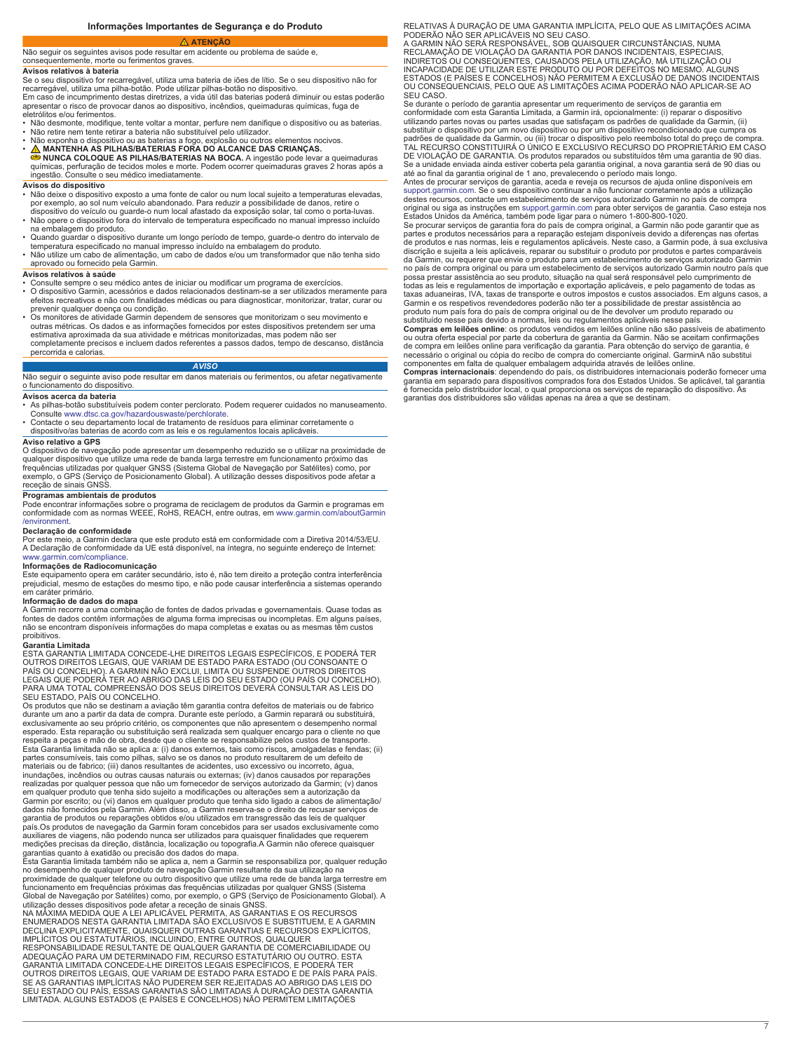## Informações Importantes de Segurança e do Produto

**⚠ ATENÇÃO**

Não seguir os seguintes avisos pode resultar em acidente ou problema de saúde e, consequentemente, morte ou ferimentos graves.

### Avisos relativos à bateria

Se o seu dispositivo for recarregável, utiliza uma bateria de iões de lítio. Se o seu dispositivo não for recarregável, utiliza uma pilha-botão. Pode utilizar pilhas-botão no dispositivo.

Em caso de incumprimento destas diretrizes, a vida útil das baterias poderá diminuir ou estas poderão apresentar o risco de provocar danos ao dispositivo, incêndios, queimaduras químicas, fuga de eletrólitos e/ou ferimentos.

- Não desmonte, modifique, tente voltar a montar, perfure nem danifique o dispositivo ou as baterias.
- Não retire nem tente retirar a bateria não substituível pelo utilizador.
- Não exponha o dispositivo ou as baterias a fogo, explosão ou outros elementos nocivos.
- **⚠ MANTENHA AS PILHAS/BATERIAS FORA DO ALCANCE DAS CRIANÇAS.**
  **NUNCA COLOQUE AS PILHAS/BATERIAS NA BOCA.** A ingestão pode levar a queimaduras químicas, perfuração de tecidos moles e morte. Podem ocorrer queimaduras graves 2 horas após a ingestão. Consulte o seu médico imediatamente.

### Avisos do dispositivo

- Não deixe o dispositivo exposto a uma fonte de calor ou num local sujeito a temperaturas elevadas, por exemplo, ao sol num veículo abandonado. Para reduzir a possibilidade de danos, retire o dispositivo do veículo ou guarde-o num local afastado da exposição solar, tal como o porta-luvas.
- Não opere o dispositivo fora do intervalo de temperatura especificado no manual impresso incluído na embalagem do produto.
- Quando guardar o dispositivo durante um longo período de tempo, guarde-o dentro do intervalo de temperatura especificado no manual impresso incluído na embalagem do produto.
- Não utilize um cabo de alimentação, um cabo de dados e/ou um transformador que não tenha sido aprovado ou fornecido pela Garmin.

### Avisos relativos à saúde

- Consulte sempre o seu médico antes de iniciar ou modificar um programa de exercícios.
- O dispositivo Garmin, acessórios e dados relacionados destinam-se a ser utilizados meramente para efeitos recreativos e não com finalidades médicas ou para diagnosticar, monitorizar, tratar, curar ou prevenir qualquer doença ou condição.
- Os monitores de atividade Garmin dependem de sensores que monitorizam o seu movimento e outras métricas. Os dados e as informações fornecidos por estes dispositivos pretendem ser uma estimativa aproximada da sua atividade e métricas monitorizadas, mas podem não ser completamente precisos e incluem dados referentes a passos dados, tempo de descanso, distância percorrida e calorias.

***AVISO***

Não seguir o seguinte aviso pode resultar em danos materiais ou ferimentos, ou afetar negativamente o funcionamento do dispositivo.

### Avisos acerca da bateria

- As pilhas-botão substituíveis podem conter perclorato. Podem requerer cuidados no manuseamento. Consulte www.dtsc.ca.gov/hazardouswaste/perchlorate.
- Contacte o seu departamento local de tratamento de resíduos para eliminar corretamente o dispositivo/as baterias de acordo com as leis e os regulamentos locais aplicáveis.

### Aviso relativo a GPS

O dispositivo de navegação pode apresentar um desempenho reduzido se o utilizar na proximidade de qualquer dispositivo que utilize uma rede de banda larga terrestre em funcionamento em frequências próximas das frequências utilizadas por qualquer GNSS (Sistema Global de Navegação por Satélites) como, por exemplo, o GPS (Serviço de Posicionamento Global). A utilização desses dispositivos pode afetar a receção de sinais GNSS.

### Programas ambientais de produtos

Pode encontrar informações sobre o programa de reciclagem de produtos da Garmin e programas em conformidade com as normas WEEE, RoHS, REACH, entre outras, em www.garmin.com/aboutGarmin/environment.

### Declaração de conformidade

Por este meio, a Garmin declara que este produto está em conformidade com a Diretiva 2014/53/EU. A Declaração de conformidade da UE está disponível, na íntegra, no seguinte endereço de Internet: www.garmin.com/compliance.

### Informações de Radiocomunicação

Este equipamento opera em caráter secundário, isto é, não tem direito a proteção contra interferência prejudicial, mesmo de estações do mesmo tipo, e não pode causar interferência a sistemas operando em caráter primário.

### Informação de dados do mapa

A Garmin recorre a uma combinação de fontes de dados privadas e governamentais. Quase todas as fontes de dados contêm informações de alguma forma imprecisas ou incompletas. Em alguns países, não se encontram disponíveis informações do mapa completas e exatas ou as mesmas têm custos proibitivos.

### Garantia Limitada

ESTA GARANTIA LIMITADA CONCEDE-LHE DIREITOS LEGAIS ESPECÍFICOS, E PODERÁ TER OUTROS DIREITOS LEGAIS, QUE VARIAM DE ESTADO PARA ESTADO (OU CONSOANTE O PAÍS OU CONCELHO). A GARMIN NÃO EXCLUI, LIMITA OU SUSPENDE OUTROS DIREITOS LEGAIS QUE PODERÁ TER AO ABRIGO DAS LEIS DO SEU ESTADO (OU PAÍS OU CONCELHO). PARA UMA TOTAL COMPREENSÃO DOS SEUS DIREITOS DEVERÁ CONSULTAR AS LEIS DO SEU ESTADO, PAÍS OU CONCELHO.

Os produtos que não se destinam a aviação têm garantia contra defeitos de materiais ou de fabrico durante um ano a partir da data de compra. Durante este período, a Garmin reparará ou substituirá, exclusivamente ao seu próprio critério, os componentes que não apresentem o desempenho normal esperado. Esta reparação ou substituição será realizada sem qualquer encargo para o cliente no que respeita a peças e mão de obra, desde que o cliente se responsabilize pelos custos de transporte. Esta Garantia limitada não se aplica a: (i) danos externos, tais como riscos, amolgadelas e fendas; (ii) partes consumíveis, tais como pilhas, salvo se os danos no produto resultarem de um defeito de materiais ou de fabrico; (iii) danos resultantes de acidentes, uso excessivo ou incorreto, água, inundações, incêndios ou outras causas naturais ou externas; (iv) danos causados por reparações realizadas por qualquer pessoa que não um fornecedor de serviços autorizado da Garmin; (v) danos em qualquer produto que tenha sido sujeito a modificações ou alterações sem a autorização da Garmin por escrito; ou (vi) danos em qualquer produto que tenha sido ligado a cabos de alimentação/dados não fornecidos pela Garmin. Além disso, a Garmin reserva-se o direito de recusar serviços de garantia de produtos ou reparações obtidos e/ou utilizados em transgressão das leis de qualquer país.Os produtos de navegação da Garmin foram concebidos para ser usados exclusivamente como auxiliares de viagens, não podendo nunca ser utilizados para quaisquer finalidades que requerem medições precisas da direção, distância, localização ou topografia.A Garmin não oferece quaisquer garantias quanto à exatidão ou precisão dos dados do mapa.

Esta Garantia limitada também não se aplica a, nem a Garmin se responsabiliza por, qualquer redução no desempenho de qualquer produto de navegação Garmin resultante da sua utilização na proximidade de qualquer telefone ou outro dispositivo que utilize uma rede de banda larga terrestre em funcionamento em frequências próximas das frequências utilizadas por qualquer GNSS (Sistema Global de Navegação por Satélites) como, por exemplo, o GPS (Serviço de Posicionamento Global). A utilização desses dispositivos pode afetar a receção de sinais GNSS.

NA MÁXIMA MEDIDA QUE A LEI APLICÁVEL PERMITA, AS GARANTIAS E OS RECURSOS ENUMERADOS NESTA GARANTIA LIMITADA SÃO EXCLUSIVOS E SUBSTITUEM, E A GARMIN DECLINA EXPLICITAMENTE, QUAISQUER OUTRAS GARANTIAS E RECURSOS EXPLÍCITOS, IMPLÍCITOS OU ESTATUTÁRIOS, INCLUINDO, ENTRE OUTROS, QUALQUER RESPONSABILIDADE RESULTANTE DE QUALQUER GARANTIA DE COMERCIABILIDADE OU ADEQUAÇÃO PARA UM DETERMINADO FIM, RECURSO ESTATUTÁRIO OU OUTRO. ESTA GARANTIA LIMITADA CONCEDE-LHE DIREITOS LEGAIS ESPECÍFICOS, E PODERÁ TER OUTROS DIREITOS LEGAIS, QUE VARIAM DE ESTADO PARA ESTADO E DE PAÍS PARA PAÍS. SE AS GARANTIAS IMPLÍCITAS NÃO PUDEREM SER REJEITADAS AO ABRIGO DAS LEIS DO SEU ESTADO OU PAÍS, ESSAS GARANTIAS SÃO LIMITADAS À DURAÇÃO DESTA GARANTIA LIMITADA. ALGUNS ESTADOS (E PAÍSES E CONCELHOS) NÃO PERMITEM LIMITAÇÕES RELATIVAS À DURAÇÃO DE UMA GARANTIA IMPLÍCITA, PELO QUE AS LIMITAÇÕES ACIMA PODERÃO NÃO SER APLICÁVEIS NO SEU CASO.

A GARMIN NÃO SERÁ RESPONSÁVEL, SOB QUAISQUER CIRCUNSTÂNCIAS, NUMA RECLAMAÇÃO DE VIOLAÇÃO DA GARANTIA POR DANOS INCIDENTAIS, ESPECIAIS, INDIRETOS OU CONSEQUENTES, CAUSADOS PELA UTILIZAÇÃO, MÁ UTILIZAÇÃO OU INCAPACIDADE DE UTILIZAR ESTE PRODUTO OU POR DEFEITOS NO MESMO. ALGUNS ESTADOS (E PAÍSES E CONCELHOS) NÃO PERMITEM A EXCLUSÃO DE DANOS INCIDENTAIS OU CONSEQUENCIAIS, PELO QUE AS LIMITAÇÕES ACIMA PODERÃO NÃO APLICAR-SE AO SEU CASO.

Se durante o período de garantia apresentar um requerimento de serviços de garantia em conformidade com esta Garantia Limitada, a Garmin irá, opcionalmente: (i) reparar o dispositivo utilizando partes novas ou partes usadas que satisfaçam os padrões de qualidade da Garmin, (ii) substituir o dispositivo por um novo dispositivo ou por um dispositivo recondicionado que cumpra os padrões de qualidade da Garmin, ou (iii) trocar o dispositivo pelo reembolso total do preço de compra. TAL RECURSO CONSTITUIRÁ O ÚNICO E EXCLUSIVO RECURSO DO PROPRIETÁRIO EM CASO DE VIOLAÇÃO DE GARANTIA. Os produtos reparados ou substituídos têm uma garantia de 90 dias. Se a unidade enviada ainda estiver coberta pela garantia original, a nova garantia será de 90 dias ou até ao final da garantia original de 1 ano, prevalecendo o período mais longo.

Antes de procurar serviços de garantia, aceda e reveja os recursos de ajuda online disponíveis em support.garmin.com. Se o seu dispositivo continuar a não funcionar corretamente após a utilização destes recursos, contacte um estabelecimento de serviços autorizado Garmin no país de compra original ou siga as instruções em support.garmin.com para obter serviços de garantia. Caso esteja nos Estados Unidos da América, também pode ligar para o número 1-800-800-1020.

Se procurar serviços de garantia fora do país de compra original, a Garmin não pode garantir que as partes e produtos necessários para a reparação estejam disponíveis devido a diferenças nas ofertas de produtos e nas normas, leis e regulamentos aplicáveis. Neste caso, a Garmin pode, à sua exclusiva discrição e sujeita a leis aplicáveis, reparar ou substituir o produto por produtos e partes comparáveis da Garmin, ou requerer que envie o produto para um estabelecimento de serviços autorizado Garmin no país de compra original ou para um estabelecimento de serviços autorizado Garmin noutro país que possa prestar assistência ao seu produto, situação na qual será responsável pelo cumprimento de todas as leis e regulamentos de importação e exportação aplicáveis, e pelo pagamento de todas as taxas aduaneiras, IVA, taxas de transporte e outros impostos e custos associados. Em alguns casos, a Garmin e os respetivos revendedores poderão não ter a possibilidade de prestar assistência ao produto num país fora do país de compra original ou de lhe devolver um produto reparado ou substituído nesse país devido a normas, leis ou regulamentos aplicáveis nesse país.

**Compras em leilões online**: os produtos vendidos em leilões online não são passíveis de abatimento ou outra oferta especial por parte da cobertura de garantia da Garmin. Não se aceitam confirmações de compra em leilões online para verificação da garantia. Para obtenção do serviço de garantia, é necessário o original ou cópia do recibo de compra do comerciante original. GarminA não substitui componentes em falta de qualquer embalagem adquirida através de leilões online.

**Compras internacionais**: dependendo do país, os distribuidores internacionais poderão fornecer uma garantia em separado para dispositivos comprados fora dos Estados Unidos. Se aplicável, tal garantia é fornecida pelo distribuidor local, o qual proporciona os serviços de reparação do dispositivo. As garantias dos distribuidores são válidas apenas na área a que se destinam.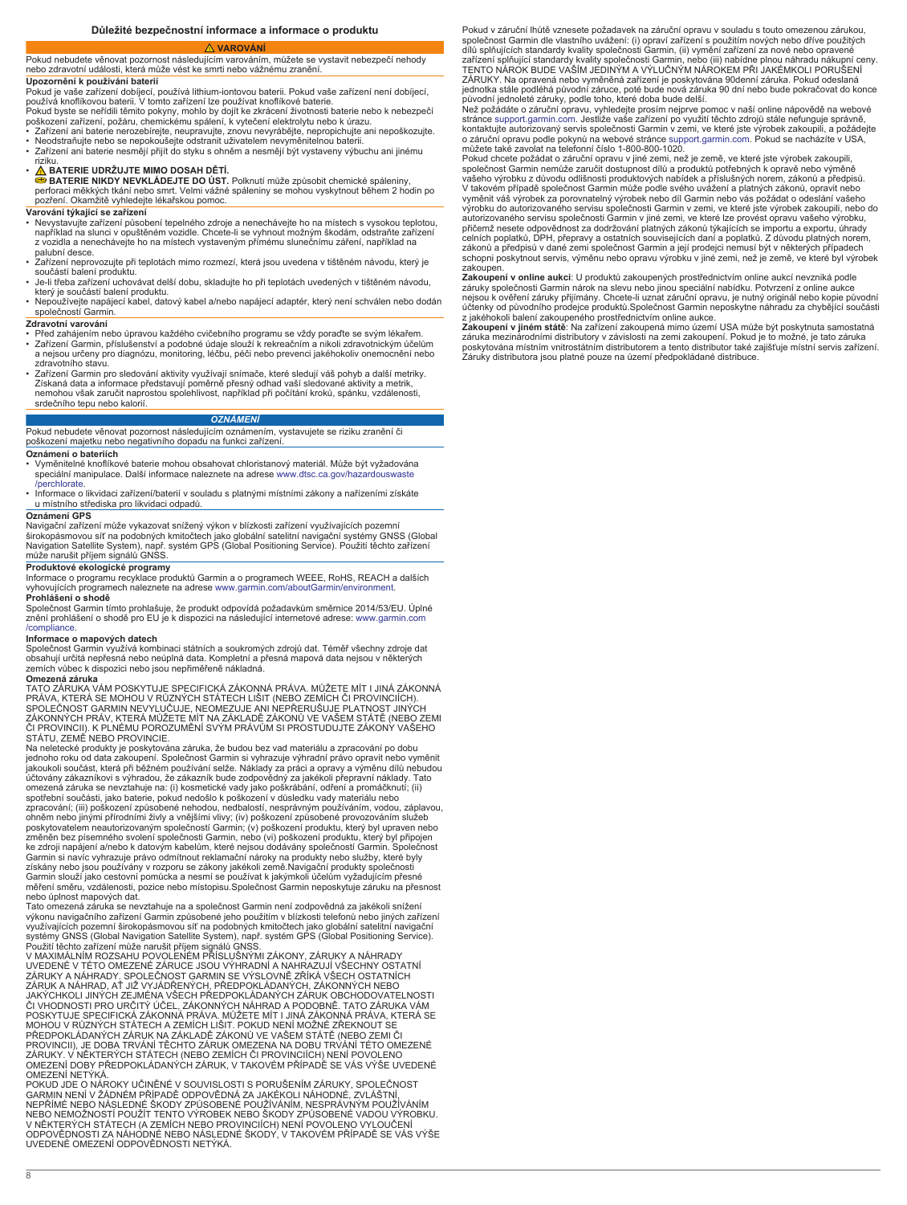## Důležité bezpečnostní informace a informace o produktu

**⚠ VAROVÁNÍ**

Pokud nebudete věnovat pozornost následujícím varováním, můžete se vystavit nebezpečí nehody nebo zdravotní události, která může vést ke smrti nebo vážnému zranění.

### Upozornění k používání baterií

Pokud je vaše zařízení dobíjecí, používá lithium-iontovou baterii. Pokud vaše zařízení není dobíjecí, používá knoflíkovou baterii. V tomto zařízení lze používat knoflíkové baterie.

Pokud byste se neřídili těmito pokyny, mohlo by dojít ke zkrácení životnosti baterie nebo k nebezpečí poškození zařízení, požáru, chemickému spálení, k vytečení elektrolytu nebo k úrazu.

- Zařízení ani baterie nerozebírejte, neupravujte, znovu nevyrábějte, nepropichujte ani nepoškozujte.
- Neodstraňujte nebo se nepokoušejte odstranit uživatelem nevyměnitelnou baterii.
- Zařízení ani baterie nesmějí přijít do styku s ohněm a nesmějí být vystaveny výbuchu ani jinému riziku.
- **⚠ BATERIE UDRŽUJTE MIMO DOSAH DĚTÍ.**
  **BATERIE NIKDY NEVKLÁDEJTE DO ÚST.** Polknutí může způsobit chemické spáleniny, perforaci měkkých tkání nebo smrt. Velmi vážné spáleniny se mohou vyskytnout během 2 hodin po pozření. Okamžitě vyhledejte lékařskou pomoc.

### Varování týkající se zařízení

- Nevystavujte zařízení působení tepelného zdroje a nenechávejte ho na místech s vysokou teplotou, například ho na slunci v opuštěném vozidle. Chcete-li se vyhnout možným škodám, odstraňte zařízení z vozidla a nenechávejte ho na místech vystaveným přímému slunečnímu záření, například na palubní desce.
- Zařízení neprovozujte při teplotách mimo rozmezí, která jsou uvedena v tištěném návodu, který je součástí balení produktu.
- Je-li třeba zařízení uchovávat delší dobu, skladujte ho při teplotách uvedených v tištěném návodu, který je součástí balení produktu.
- Nepoužívejte napájecí kabel, datový kabel a/nebo napájecí adaptér, který není schválen nebo dodán společností Garmin.

### Zdravotní varování

- Před zahájením nebo úpravou každého cvičebního programu se vždy poraďte se svým lékařem.
- Zařízení Garmin, příslušenství a podobné údaje slouží k rekreačním a nikoli zdravotnickým účelům a nejsou určeny pro diagnózu, monitoring, léčbu, péči nebo prevenci jakékoholiv onemocnění nebo zdravotního stavu.
- Zařízení Garmin pro sledování aktivity využívají snímače, které sledují váš pohyb a další metriky. Získaná data a informace představují poměrně přesný odhad vaší sledované aktivity a metrik, nemohou však zaručit naprostou spolehlivost, například při počítání kroků, spánku, vzdálenosti, srdečního tepu nebo kalorií.

***OZNÁMENÍ***

Pokud nebudete věnovat pozornost následujícím oznámením, vystavujete se riziku zranění či poškození majetku nebo negativního dopadu na funkci zařízení.

### Oznámení o bateriích

- Vyměnitelné knoflíkové baterie mohou obsahovat chloristanový materiál. Může být vyžadována speciální manipulace. Další informace naleznete na adrese www.dtsc.ca.gov/hazardouswaste/perchlorate.
- Informace o likvidaci zařízení/baterií v souladu s platnými místními zákony a nařízeními získáte u místního střediska pro likvidaci odpadů.

### Oznámení GPS

Navigační zařízení může vykazovat snížený výkon v blízkosti zařízení využívajících pozemní širokopásmovou síť na podobných kmitočtech jako globální satelitní navigační systémy GNSS (Global Navigation Satellite System), např. systém GPS (Global Positioning Service). Použití těchto zařízení může narušit příjem signálů GNSS.

### Produktové ekologické programy

Informace o programu recyklace produktů Garmin a o programech WEEE, RoHS, REACH a dalších vyhovujících programech naleznete na adrese www.garmin.com/aboutGarmin/environment.

### Prohlášení o shodě

Společnost Garmin tímto prohlašuje, že produkt odpovídá požadavkům směrnice 2014/53/EU. Úplné znění prohlášení o shodě pro EU je k dispozici na následující internetové adrese: www.garmin.com/compliance.

### Informace o mapových datech

Společnost Garmin využívá kombinaci státních a soukromých zdrojů dat. Téměř všechny zdroje dat obsahují určitá nepřesná nebo neúplná data. Kompletní a přesná mapová data nejsou v některých zemích vůbec k dispozici nebo jsou nepřiměřeně nákladná.

### Omezená záruka

TATO ZÁRUKA VÁM POSKYTUJE SPECIFICKÁ ZÁKONNÁ PRÁVA. MŮŽETE MÍT I JINÁ ZÁKONNÁ PRÁVA, KTERÁ SE MOHOU V RŮZNÝCH STÁTECH LIŠIT (NEBO ZEMÍCH ČI PROVINCIÍCH). SPOLEČNOST GARMIN NEVYLUČUJE, NEOMEZUJE ANI NEPŘERUŠUJE PLATNOST JINÝCH ZÁKONNÝCH PRÁV, KTERÁ MŮŽETE MÍT NA ZÁKLADĚ ZÁKONŮ VE VAŠEM STÁTĚ (NEBO ZEMI ČI PROVINCII). K PLNÉMU POROZUMĚNÍ SVÝM PRÁVŮM SI PROSTUDUJTE ZÁKONY VAŠEHO STÁTU, ZEMĚ NEBO PROVINCIE.

Na neletecké produkty je poskytována záruka, že budou bez vad materiálu a zpracování po dobu jednoho roku od data zakoupení. Společnost Garmin si vyhrazuje výhradní právo opravit nebo vyměnit jakoukoli součást, která při běžném používání selže. Náklady za práci a opravy a výměnu dílů nebudou účtovány zákazníkovi s výhradou, že zákazník bude zodpovědný za jakékoli přepravní náklady. Tato omezená záruka se nevztahuje na: (i) kosmetické vady jako poškrábání, odření a promáčknutí; (ii) spotřební součásti, jako baterie, pokud nedošlo k poškození v důsledku vady materiálu nebo zpracování; (iii) poškození způsobené nehodou, nedbalostí, nesprávným používáním, vodou, záplavou, ohněm nebo jinými přírodními živly a vnějšími vlivy; (iv) poškození způsobené provozováním služeb poskytovatelem neautorizovaným společností Garmin; (v) poškození produktu, který byl upraven nebo změněn bez písemného svolení společnosti Garmin, nebo (vi) poškození produktu, který byl připojen ke zdroji napájení a/nebo k datovým kabelům, které nejsou dodávány společností Garmin. Společnost Garmin si navíc vyhrazuje právo odmítnout reklamační nároky na produkty nebo služby, které byly získány nebo jsou používány v rozporu se zákony jakékoli země.Navigační produkty společnosti Garmin slouží jako cestovní pomůcka a nesmí se používat k jakýmkoli účelům vyžadujícím přesné měření směru, vzdálenosti, pozice nebo místopisu.Společnost Garmin neposkytuje záruku na přesnost nebo úplnost mapových dat.

Tato omezená záruka se nevztahuje na a společnost Garmin není zodpovědná za jakékoli snížení výkonu navigačního zařízení Garmin způsobené jeho použitím v blízkosti telefonů nebo jiných zařízení využívajících pozemní širokopásmovou síť na podobných kmitočtech jako globální satelitní navigační systémy GNSS (Global Navigation Satellite System), např. systém GPS (Global Positioning Service). Použití těchto zařízení může narušit příjem signálů GNSS.

V MAXIMÁLNÍM ROZSAHU POVOLENÉM PŘÍSLUŠNÝMI ZÁKONY, ZÁRUKY A NÁHRADY UVEDENÉ V TÉTO OMEZENÉ ZÁRUCE JSOU VÝHRADNÍ A NAHRAZUJÍ VŠECHNY OSTATNÍ ZÁRUKY A NÁHRADY. SPOLEČNOST GARMIN SE VÝSLOVNĚ ZŘÍKÁ VŠECH OSTATNÍCH ZÁRUK A NÁHRAD, AŤ JIŽ VYJÁDŘENÝCH, PŘEDPOKLÁDANÝCH, ZÁKONNÝCH NEBO JAKÝCHKOLI JINÝCH ZEJMÉNA VŠECH PŘEDPOKLÁDANÝCH ZÁRUK OBCHODOVATELNOSTI ČI VHODNOSTI PRO URČITÝ ÚČEL, ZÁKONNÝCH NÁHRAD A PODOBNĚ. TATO ZÁRUKA VÁM POSKYTUJE SPECIFICKÁ ZÁKONNÁ PRÁVA. MŮŽETE MÍT I JINÁ ZÁKONNÁ PRÁVA, KTERÁ SE MOHOU V RŮZNÝCH STÁTECH A ZEMÍCH LIŠIT. POKUD NENÍ MOŽNÉ ZŘEKNOUT SE PŘEDPOKLÁDANÝCH ZÁRUK NA ZÁKLADĚ ZÁKONŮ VE VAŠEM STÁTĚ (NEBO ZEMI ČI PROVINCII), JE DOBA TRVÁNÍ TĚCHTO ZÁRUK OMEZENA NA DOBU TRVÁNÍ TÉTO OMEZENÉ ZÁRUKY. V NĚKTERÝCH STÁTECH (NEBO ZEMÍCH ČI PROVINCIÍCH) NENÍ POVOLENO OMEZENÍ DOBY PŘEDPOKLÁDANÝCH ZÁRUK, V TAKOVÉM PŘÍPADĚ SE VÁS VÝŠE UVEDENÉ OMEZENÍ NETÝKÁ.

POKUD JDE O NÁROKY UČINĚNÉ V SOUVISLOSTI S PORUŠENÍM ZÁRUKY, SPOLEČNOST GARMIN NENÍ V ŽÁDNÉM PŘÍPADĚ ODPOVĚDNÁ ZA JAKÉKOLI NÁHODNÉ, ZVLÁŠTNÍ, NEPŘÍMÉ NEBO NÁSLEDNÉ ŠKODY ZPŮSOBENÉ POUŽÍVÁNÍM, NESPRÁVNÝM POUŽÍVÁNÍM NEBO NEMOŽNOSTÍ POUŽÍT TENTO VÝROBEK NEBO ŠKODY ZPŮSOBENÉ VADOU VÝROBKU. V NĚKTERÝCH STÁTECH (A ZEMÍCH NEBO PROVINCIÍCH) NENÍ POVOLENO VYLOUČENÍ ODPOVĚDNOSTI ZA NÁHODNÉ NEBO NÁSLEDNÉ ŠKODY, V TAKOVÉM PŘÍPADĚ SE VÁS VÝŠE UVEDENÉ OMEZENÍ ODPOVĚDNOSTI NETÝKÁ.

Pokud v záruční lhůtě vznesete požadavek na záruční opravu v souladu s touto omezenou zárukou, společnost Garmin dle vlastního uvážení: (i) opraví zařízení s použitím nových nebo dříve použitých dílů splňujících standardy kvality společnosti Garmin, (ii) vymění zařízení za nové nebo opravené zařízení splňující standardy kvality společnosti Garmin, nebo (iii) nabídne plnou náhradu nákupní ceny. TENTO NÁROK BUDE VAŠÍM JEDINÝM A VÝLUČNÝM NÁROKEM PŘI JAKÉMKOLI PORUŠENÍ ZÁRUKY. Na opravená nebo vyměněná zařízení je poskytována 90denní záruka. Pokud odeslaná jednotka stále podléhá původní záruce, poté bude nová záruka 90 dní nebo bude pokračovat do konce původní jednoleté záruky, podle toho, které doba bude delší.

Než požádáte o záruční opravu, vyhledejte prosím nejprve pomoc v naší online nápovědě na webové stránce support.garmin.com. Jestliže vaše zařízení po využití těchto zdrojů stále nefunguje správně, kontaktujte autorizovaný servis společnosti Garmin v zemi, ve které jste výrobek zakoupili, a požádejte o záruční opravu podle pokynů na webové stránce support.garmin.com. Pokud se nacházíte v USA, můžete také zavolat na telefonní číslo 1-800-800-1020.

Pokud chcete požádat o záruční opravu v jiné zemi, než je země, ve které jste výrobek zakoupili, společnost Garmin nemůže zaručit dostupnost dílů a produktů potřebných k opravě nebo výměně vašeho výrobku z důvodu odlišnosti produktových nabídek a příslušných norem, zákonů a předpisů. V takovém případě společnost Garmin může podle svého uvážení a platných zákonů, opravit nebo vyměnit váš výrobek za porovnatelný výrobek nebo díl Garmin nebo vás požádat o odeslání vašeho výrobku do autorizovaného servisu společnosti Garmin v zemi, ve které jste výrobek zakoupili, nebo do autorizovaného servisu společnosti Garmin v jiné zemi, ve které lze provést opravu vašeho výrobku, přičemž nesete odpovědnost za dodržování platných zákonů týkajících se importu a exportu, úhrady celních poplatků, DPH, přepravy a ostatních souvisejících daní a poplatků. Z důvodu platných norem, zákonů a předpisů v dané zemi společnost Garmin a její prodejci nemusí být v některých případech schopni poskytnout servis, výměnu nebo opravu výrobku v jiné zemi, než je země, ve které byl výrobek zakoupen.

**Zakoupení v online aukci**: U produktů zakoupených prostřednictvím online aukcí nevzniká podle záruky společnosti Garmin nárok na slevu nebo jinou speciální nabídku. Potvrzení z online aukce nejsou k ověření záruky přijímány. Chcete-li uznat záruční opravu, je nutný originál nebo kopie původní účtenky od původního prodejce produktů.Společnost Garmin neposkytne náhradu za chybějící součásti z jakéhokoli balení zakoupeného prostřednictvím online aukce.

**Zakoupení v jiném státě**: Na zařízení zakoupená mimo území USA může být poskytnuta samostatná záruka mezinárodními distributory v závislosti na zemi zakoupení. Pokud je to možné, je tato záruka poskytována místním vnitrostátním distributorem a tento distributor také zajišťuje místní servis zařízení. Záruky distributora jsou platné pouze na území předpokládané distribuce.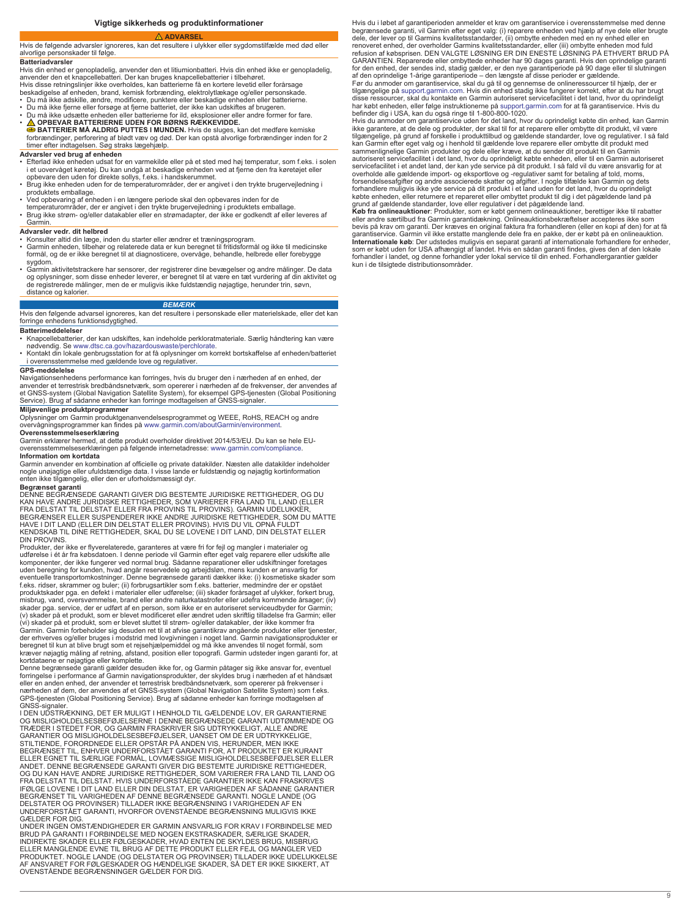## Vigtige sikkerheds og produktinformationer

**⚠ ADVARSEL**

Hvis de følgende advarsler ignoreres, kan det resultere i ulykker eller sygdomstilfælde med død eller alvorlige personskader til følge.

**Batteriadvarsler**

Hvis din enhed er genopladelig, anvender den et litiumionbatteri. Hvis din enhed ikke er genopladelig, anvender den et knapcellebatteri. Der kan bruges knapcellebatterier i tilbehøret.

Hvis disse retningslinjer ikke overholdes, kan batterierne få en kortere levetid eller forårsage beskadigelse af enheden, brand, kemisk forbrænding, elektrolytlækage og/eller personskade.

- Du må ikke adskille, ændre, modificere, punktere eller beskadige enheden eller batterierne.
- Du må ikke fjerne eller forsøge at fjerne batteriet, der ikke kan udskiftes af brugeren.
- Du må ikke udsætte enheden eller batterierne for ild, eksplosioner eller andre former for fare.
- **⚠ OPBEVAR BATTERIERNE UDEN FOR BØRNS RÆKKEVIDDE.**
  **BATTERIER MÅ ALDRIG PUTTES I MUNDEN.** Hvis de sluges, kan det medføre kemiske forbrændinger, perforering af blødt væv og død. Der kan opstå alvorlige forbrændinger inden for 2 timer efter indtagelsen. Søg straks lægehjælp.

**Advarsler ved brug af enheden**

- Efterlad ikke enheden udsat for en varmekilde eller på et sted med høj temperatur, som f.eks. i solen i et uovervåget køretøj. Du kan undgå at beskadige enheden ved at fjerne den fra køretøjet eller opbevare den uden for direkte sollys, f.eks. i handskerummet.
- Brug ikke enheden uden for de temperaturområder, der er angivet i den trykte brugervejledning i produktets emballage.
- Ved opbevaring af enheden i en længere periode skal den opbevares inden for de temperaturområder, der er angivet i den trykte brugervejledning i produktets emballage.
- Brug ikke strøm- og/eller datakabler eller en strømadapter, der ikke er godkendt af eller leveres af Garmin.

**Advarsler vedr. dit helbred**

- Konsulter altid din læge, inden du starter eller ændrer et træningsprogram.
- Garmin enheden, tilbehør og relaterede data er kun beregnet til fritidsformål og ikke til medicinske formål, og de er ikke beregnet til at diagnosticere, overvåge, behandle, helbrede eller forebygge sygdom.
- Garmin aktivitetstrackere har sensorer, der registrerer dine bevægelser og andre målinger. De data og oplysninger, som disse enheder leverer, er beregnet til at være en tæt vurdering af din aktivitet og de registrerede målinger, men de er muligvis ikke fuldstændig nøjagtige, herunder trin, søvn, distance og kalorier.

***BEMÆRK***

Hvis den følgende advarsel ignoreres, kan det resultere i personskade eller materielskade, eller det kan forringe enhedens funktionsdygtighed.

**Batterimeddelelser**

- Knapcellebatterier, der kan udskiftes, kan indeholde perkloratmateriale. Særlig håndtering kan være nødvendig. Se www.dtsc.ca.gov/hazardouswaste/perchlorate.
- Kontakt din lokale genbrugsstation for at få oplysninger om korrekt bortskaffelse af enheden/batteriet i overensstemmelse med gældende love og regulativer.

**GPS-meddelelse**

Navigationsenhedens performance kan forringes, hvis du bruger den i nærheden af en enhed, der anvender et terrestrisk bredbåndsnetværk, som opererer i nærheden af de frekvenser, der anvendes af et GNSS-system (Global Navigation Satellite System), for eksempel GPS-tjenesten (Global Positioning Service). Brug af sådanne enheder kan forringe modtagelsen af GNSS-signaler.

**Miljøvenlige produktprogrammer**

Oplysninger om Garmin produktgenanvendelsesprogrammet og WEEE, RoHS, REACH og andre overvågningsprogrammer kan findes på www.garmin.com/aboutGarmin/environment.

**Overensstemmelseserklæring**

Garmin erklærer hermed, at dette produkt overholder direktivet 2014/53/EU. Du kan se hele EU-overensstemmelseserklæringen på følgende internetadresse: www.garmin.com/compliance.

**Information om kortdata**

Garmin anvender en kombination af officielle og private datakilder. Næsten alle datakilder indeholder nogle unøjagtige eller ufuldstændige data. I visse lande er fuldstændig og nøjagtig kortinformation enten ikke tilgængelig, eller den er uforholdsmæssigt dyr.

**Begrænset garanti**

DENNE BEGRÆNSEDE GARANTI GIVER DIG BESTEMTE JURIDISKE RETTIGHEDER, OG DU KAN HAVE ANDRE JURIDISKE RETTIGHEDER, SOM VARIERER FRA LAND TIL LAND (ELLER FRA DELSTAT TIL DELSTAT ELLER FRA PROVINS TIL PROVINS). GARMIN UDELUKKER, BEGRÆNSER ELLER SUSPENDERER IKKE ANDRE JURIDISKE RETTIGHEDER, SOM DU MÅTTE HAVE I DIT LAND (ELLER DIN DELSTAT ELLER PROVINS). HVIS DU VIL OPNÅ FULDT KENDSKAB TIL DINE RETTIGHEDER, SKAL DU SE LOVENE I DIT LAND, DIN DELSTAT ELLER DIN PROVINS.

Produkter, der ikke er flyverelaterede, garanteres at være fri for fejl og mangler i materialer og udførelse i ét år fra købsdatoen. I denne periode vil Garmin efter eget valg reparere eller udskifte alle komponenter, der ikke fungerer ved normal brug. Sådanne reparationer eller udskiftninger foretages uden beregning for kunden, hvad angår reservedele og arbejdsløn, mens kunden er ansvarlig for eventuelle transportomkostninger. Denne begrænsede garanti dækker ikke: (i) kosmetiske skader som f.eks. ridser, skrammer og buler; (ii) forbrugsartikler som f.eks. batterier, medmindre der er opstået produktskader pga. en defekt i materialer eller udførelse; (iii) skader forårsaget af ulykker, forkert brug, misbrug, vand, oversvømmelse, brand eller andre naturkatastrofer eller udefra kommende årsager; (iv) skader pga. service, der er udført af en person, som ikke er en autoriseret serviceudbyder for Garmin; (v) skader på et produkt, som er blevet modificeret eller ændret uden skriftlig tilladelse fra Garmin; eller (vi) skader på et produkt, som er blevet sluttet til strøm- og/eller datakabler, der ikke kommer fra Garmin. Garmin forbeholder sig desuden ret til at afvise garantikrav angående produkter eller tjenester, der erhverves og/eller bruges i modstrid med lovgivningen i noget land. Garmin navigationsprodukter er beregnet til kun at blive brugt som et rejsehjælpemiddel og må ikke anvendes til noget formål, som kræver nøjagtig måling af retning, afstand, position eller topografi. Garmin udsteder ingen garanti for, at kortdataene er nøjagtige eller komplette.

Denne begrænsede garanti gælder desuden ikke for, og Garmin påtager sig ikke ansvar for, eventuel forringelse i performance af Garmin navigationsprodukter, der skyldes brug i nærheden af et håndsæt eller en anden enhed, der anvender et terrestrisk bredbåndsnetværk, som opererer på frekvenser i nærheden af dem, der anvendes af et GNSS-system (Global Navigation Satellite System) som f.eks. GPS-tjenesten (Global Positioning Service). Brug af sådanne enheder kan forringe modtagelsen af GNSS-signaler.

I DEN UDSTRÆKNING, DET ER MULIGT I HENHOLD TIL GÆLDENDE LOV, ER GARANTIERNE OG MISLIGHOLDELSESBEFØJELSERNE I DENNE BEGRÆNSEDE GARANTI UDTØMMENDE OG TRÆDER I STEDET FOR, OG GARMIN FRASKRIVER SIG UDTRYKKELIGT, ALLE ANDRE GARANTIER OG MISLIGHOLDELSESBEFØJELSER, UANSET OM DE ER UDTRYKKELIGE, STILTIENDE, FORORDNEDE ELLER OPSTÅR PÅ ANDEN VIS, HERUNDER, MEN IKKE BEGRÆNSET TIL, ENHVER UNDERFORSTÅET GARANTI FOR, AT PRODUKTET ER KURANT ELLER EGNET TIL SÆRLIGE FORMÅL, LOVMÆSSIGE MISLIGHOLDELSESBEFØJELSER ELLER ANDET. DENNE BEGRÆNSEDE GARANTI GIVER DIG BESTEMTE JURIDISKE RETTIGHEDER, OG DU KAN HAVE ANDRE JURIDISKE RETTIGHEDER, SOM VARIERER FRA LAND TIL LAND OG FRA DELSTAT TIL DELSTAT. HVIS UNDERFORSTÅEDE GARANTIER IKKE KAN FRASKRIVES IFØLGE LOVENE I DIT LAND ELLER DIN DELSTAT, ER VARIGHEDEN AF SÅDANNE GARANTIER BEGRÆNSET TIL VARIGHEDEN AF DENNE BEGRÆNSEDE GARANTI. NOGLE LANDE (OG DELSTATER OG PROVINSER) TILLADER IKKE BEGRÆNSNING I VARIGHEDEN AF EN UNDERFORSTÅET GARANTI, HVORFOR OVENSTÅENDE BEGRÆNSNING MULIGVIS IKKE GÆLDER FOR DIG.

UNDER INGEN OMSTÆNDIGHEDER ER GARMIN ANSVARLIG FOR KRAV I FORBINDELSE MED BRUD PÅ GARANTI I FORBINDELSE MED NOGEN EKSTRASKADER, SÆRLIGE SKADER, INDIREKTE SKADER ELLER FØLGESKADER, HVAD ENTEN DE SKYLDES BRUG, MISBRUG ELLER MANGLENDE EVNE TIL BRUG AF DETTE PRODUKT ELLER FEJL OG MANGLER VED PRODUKTET. NOGLE LANDE (OG DELSTATER OG PROVINSER) TILLADER IKKE UDELUKKELSE AF ANSVARET FOR FØLGESKADER OG HÆNDELIGE SKADER, SÅ DET ER IKKE SIKKERT, AT OVENSTÅENDE BEGRÆNSNINGER GÆLDER FOR DIG.

Hvis du i løbet af garantiperioden anmelder et krav om garantiservice i overensstemmelse med denne begrænsede garanti, vil Garmin efter eget valg: (i) reparere enheden ved hjælp af nye dele eller brugte dele, der lever op til Garmins kvalitetsstandarder, (ii) ombytte enheden med en ny enhed eller en renoveret enhed, der overholder Garmins kvalitetsstandarder, eller (iii) ombytte enheden mod fuld refusion af købsprisen. DEN VALGTE LØSNING ER DIN ENESTE LØSNING PÅ ETHVERT BRUD PÅ GARANTIEN. Reparerede eller ombyttede enheder har 90 dages garanti. Hvis den oprindelige garanti for den enhed, der sendes ind, stadig gælder, er den nye garantiperiode på 90 dage eller til slutningen af den oprindelige 1-årige garantiperiode – den længste af disse perioder er gældende.

Før du anmoder om garantiservice, skal du gå til og gennemse de onlineressourcer til hjælp, der er tilgængelige på support.garmin.com. Hvis din enhed stadig ikke fungerer korrekt, efter at du har brugt disse ressourcer, skal du kontakte en Garmin autoriseret servicefacilitet i det land, hvor du oprindeligt har købt enheden, eller følge instruktionerne på support.garmin.com for at få garantiservice. Hvis du befinder dig i USA, kan du også ringe til 1-800-800-1020.

Hvis du anmoder om garantiservice uden for det land, hvor du oprindeligt købte din enhed, kan Garmin ikke garantere, at de dele og produkter, der skal til for at reparere eller ombytte dit produkt, vil være tilgængelige, på grund af forskelle i produkttilbud og gældende standarder, love og regulativer. I så fald kan Garmin efter eget valg og i henhold til gældende love reparere eller ombytte dit produkt med sammenlignelige Garmin produkter og dele eller kræve, at du sender dit produkt til en Garmin autoriseret servicefacilitet i det land, hvor du oprindeligt købte enheden, eller til en Garmin autoriseret servicefacilitet i et andet land, der kan yde service på dit produkt. I så fald vil du være ansvarlig for at overholde alle gældende import- og eksportlove og -regulativer samt for betaling af told, moms, forsendelsesafgifter og andre associerede skatter og afgifter. I nogle tilfælde kan Garmin og dets forhandlere muligvis ikke yde service på dit produkt i et land uden for det land, hvor du oprindeligt købte enheden, eller returnere et repareret eller ombyttet produkt til dig i det pågældende land på grund af gældende standarder, love eller regulativer i det pågældende land.

**Køb fra onlineauktioner**: Produkter, som er købt gennem onlineauktioner, berettiger ikke til rabatter eller andre særtilbud fra Garmin garantidækning. Onlineauktionsbekræftelser accepteres ikke som bevis på krav om garanti. Der kræves en original faktura fra forhandleren (eller en kopi af den) for at få garantiservice. Garmin vil ikke erstatte manglende dele fra en pakke, der er købt på en onlineauktion.

**Internationale køb**: Der udstedes muligvis en separat garanti af internationale forhandlere for enheder, som er købt uden for USA afhængigt af landet. Hvis en sådan garanti findes, gives den af den lokale forhandler i landet, og denne forhandler yder lokal service til din enhed. Forhandlergarantier gælder kun i de tilsigtede distributionsområder.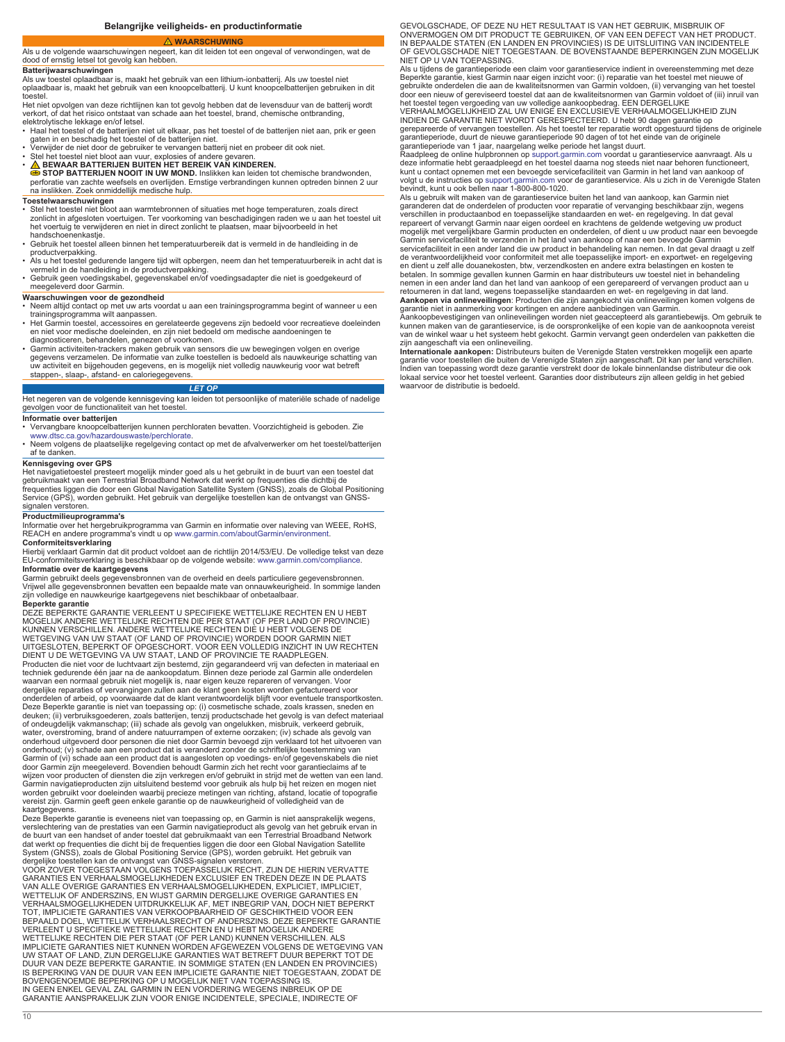## Belangrijke veiligheids- en productinformatie

**⚠ WAARSCHUWING**

Als u de volgende waarschuwingen negeert, kan dit leiden tot een ongeval of verwondingen, wat de dood of ernstig letsel tot gevolg kan hebben.

### Batterijwaarschuwingen

Als uw toestel oplaadbaar is, maakt het gebruik van een lithium-ionbatterij. Als uw toestel niet oplaadbaar is, maakt het gebruik van een knoopcelbatterij. U kunt knoopcelbatterijen gebruiken in dit toestel.

Het niet opvolgen van deze richtlijnen kan tot gevolg hebben dat de levensduur van de batterij wordt verkort, of dat het risico ontstaat van schade aan het toestel, brand, chemische ontbranding, elektrolytische lekkage en/of letsel.

- Haal het toestel of de batterijen niet uit elkaar, pas het toestel of de batterijen niet aan, prik er geen gaten in en beschadig het toestel of de batterijen niet.
- Verwijder de niet door de gebruiker te vervangen batterij niet en probeer dit ook niet.
- Stel het toestel niet bloot aan vuur, explosies of andere gevaren.
- ⚠ **BEWAAR BATTERIJEN BUITEN HET BEREIK VAN KINDEREN.**
  **STOP BATTERIJEN NOOIT IN UW MOND.** Inslikken kan leiden tot chemische brandwonden, perforatie van zachte weefsels en overlijden. Ernstige verbrandingen kunnen optreden binnen 2 uur na inslikken. Zoek onmiddellijk medische hulp.

### Toestelwaarschuwingen

- Stel het toestel niet bloot aan warmtebronnen of situaties met hoge temperaturen, zoals direct zonlicht in afgesloten voertuigen. Ter voorkoming van beschadigingen raden we u aan het toestel uit het voertuig te verwijderen en niet in direct zonlicht te plaatsen, maar bijvoorbeeld in het handschoenenkastje.
- Gebruik het toestel alleen binnen het temperatuurbereik dat is vermeld in de handleiding in de productverpakking.
- Als u het toestel gedurende langere tijd wilt opbergen, neem dan het temperatuurbereik in acht dat is vermeld in de handleiding in de productverpakking.
- Gebruik geen voedingskabel, gegevenskabel en/of voedingsadapter die niet is goedgekeurd of meegeleverd door Garmin.

### Waarschuwingen voor de gezondheid

- Neem altijd contact op met uw arts voordat u aan een trainingsprogramma begint of wanneer u een trainingsprogramma wilt aanpassen.
- Het Garmin toestel, accessoires en gerelateerde gegevens zijn bedoeld voor recreatieve doeleinden en niet voor medische doeleinden, en zijn niet bedoeld om medische aandoeningen te diagnosticeren, behandelen, genezen of voorkomen.
- Garmin activiteiten-trackers maken gebruik van sensors die uw bewegingen volgen en overige gegevens verzamelen. De informatie van zulke toestellen is bedoeld als nauwkeurige schatting van uw activiteit en bijgehouden gegevens, en is mogelijk niet volledig nauwkeurig voor wat betreft stappen-, slaap-, afstand- en caloriegegevens.

***LET OP***

Het negeren van de volgende kennisgeving kan leiden tot persoonlijke of materiële schade of nadelige gevolgen voor de functionaliteit van het toestel.

### Informatie over batterijen

- Vervangbare knoopcelbatterijen kunnen perchloraten bevatten. Voorzichtigheid is geboden. Zie www.dtsc.ca.gov/hazardouswaste/perchlorate.
- Neem volgens de plaatselijke regelgeving contact op met de afvalverwerker om het toestel/batterijen af te danken.

### Kennisgeving over GPS

Het navigatietoestel presteert mogelijk minder goed als u het gebruikt in de buurt van een toestel dat gebruikmaakt van een Terrestrial Broadband Network dat werkt op frequenties die dichtbij de frequenties liggen die door een Global Navigation Satellite System (GNSS), zoals de Global Positioning Service (GPS), worden gebruikt. Het gebruik van dergelijke toestellen kan de ontvangst van GNSS-signalen verstoren.

### Productmilieuprogramma's

Informatie over het hergebruikprogramma van Garmin en informatie over naleving van WEEE, RoHS, REACH en andere programma's vindt u op www.garmin.com/aboutGarmin/environment.

### Conformiteitsverklaring

Hierbij verklaart Garmin dat dit product voldoet aan de richtlijn 2014/53/EU. De volledige tekst van deze EU-conformiteitsverklaring is beschikbaar op de volgende website: www.garmin.com/compliance.

### Informatie over de kaartgegevens

Garmin gebruikt deels gegevensbronnen van de overheid en deels particuliere gegevensbronnen. Vrijwel alle gegevensbronnen bevatten een bepaalde mate van onnauwkeurigheid. In sommige landen zijn volledige en nauwkeurige kaartgegevens niet beschikbaar of onbetaalbaar.

### Beperkte garantie

DEZE BEPERKTE GARANTIE VERLEENT U SPECIFIEKE WETTELIJKE RECHTEN EN U HEBT MOGELIJK ANDERE WETTELIJKE RECHTEN DIE PER STAAT (OF PER LAND OF PROVINCIE) KUNNEN VERSCHILLEN. ANDERE WETTELIJKE RECHTEN DIE U HEBT VOLGENS DE WETGEVING VAN UW STAAT (OF LAND OF PROVINCIE) WORDEN DOOR GARMIN NIET UITGESLOTEN, BEPERKT OF OPGESCHORT. VOOR EEN VOLLEDIG INZICHT IN UW RECHTEN DIENT U DE WETGEVING VA UW STAAT, LAND OF PROVINCIE TE RAADPLEGEN.

Producten die niet voor de luchtvaart zijn bestemd, zijn gegarandeerd vrij van defecten in materiaal en techniek gedurende één jaar na de aankoopdatum. Binnen deze periode zal Garmin alle onderdelen waarvan een normaal gebruik niet mogelijk is, naar eigen keuze repareren of vervangen. Voor dergelijke reparaties of vervangingen zullen aan de klant geen kosten worden gefactureerd voor onderdelen of arbeid, op voorwaarde dat de klant verantwoordelijk blijft voor eventuele transportkosten. Deze Beperkte garantie is niet van toepassing op: (i) cosmetische schade, zoals krassen, sneden en deuken; (ii) verbruiksgoederen, zoals batterijen, tenzij productschade het gevolg is van defect materiaal of ondeugdelijk vakmanschap; (iii) schade als gevolg van ongelukken, misbruik, verkeerd gebruik, water, overstroming, brand of andere natuurrampen of externe oorzaken; (iv) schade als gevolg van onderhoud uitgevoerd door personen die niet door Garmin bevoegd zijn verklaard tot het uitvoeren van onderhoud; (v) schade aan een product dat is veranderd zonder de schriftelijke toestemming van Garmin of (vi) schade aan een product dat is aangesloten op voedings- en/of gegevenskabels die niet door Garmin zijn meegeleverd. Bovendien behoudt Garmin zich het recht voor garantieclaims af te wijzen voor producten of diensten die zijn verkregen en/of gebruikt in strijd met de wetten van een land. Garmin navigatieproducten zijn uitsluitend bestemd voor gebruik als hulp bij het reizen en mogen niet worden gebruikt voor doeleinden waarbij precieze metingen van richting, afstand, locatie of topografie vereist zijn. Garmin geeft geen enkele garantie op de nauwkeurigheid of volledigheid van de kaartgegevens.

Deze Beperkte garantie is eveneens niet van toepassing op, en Garmin is niet aansprakelijk wegens, verslechtering van de prestaties van een Garmin navigatieproduct als gevolg van het gebruik ervan in de buurt van een handset of ander toestel dat gebruikmaakt van een Terrestrial Broadband Network dat werkt op frequenties die dicht bij de frequenties liggen die door een Global Navigation Satellite System (GNSS), zoals de Global Positioning Service (GPS), worden gebruikt. Het gebruik van dergelijke toestellen kan de ontvangst van GNSS-signalen verstoren.

VOOR ZOVER TOEGESTAAN VOLGENS TOEPASSELIJK RECHT, ZIJN DE HIERIN VERVATTE GARANTIES EN VERHAALSMOGELIJKHEDEN EXCLUSIEF EN TREDEN DEZE IN DE PLAATS VAN ALLE OVERIGE GARANTIES EN VERHAALSMOGELIJKHEDEN, EXPLICIET, IMPLICIET, WETTELIJK OF ANDERSZINS, EN WIJST GARMIN DERGELIJKE OVERIGE GARANTIES EN VERHAALSMOGELIJKHEDEN UITDRUKKELIJK AF, MET INBEGRIP VAN, DOCH NIET BEPERKT TOT, IMPLICIETE GARANTIES VAN VERKOOPBAARHEID OF GESCHIKTHEID VOOR EEN BEPAALD DOEL, WETTELIJK VERHAALSRECHT OF ANDERSZINS. DEZE BEPERKTE GARANTIE VERLEENT U SPECIFIEKE WETTELIJKE RECHTEN EN U HEBT MOGELIJK ANDERE WETTELIJKE RECHTEN DIE PER STAAT (OF PER LAND) KUNNEN VERSCHILLEN. ALS IMPLICIETE GARANTIES NIET KUNNEN WORDEN AFGEWEZEN VOLGENS DE WETGEVING VAN UW STAAT OF LAND, ZIJN DERGELIJKE GARANTIES WAT BETREFT DUUR BEPERKT TOT DE DUUR VAN DEZE BEPERKTE GARANTIE. IN SOMMIGE STATEN (EN LANDEN EN PROVINCIES) IS BEPERKING VAN DE DUUR VAN EEN IMPLICIETE GARANTIE NIET TOEGESTAAN, ZODAT DE BOVENGENOEMDE BEPERKING OP U MOGELIJK NIET VAN TOEPASSING IS.

IN GEEN ENKEL GEVAL ZAL GARMIN IN EEN VORDERING WEGENS INBREUK OP DE GARANTIE AANSPRAKELIJK ZIJN VOOR ENIGE INCIDENTELE, SPECIALE, INDIRECTE OF GEVOLGSCHADE, OF DEZE NU HET RESULTAAT IS VAN HET GEBRUIK, MISBRUIK OF ONVERMOGEN OM DIT PRODUCT TE GEBRUIKEN, OF VAN EEN DEFECT VAN HET PRODUCT. IN BEPAALDE STATEN (EN LANDEN EN PROVINCIES) IS DE UITSLUITING VAN INCIDENTELE OF GEVOLGSCHADE NIET TOEGESTAAN. DE BOVENSTAANDE BEPERKINGEN ZIJN MOGELIJK NIET OP U VAN TOEPASSING.

Als u tijdens de garantieperiode een claim voor garantieservice indient in overeenstemming met deze Beperkte garantie, kiest Garmin naar eigen inzicht voor: (i) reparatie van het toestel met nieuwe of gebruikte onderdelen die aan de kwaliteitsnormen van Garmin voldoen, (ii) vervanging van het toestel door een nieuw of gereviseerd toestel dat aan de kwaliteitsnormen van Garmin voldoet of (iii) inruil van het toestel tegen vergoeding van uw volledige aankoopbedrag. EEN DERGELIJKE VERHAALMOGELIJKHEID ZAL UW ENIGE EN EXCLUSIEVE VERHAALMOGELIJKHEID ZIJN INDIEN DE GARANTIE NIET WORDT GERESPECTEERD. U hebt 90 dagen garantie op gerepareerde of vervangen toestellen. Als het toestel ter reparatie wordt opgestuurd tijdens de originele garantieperiode, duurt de nieuwe garantieperiode 90 dagen of tot het einde van de originele garantieperiode van 1 jaar, naargelang welke periode het langst duurt.

Raadpleeg de online hulpbronnen op support.garmin.com voordat u garantieservice aanvraagt. Als u deze informatie hebt geraadpleegd en het toestel daarna nog steeds niet naar behoren functioneert, kunt u contact opnemen met een bevoegde servicefaciliteit van Garmin in het land van aankoop of volgt u de instructies op support.garmin.com voor de garantieservice. Als u zich in de Verenigde Staten bevindt, kunt u ook bellen naar 1-800-800-1020.

Als u gebruik wilt maken van de garantieservice buiten het land van aankoop, kan Garmin niet garanderen dat de onderdelen of producten voor reparatie of vervanging beschikbaar zijn, wegens verschillen in productaanbod en toepasselijke standaarden en wet- en regelgeving. In dat geval repareert of vervangt Garmin naar eigen oordeel en krachtens de geldende wetgeving uw product mogelijk met vergelijkbare Garmin producten en onderdelen, of dient u uw product naar een bevoegde Garmin servicefaciliteit te verzenden in het land van aankoop of naar een bevoegde Garmin servicefaciliteit in een ander land die uw product in behandeling kan nemen. In dat geval draagt u zelf de verantwoordelijkheid voor conformiteit met alle toepasselijke import- en exportwet- en regelgeving en dient u zelf alle douanekosten, btw, verzendkosten en andere extra belastingen en kosten te betalen. In sommige gevallen kunnen Garmin en haar distributeurs uw toestel niet in behandeling nemen in een ander land dan het land van aankoop of een gerepareerd of vervangen product aan u retourneren in dat land, wegens toepasselijke standaarden en wet- en regelgeving in dat land.

**Aankopen via onlineveilingen**: Producten die zijn aangekocht via onlineveilingen komen volgens de garantie niet in aanmerking voor kortingen en andere aanbiedingen van Garmin. Aankoopbevestigingen van onlineveilingen worden niet geaccepteerd als garantiebewijs. Om gebruik te kunnen maken van de garantieservice, is de oorspronkelijke of een kopie van de aankoopnota vereist van de winkel waar u het systeem hebt gekocht. Garmin vervangt geen onderdelen van pakketten die zijn aangeschaft via een onlineveiling.

**Internationale aankopen:** Distributeurs buiten de Verenigde Staten verstrekken mogelijk een aparte garantie voor toestellen die buiten de Verenigde Staten zijn aangeschaft. Dit kan per land verschillen. Indien van toepassing wordt deze garantie verstrekt door de lokale binnenlandse distributeur die ook lokaal service voor het toestel verleent. Garanties door distributeurs zijn alleen geldig in het gebied waarvoor de distributie is bedoeld.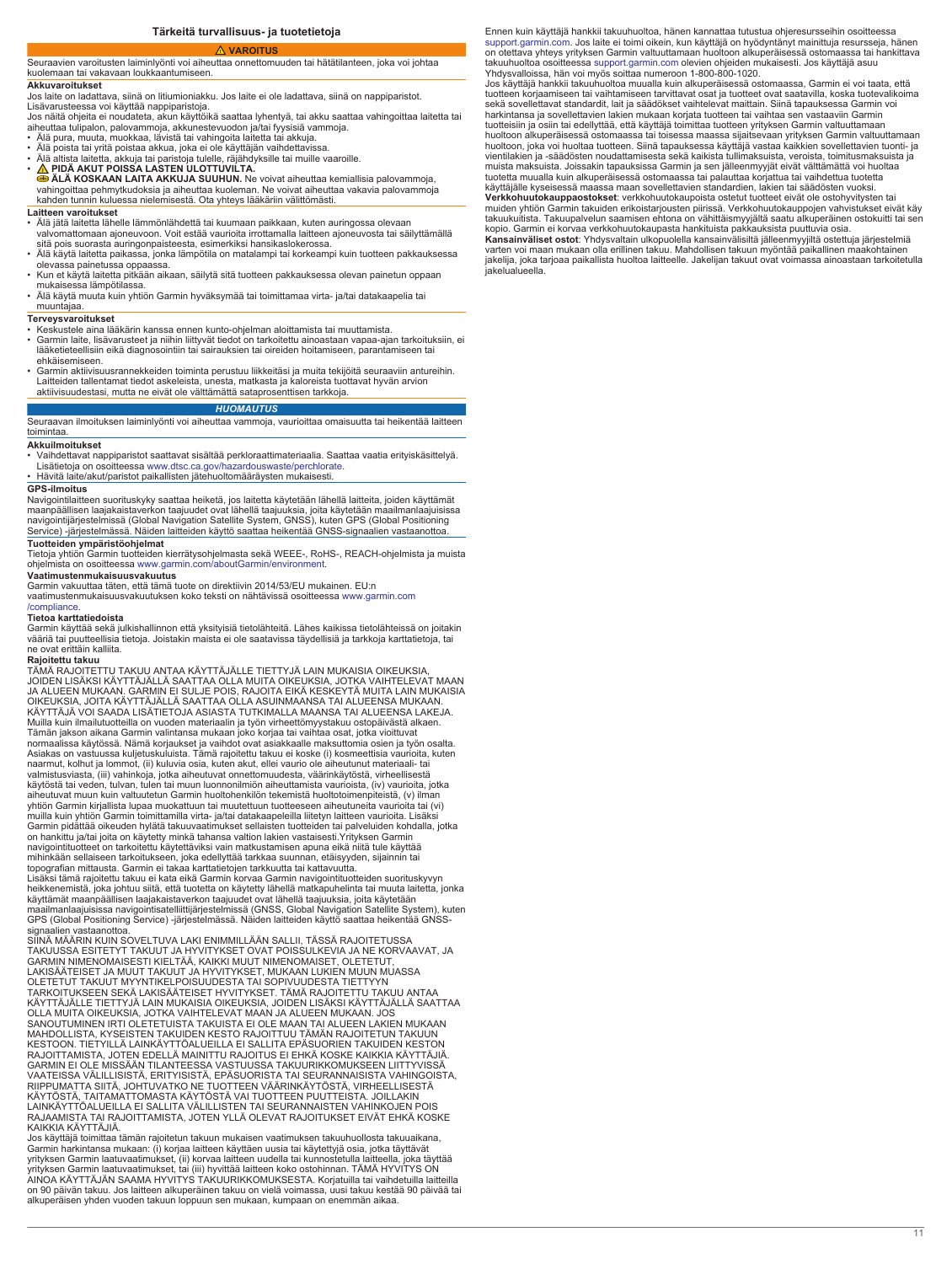# Tärkeitä turvallisuus- ja tuotetietoja

## ⚠ VAROITUS

Seuraavien varoitusten laiminlyönti voi aiheuttaa onnettomuuden tai hätätilanteen, joka voi johtaa kuolemaan tai vakavaan loukkaantumiseen.

### Akkuvaroitukset

Jos laite on ladattava, siinä on litiumioniakku. Jos laite ei ole ladattava, siinä on nappiparistot. Lisävarusteessa voi käyttää nappiparistoja.

Jos näitä ohjeita ei noudateta, akun käyttöikä saattaa lyhentyä, tai akku saattaa vahingoittaa laitetta tai aiheuttaa tulipalon, palovammoja, akkunestevuodon ja/tai fyysisiä vammoja.

- Älä pura, muuta, muokkaa, lävistä tai vahingoita laitetta tai akkuja.
- Älä poista tai yritä poistaa akkua, joka ei ole käyttäjän vaihdettavissa.
- Älä altista laitetta, akkuja tai paristoja tulelle, räjähdyksille tai muille vaaroille.
- **⚠ PIDÄ AKUT POISSA LASTEN ULOTTUVILTA.**
  **ÄLÄ KOSKAAN LAITA AKKUJA SUUHUN.** Ne voivat aiheuttaa kemiallisia palovammoja, vahingoittaa pehmytkudoksia ja aiheuttaa kuoleman. Ne voivat aiheuttaa vakavia palovammoja kahden tunnin kuluessa nielemisestä. Ota yhteys lääkäriin välittömästi.

### Laitteen varoitukset

- Älä jätä laitetta lähelle lämmönlähdettä tai kuumaan paikkaan, kuten auringossa olevaan valvomattomaan ajoneuvoon. Voit estää vaurioita irrottamalla laitteen ajoneuvosta tai säilyttämällä sitä pois suorasta auringonpaisteesta, esimerkiksi hansikaslokerossa.
- Älä käytä laitetta paikassa, jonka lämpötila on matalampi tai korkeampi kuin tuotteen pakkauksessa olevassa painetussa oppaassa.
- Kun et käytä laitetta pitkään aikaan, säilytä sitä tuotteen pakkauksessa olevan painetun oppaan mukaisessa lämpötilassa.
- Älä käytä muuta kuin yhtiön Garmin hyväksymää tai toimittamaa virta- ja/tai datakaapelia tai muuntajaa.

### Terveysvaroitukset

- Keskustele aina lääkärin kanssa ennen kunto-ohjelman aloittamista tai muuttamista.
- Garmin laite, lisävarusteet ja niihin liittyvät tiedot on tarkoitettu ainoastaan vapaa-ajan tarkoituksiin, ei lääketieteellisiin eikä diagnosointiin tai sairauksien tai oireiden hoitamiseen, parantamiseen tai ehkäisemiseen.
- Garmin aktiivisuusrannekkeiden toiminta perustuu liikkeitäsi ja muita tekijöitä seuraaviin antureihin. Laitteiden tallentamat tiedot askeleista, unesta, matkasta ja kaloreista tuottavat hyvän arvion aktiivisuudestasi, mutta ne eivät ole välttämättä sataprosenttisen tarkkoja.

## HUOMAUTUS

Seuraavan ilmoituksen laiminlyönti voi aiheuttaa vammoja, vaurioittaa omaisuutta tai heikentää laitteen toimintaa.

### Akkuilmoitukset

- Vaihdettavat nappiparistot saattavat sisältää perkloraattimateriaalia. Saattaa vaatia erityiskäsittelyä. Lisätietoja on osoitteessa www.dtsc.ca.gov/hazardouswaste/perchlorate.
- Hävitä laite/akut/paristot paikallisten jätehuoltomääräysten mukaisesti.

### GPS-ilmoitus

Navigointilaitteen suorituskyky saattaa heiketä, jos laitetta käytetään lähellä laitteita, joiden käyttämät maanpäällisen laajakaistaverkon taajuudet ovat lähellä taajuuksia, joita käytetään maailmanlaajuisissa navigointijärjestelmissä (Global Navigation Satellite System, GNSS), kuten GPS (Global Positioning Service) -järjestelmässä. Näiden laitteiden käyttö saattaa heikentää GNSS-signaalien vastaanottoa.

### Tuotteiden ympäristöohjelmat

Tietoja yhtiön Garmin tuotteiden kierrätysohjelmasta sekä WEEE-, RoHS-, REACH-ohjelmista ja muista ohjelmista on osoitteessa www.garmin.com/aboutGarmin/environment.

### Vaatimustenmukaisuusvakuutus

Garmin vakuuttaa täten, että tämä tuote on direktiivin 2014/53/EU mukainen. EU:n vaatimustenmukaisuusvakuutuksen koko teksti on nähtävissä osoitteessa www.garmin.com/compliance.

### Tietoa karttatiedoista

Garmin käyttää sekä julkishallinnon että yksityisiä tietolähteitä. Lähes kaikissa tietolähteissä on joitakin vääriä tai puutteellisia tietoja. Joistakin maista ei ole saatavissa täydellisiä ja tarkkoja karttatietoja, tai ne ovat erittäin kalliita.

### Rajoitettu takuu

TÄMÄ RAJOITETTU TAKUU ANTAA KÄYTTÄJÄLLE TIETTYJÄ LAIN MUKAISIA OIKEUKSIA, JOIDEN LISÄKSI KÄYTTÄJÄLLÄ SAATTAA OLLA MUITA OIKEUKSIA, JOTKA VAIHTELEVAT MAAN JA ALUEEN MUKAAN. GARMIN EI SULJE POIS, RAJOITA EIKÄ KESKEYTÄ MUITA LAIN MUKAISIA OIKEUKSIA, JOITA KÄYTTÄJÄLLÄ SAATTAA OLLA ASUINMAANSA TAI ALUEENSA MUKAAN. KÄYTTÄJÄ VOI SAADA LISÄTIETOJA ASIASTA TUTKIMALLA MAANSA TAI ALUEENSA LAKEJA.

Muilla kuin ilmailutuotteilla on vuoden materiaalin ja työn virheettömyystakuu ostopäivästä alkaen. Tämän jakson aikana Garmin valintansa mukaan joko korjaa tai vaihtaa osat, jotka vioittuvat normaalissa käytössä. Nämä korjaukset ja vaihdot ovat asiakkaalle maksuttomia osien ja työn osalta. Asiakas on vastuussa kuljetuskuluista. Tämä rajoitettu takuu ei koske (i) kosmeettisia vaurioita, kuten naarmut, kolhut ja lommot, (ii) kuluvia osia, kuten akut, ellei vaurio ole aiheutunut materiaali- tai valmistusviasta, (iii) vahinkoja, jotka aiheutuvat onnettomuudesta, väärinkäytöstä, virheellisestä käytöstä tai veden, tulvan, tulen tai muun luonnonilmiön aiheuttamista vaurioista, (iv) vaurioita, jotka aiheutuvat muun kuin valtuutetun Garmin huoltohenkilön tekemistä huoltotoimenpiteistä, (v) ilman yhtiön Garmin kirjallista lupaa muokattuun tai muutettuun tuotteeseen aiheutuneita vaurioita tai (vi) muilla kuin yhtiön Garmin toimittamilla virta- ja/tai datakaapeleilla liitetyn laitteen vaurioita. Lisäksi Garmin pidättää oikeuden hylätä takuuvaatimukset sellaisten tuotteiden tai palveluiden kohdalla, jotka on hankittu ja/tai joita on käytetty minkä tahansa valtion lakien vastaisesti.Yrityksen Garmin navigointituotteet on tarkoitettu käytettäviksi vain matkustamisen apuna eikä niitä tule käyttää mihinkään sellaiseen tarkoitukseen, joka edellyttää tarkkaa suunnan, etäisyyden, sijainnin tai topografian mittausta. Garmin ei takaa karttatietojen tarkkuutta tai kattavuutta.

Lisäksi tämä rajoitettu takuu ei kata eikä Garmin korvaa Garmin navigointituotteiden suorituskyvyn heikkenemistä, joka johtuu siitä, että tuotetta on käytetty lähellä matkapuhelinta tai muuta laitetta, jonka käyttämät maanpäällisen laajakaistaverkon taajuudet ovat lähellä taajuuksia, joita käytetään maailmanlaajuisissa navigointisatelliittijärjestelmissä (GNSS, Global Navigation Satellite System), kuten GPS (Global Positioning Service) -järjestelmässä. Näiden laitteiden käyttö saattaa heikentää GNSS-signaalien vastaanottoa.

SIINÄ MÄÄRIN KUIN SOVELTUVA LAKI ENIMMILLÄÄN SALLII, TÄSSÄ RAJOITETUSSA TAKUUSSA ESITETYT TAKUUT JA HYVITYKSET OVAT POISSULKEVIA JA NE KORVAAVAT, JA GARMIN NIMENOMAISESTI KIELTÄÄ, KAIKKI MUUT NIMENOMAISET, OLETETUT, LAKISÄÄTEISET JA MUUT TAKUUT JA HYVITYKSET, MUKAAN LUKIEN MUUN MUASSA OLETETUT TAKUUT MYYNTIKELPOISUUDESTA TAI SOPIVUUDESTA TIETTYYN TARKOITUKSEEN SEKÄ LAKISÄÄTEISET HYVITYKSET. TÄMÄ RAJOITETTU TAKUU ANTAA KÄYTTÄJÄLLE TIETTYJÄ LAIN MUKAISIA OIKEUKSIA, JOIDEN LISÄKSI KÄYTTÄJÄLLÄ SAATTAA OLLA MUITA OIKEUKSIA, JOTKA VAIHTELEVAT MAAN JA ALUEEN MUKAAN. JOS SANOUTUMINEN IRTI OLETETUISTA TAKUISTA EI OLE MAAN TAI ALUEEN LAKIEN MUKAAN MAHDOLLISTA, KYSEISTEN TAKUIDEN KESTO RAJOITTUU TÄMÄN RAJOITETUN TAKUUN KESTOON. TIETYILLÄ LAINKÄYTTÖALUEILLA EI SALLITA EPÄSUORIEN TAKUIDEN KESTON RAJOITTAMISTA, JOTEN EDELLÄ MAINITTU RAJOITUS EI EHKÄ KOSKE KAIKKIA KÄYTTÄJIÄ.

GARMIN EI OLE MISSÄÄN TILANTEESSA VASTUUSSA TAKUURIKKOMUKSEEN LIITTYVISSÄ VAATEISSA VÄLILLISISTÄ, ERITYISISTÄ, EPÄSUORISTA TAI SEURANNAISISTA VAHINGOISTA, RIIPPUMATTA SIITÄ, JOHTUVATKO NE TUOTTEEN VÄÄRINKÄYTÖSTÄ, VIRHEELLISESTÄ KÄYTÖSTÄ, TAITAMATTOMASTA KÄYTÖSTÄ VAI TUOTTEEN PUUTTEISTA. JOILLAKIN LAINKÄYTTÖALUEILLA EI SALLITA VÄLILLISTEN TAI SEURANNAISTEN VAHINKOJEN POIS RAJAAMISTA TAI RAJOITTAMISTA, JOTEN YLLÄ OLEVAT RAJOITUKSET EIVÄT EHKÄ KOSKE KAIKKIA KÄYTTÄJIÄ.

Jos käyttäjä toimittaa tämän rajoitetun takuun mukaisen vaatimuksen takuuhuollosta takuuaikana, Garmin harkintansa mukaan: (i) korjaa laitteen käyttäen uusia tai käytettyjä osia, jotka täyttävät yrityksen Garmin laatuvaatimukset, (ii) korvaa laitteen uudella tai kunnostetulla laitteella, joka täyttää yrityksen Garmin laatuvaatimukset, tai (iii) hyvittää laitteen koko ostohinnan. TÄMÄ HYVITYS ON AINOA KÄYTTÄJÄN SAAMA HYVITYS TAKUURIKKOMUKSESTA. Korjatuilla tai vaihdetuilla laitteilla on 90 päivän takuu. Jos laitteen alkuperäinen takuu on vielä voimassa, uusi takuu kestää 90 päivää tai alkuperäisen yhden vuoden takuun loppuun sen mukaan, kumpaan on enemmän aikaa.

Ennen kuin käyttäjä hankkii takuuhuoltoa, hänen kannattaa tutustua ohjeresursseihin osoitteessa support.garmin.com. Jos laite ei toimi oikein, kun käyttäjä on hyödyntänyt mainittuja resursseja, hänen on otettava yhteys yrityksen Garmin valtuuttamaan huoltoon alkuperäisessä ostomaassa tai hankittava takuuhuoltoa osoitteessa support.garmin.com olevien ohjeiden mukaisesti. Jos käyttäjä asuu Yhdysvalloissa, hän voi myös soittaa numeroon 1-800-800-1020.

Jos käyttäjä hankkii takuuhuoltoa muualla kuin alkuperäisessä ostomaassa, Garmin ei voi taata, että tuotteen korjaamiseen tai vaihtamiseen tarvittavat osat ja tuotteet ovat saatavilla, koska tuotevalikoima sekä sovellettavat standardit, lait ja säädökset vaihtelevat maittain. Siinä tapauksessa Garmin voi harkintansa ja sovellettavien lakien mukaan korjata tuotteen tai vaihtaa sen vastaaviin Garmin tuotteisiin ja osiin tai edellyttää, että käyttäjä toimittaa tuotteen yrityksen Garmin valtuuttamaan huoltoon alkuperäisessä ostomaassa tai toisessa maassa sijaitsevaan yrityksen Garmin valtuuttamaan huoltoon, joka voi huoltaa tuotteen. Siinä tapauksessa käyttäjä vastaa kaikkien sovellettavien tuonti- ja vientilakien ja -säädösten noudattamisesta sekä kaikista tullimaksuista, veroista, toimitusmaksuista ja muista maksuista. Joissakin tapauksissa Garmin ja sen jälleenmyyjät eivät välttämättä voi huoltaa tuotetta muualla kuin alkuperäisessä ostomaassa tai palauttaa korjattua tai vaihdettua tuotetta käyttäjälle kyseisessä maassa maan sovellettavien standardien, lakien tai säädösten vuoksi.

**Verkkohuutokauppaostokset**: verkkohuutokaupoista ostetut tuotteet eivät ole ostohyvitysten tai muiden yhtiön Garmin takuiden erikoistarjousten piirissä. Verkkohuutokauppojen vahvistukset eivät käy takuukuitista. Takuupalvelun saamisen ehtona on vähittäismyyjältä saatu alkuperäinen ostokuitti tai sen kopio. Garmin ei korvaa verkkohuutokaupasta hankituista pakkauksista puuttuvia osia.

**Kansainväliset ostot**: Yhdysvaltain ulkopuolella kansainvälisiltä jälleenmyyjiltä ostettuja järjestelmiä varten voi maan mukaan olla erillinen takuu. Mahdollisen takuun myöntää paikallinen maakohtainen jakelija, joka tarjoaa paikallista huoltoa laitteelle. Jakelijan takuut ovat voimassa ainoastaan tarkoitetulla jakelualueella.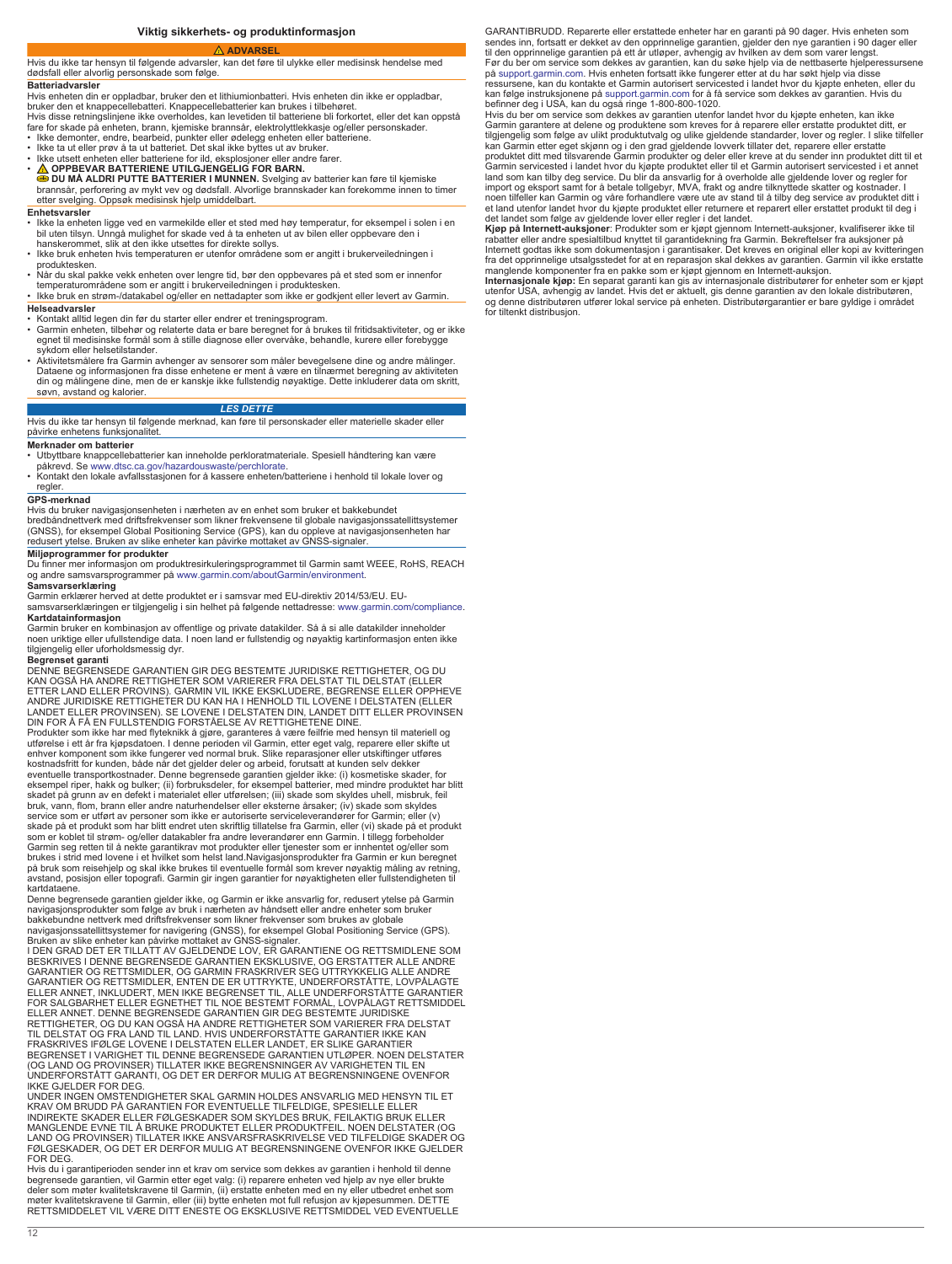## Viktig sikkerhets- og produktinformasjon

**⚠ ADVARSEL**

Hvis du ikke tar hensyn til følgende advarsler, kan det føre til ulykke eller medisinsk hendelse med dødsfall eller alvorlig personskade som følge.

**Batteriadvarsler**

Hvis enheten din er oppladbar, bruker den et lithiumionbatteri. Hvis enheten din ikke er oppladbar, bruker den et knappecellebatteri. Knappecellebatterier kan brukes i tilbehøret.

Hvis disse retningslinjene ikke overholdes, kan levetiden til batteriene bli forkortet, eller det kan oppstå fare for skade på enheten, brann, kjemiske brannsår, elektrolyttlekkasje og/eller personskader.

- Ikke demonter, endre, bearbeid, punkter eller ødelegg enheten eller batteriene.
- Ikke ta ut eller prøv å ta ut batteriet. Det skal ikke byttes ut av bruker.
- Ikke utsett enheten eller batteriene for ild, eksplosjoner eller andre farer.
- **⚠ OPPBEVAR BATTERIENE UTILGJENGELIG FOR BARN.**
  **DU MÅ ALDRI PUTTE BATTERIER I MUNNEN.** Svelging av batterier kan føre til kjemiske brannsår, perforering av mykt vev og dødsfall. Alvorlige brannskader kan forekomme innen to timer etter svelging. Oppsøk medisinsk hjelp umiddelbart.

**Enhetsvarsler**

- Ikke la enheten ligge ved en varmekilde eller et sted med høy temperatur, for eksempel i solen i en bil uten tilsyn. Unngå mulighet for skade ved å ta enheten ut av bilen eller oppbevare den i hanskerommet, slik at den ikke utsettes for direkte sollys.
- Ikke bruk enheten hvis temperaturen er utenfor områdene som er angitt i brukerveiledningen i produktesken.
- Når du skal pakke vekk enheten over lengre tid, bør den oppbevares på et sted som er innenfor temperaturområdene som er angitt i brukerveiledningen i produktesken.
- Ikke bruk en strøm-/datakabel og/eller en nettadapter som ikke er godkjent eller levert av Garmin.

**Helseadvarsler**

- Kontakt alltid legen din før du starter eller endrer et treningsprogram.
- Garmin enheten, tilbehør og relaterte data er bare beregnet for å brukes til fritidsaktiviteter, og er ikke egnet til medisinske formål som å stille diagnose eller overvåke, behandle, kurere eller forebygge sykdom eller helsetilstander.
- Aktivitetsmålere fra Garmin avhenger av sensorer som måler bevegelsene dine og andre målinger. Dataene og informasjonen fra disse enhetene er ment å være en tilnærmet beregning av aktiviteten din og målingene dine, men de er kanskje ikke fullstendig nøyaktige. Dette inkluderer data om skritt, søvn, avstand og kalorier.

***LES DETTE***

Hvis du ikke tar hensyn til følgende merknad, kan føre til personskader eller materielle skader eller påvirke enhetens funksjonalitet.

**Merknader om batterier**

- Utbyttbare knappcellebatterier kan inneholde perkloratmateriale. Spesiell håndtering kan være påkrevd. Se www.dtsc.ca.gov/hazardouswaste/perchlorate.
- Kontakt den lokale avfallsstasjonen for å kassere enheten/batteriene i henhold til lokale lover og regler.

**GPS-merknad**

Hvis du bruker navigasjonsenheten i nærheten av en enhet som bruker et bakkebundet bredbåndnettverk med driftsfrekvenser som likner frekvensene til globale navigasjonssatellittsystemer (GNSS), for eksempel Global Positioning Service (GPS), kan du oppleve at navigasjonsenheten har redusert ytelse. Bruken av slike enheter kan påvirke mottaket av GNSS-signaler.

**Miljøprogrammer for produkter**

Du finner mer informasjon om produktresirkuleringsprogrammet til Garmin samt WEEE, RoHS, REACH og andre samsvarsprogrammer på www.garmin.com/aboutGarmin/environment.

**Samsvarserklæring**

Garmin erklærer herved at dette produktet er i samsvar med EU-direktiv 2014/53/EU. EU-samsvarserklæringen er tilgjengelig i sin helhet på følgende nettadresse: www.garmin.com/compliance.

**Kartdatainformasjon**

Garmin bruker en kombinasjon av offentlige og private datakilder. Så å si alle datakilder inneholder noen uriktige eller ufullstendige data. I noen land er fullstendig og nøyaktig kartinformasjon enten ikke tilgjengelig eller uforholdsmessig dyr.

**Begrenset garanti**

DENNE BEGRENSEDE GARANTIEN GIR DEG BESTEMTE JURIDISKE RETTIGHETER, OG DU KAN OGSÅ HA ANDRE RETTIGHETER SOM VARIERER FRA DELSTAT TIL DELSTAT (ELLER ETTER LAND ELLER PROVINS). GARMIN VIL IKKE EKSKLUDERE, BEGRENSE ELLER OPPHEVE ANDRE JURIDISKE RETTIGHETER DU KAN HA I HENHOLD TIL LOVENE I DELSTATEN (ELLER LANDET ELLER PROVINSEN). SE LOVENE I DELSTATEN DIN, LANDET DITT ELLER PROVINSEN DIN FOR Å FÅ EN FULLSTENDIG FORSTÅELSE AV RETTIGHETENE DINE.

Produkter som ikke har med flyteknikk å gjøre, garanteres å være feilfrie med hensyn til materiell og utførelse i ett år fra kjøpsdatoen. I denne perioden vil Garmin, etter eget valg, reparere eller skifte ut enhver komponent som ikke fungerer ved normal bruk. Slike reparasjoner eller utskiftinger utføres kostnadsfritt for kunden, både når det gjelder deler og arbeid, forutsatt at kunden selv dekker eventuelle transportkostnader. Denne begrensede garantien gjelder ikke: (i) kosmetiske skader, for eksempel riper, hakk og bulker; (ii) forbruksdeler, for eksempel batterier, med mindre produktet har blitt skadet på grunn av en defekt i materialet eller utførelsen; (iii) skade som skyldes uhell, misbruk, feil bruk, vann, flom, brann eller andre naturhendelser eller eksterne årsaker; (iv) skade som skyldes service som er utført av personer som ikke er autoriserte serviceleverandører for Garmin; eller (v) skade på et produkt som har blitt endret uten skriftlig tillatelse fra Garmin, eller (vi) skade på et produkt som er koblet til strøm- og/eller datakabler fra andre leverandører enn Garmin. I tillegg forbeholder Garmin seg retten til å nekte garantikrav mot produkter eller tjenester som er innhentet og/eller som brukes i strid med lovene i et hvilket som helst land.Navigasjonsprodukter fra Garmin er kun beregnet på bruk som reisehjelp og skal ikke brukes til eventuelle formål som krever nøyaktig måling av retning, avstand, posisjon eller topografi. Garmin gir ingen garantier for nøyaktigheten eller fullstendigheten til kartdataene.

Denne begrensede garantien gjelder ikke, og Garmin er ikke ansvarlig for, redusert ytelse på Garmin navigasjonsprodukter som følge av bruk i nærheten av håndsett eller andre enheter som bruker bakkebundne nettverk med driftsfrekvenser som likner frekvenser som brukes av globale navigasjonssatellittsystemer for navigering (GNSS), for eksempel Global Positioning Service (GPS). Bruken av slike enheter kan påvirke mottaket av GNSS-signaler.

I DEN GRAD DET ER TILLATT AV GJELDENDE LOV, ER GARANTIENE OG RETTSMIDLENE SOM BESKRIVES I DENNE BEGRENSEDE GARANTIEN EKSKLUSIVE, OG ERSTATTER ALLE ANDRE GARANTIER OG RETTSMIDLER, OG GARMIN FRASKRIVER SEG UTTRYKKELIG ALLE ANDRE GARANTIER OG RETTSMIDLER, ENTEN DE ER UTTRYKTE, UNDERFORSTÅTTE, LOVPÅLAGTE ELLER ANNET, INKLUDERT, MEN IKKE BEGRENSET TIL, ALLE UNDERFORSTÅTTE GARANTIER FOR SALGBARHET ELLER EGNETHET TIL NOE BESTEMT FORMÅL, LOVPÅLAGT RETTSMIDDEL ELLER ANNET. DENNE BEGRENSEDE GARANTIEN GIR DEG BESTEMTE JURIDISKE RETTIGHETER, OG DU KAN OGSÅ HA ANDRE RETTIGHETER SOM VARIERER FRA DELSTAT TIL DELSTAT OG FRA LAND TIL LAND. HVIS UNDERFORSTÅTTE GARANTIER IKKE KAN FRASKRIVES IFØLGE LOVENE I DELSTATEN ELLER LANDET, ER SLIKE GARANTIER BEGRENSET I VARIGHET TIL DENNE BEGRENSEDE GARANTIEN UTLØPER. NOEN DELSTATER (OG LAND OG PROVINSER) TILLATER IKKE BEGRENSNINGER AV VARIGHETEN TIL EN UNDERFORSTÅTT GARANTI, OG DET ER DERFOR MULIG AT BEGRENSNINGENE OVENFOR IKKE GJELDER FOR DEG.

UNDER INGEN OMSTENDIGHETER SKAL GARMIN HOLDES ANSVARLIG MED HENSYN TIL ET KRAV OM BRUDD PÅ GARANTIEN FOR EVENTUELLE TILFELDIGE, SPESIELLE ELLER INDIREKTE SKADER ELLER FØLGESKADER SOM SKYLDES BRUK, FEILAKTIG BRUK ELLER MANGLENDE EVNE TIL Å BRUKE PRODUKTET ELLER PRODUKTFEIL. NOEN DELSTATER (OG LAND OG PROVINSER) TILLATER IKKE ANSVARSFRASKRIVELSE VED TILFELDIGE SKADER OG FØLGESKADER, OG DET ER DERFOR MULIG AT BEGRENSNINGENE OVENFOR IKKE GJELDER FOR DEG.

Hvis du i garantiperioden sender inn et krav om service som dekkes av garantien i henhold til denne begrensede garantien, vil Garmin etter eget valg: (i) reparere enheten ved hjelp av nye eller brukte deler som møter kvalitetskravene til Garmin, (ii) erstatte enheten med en ny eller utbedret enhet som møter kvalitetskravene til Garmin, eller (iii) bytte enheten mot full refusjon av kjøpesummen. DETTE RETTSMIDDELET VIL VÆRE DITT ENESTE OG EKSKLUSIVE RETTSMIDDEL VED EVENTUELLE GARANTIBRUDD. Reparerte eller erstattede enheter har en garanti på 90 dager. Hvis enheten som sendes inn, fortsatt er dekket av den opprinnelige garantien, gjelder den nye garantien i 90 dager eller til den opprinnelige garantien på ett år utløper, avhengig av hvilken av dem som varer lengst.

Før du ber om service som dekkes av garantien, kan du søke hjelp via de nettbaserte hjelperessursene på support.garmin.com. Hvis enheten fortsatt ikke fungerer etter at du har søkt hjelp via disse ressursene, kan du kontakte et Garmin autorisert servicested i landet hvor du kjøpte enheten, eller du kan følge instruksjonene på support.garmin.com for å få service som dekkes av garantien. Hvis du befinner deg i USA, kan du også ringe 1-800-800-1020.

Hvis du ber om service som dekkes av garantien utenfor landet hvor du kjøpte enheten, kan ikke Garmin garantere at delene og produktene som kreves for å reparere eller erstatte produktet ditt, er tilgjengelig som følge av ulikt produktutvalg og ulike gjeldende standarder, lover og regler. I slike tilfeller kan Garmin etter eget skjønn og i den grad gjeldende lovverk tillater det, reparere eller erstatte produktet ditt med tilsvarende Garmin produkter og deler eller kreve at du sender inn produktet ditt til et Garmin servicested i landet hvor du kjøpte produktet eller til et Garmin autorisert servicested i et annet land som kan tilby deg service. Du blir da ansvarlig for å overholde alle gjeldende lover og regler for import og eksport samt for å betale tollgebyr, MVA, frakt og andre tilknyttede skatter og kostnader. I noen tilfeller kan Garmin og våre forhandlere være ute av stand til å tilby deg service av produktet ditt i et land utenfor landet hvor du kjøpte produktet eller returnere et reparert eller erstattet produkt til deg i det landet som følge av gjeldende lover eller regler i det landet.

**Kjøp på Internett-auksjoner**: Produkter som er kjøpt gjennom Internett-auksjoner, kvalifiserer ikke til rabatter eller andre spesialtilbud knyttet til garantidekning fra Garmin. Bekreftelser fra auksjoner på Internett godtas ikke som dokumentasjon i garantisaker. Det kreves en original eller kopi av kvitteringen fra det opprinnelige utsalgsstedet for at en reparasjon skal dekkes av garantien. Garmin vil ikke erstatte manglende komponenter fra en pakke som er kjøpt gjennom en Internett-auksjon.

**Internasjonale kjøp:** En separat garanti kan gis av internasjonale distributører for enheter som er kjøpt utenfor USA, avhengig av landet. Hvis det er aktuelt, gis denne garantien av den lokale distributøren, og denne distributøren utfører lokal service på enheten. Distributørgarantier er bare gyldige i området for tiltenkt distribusjon.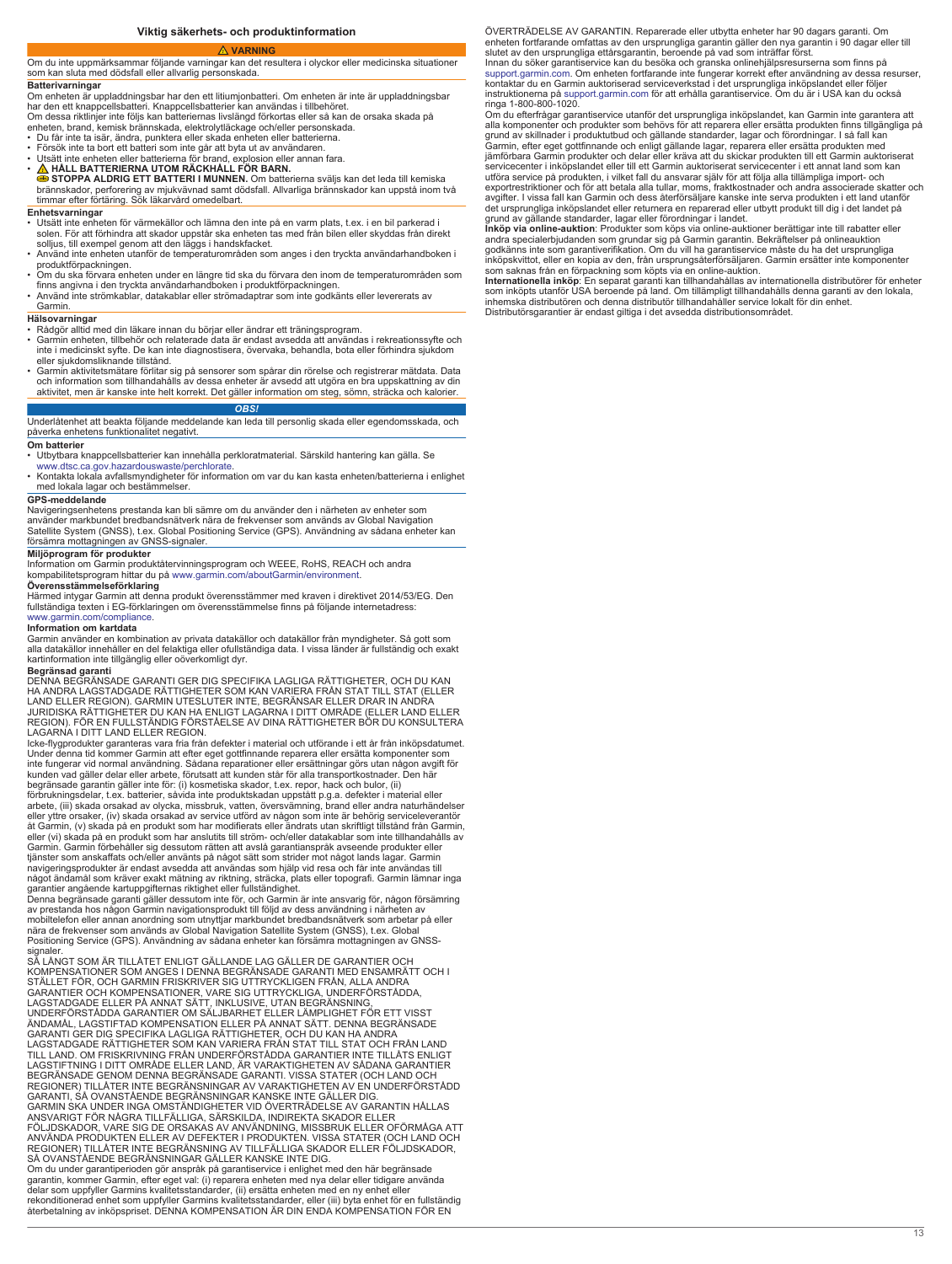## Viktig säkerhets- och produktinformation

**⚠ VARNING**

Om du inte uppmärksammar följande varningar kan det resultera i olyckor eller medicinska situationer som kan sluta med dödsfall eller allvarlig personskada.

### Batterivarningar

Om enheten är uppladdningsbar har den ett litiumjonbatteri. Om enheten är inte är uppladdningsbar har den ett knappcellsbatteri. Knappcellsbatterier kan användas i tillbehöret.

Om dessa riktlinjer inte följs kan batteriernas livslängd förkortas eller så kan de orsaka skada på enheten, brand, kemisk brännskada, elektrolytläckage och/eller personskada.

- Du får inte ta isär, ändra, punktera eller skada enheten eller batterierna.
- Försök inte ta bort ett batteri som inte går att byta ut av användaren.
- Utsätt inte enheten eller batterierna för brand, explosion eller annan fara.
- **⚠ HÅLL BATTERIERNA UTOM RÄCKHÅLL FÖR BARN.**
  **STOPPA ALDRIG ETT BATTERI I MUNNEN.** Om batterierna sväljs kan det leda till kemiska brännskador, perforering av mjukvävnad samt dödsfall. Allvarliga brännskador kan uppstå inom två timmar efter förtäring. Sök läkarvård omedelbart.

### Enhetsvarningar

- Utsätt inte enheten för värmekällor och lämna den inte på en varm plats, t.ex. i en bil parkerad i solen. För att förhindra att skador uppstår ska enheten tas med från bilen eller skyddas från direkt solljus, till exempel genom att den läggs i handskfacket.
- Använd inte enheten utanför de temperaturområden som anges i den tryckta användarhandboken i produktförpackningen.
- Om du ska förvara enheten under en längre tid ska du förvara den inom de temperaturområden som finns angivna i den tryckta användarhandboken i produktförpackningen.
- Använd inte strömkablar, datakablar eller strömadaptrar som inte godkänts eller levererats av Garmin.

### Hälsovarningar

- Rådgör alltid med din läkare innan du börjar eller ändrar ett träningsprogram.
- Garmin enheten, tillbehör och relaterade data är endast avsedda att användas i rekreationssyfte och inte i medicinskt syfte. De kan inte diagnostisera, övervaka, behandla, bota eller förhindra sjukdom eller sjukdomsliknande tillstånd.
- Garmin aktivitetsmätare förlitar sig på sensorer som spårar din rörelse och registrerar mätdata. Data och information som tillhandahålls av dessa enheter är avsedd att utgöra en bra uppskattning av din aktivitet, men är kanske inte helt korrekt. Det gäller information om steg, sömn, sträcka och kalorier.

**OBS!**

Underlåtenhet att beakta följande meddelande kan leda till personlig skada eller egendomsskada, och påverka enhetens funktionalitet negativt.

### Om batterier

- Utbytbara knappcellsbatterier kan innehålla perkloratmaterial. Särskild hantering kan gälla. Se www.dtsc.ca.gov.hazardouswaste/perchlorate.
- Kontakta lokala avfallsmyndigheter för information om var du kan kasta enheten/batterierna i enlighet med lokala lagar och bestämmelser.

### GPS-meddelande

Navigeringsenhetens prestanda kan bli sämre om du använder den i närheten av enheter som använder markbundet bredbandsnätverk nära de frekvenser som används av Global Navigation Satellite System (GNSS), t.ex. Global Positioning Service (GPS). Användning av sådana enheter kan försämra mottagningen av GNSS-signaler.

### Miljöprogram för produkter

Information om Garmin produktåtervinningsprogram och WEEE, RoHS, REACH och andra kompatibilitetsprogram hittar du på www.garmin.com/aboutGarmin/environment.

### Överensstämmelseförklaring

Härmed intygar Garmin att denna produkt överensstämmer med kraven i direktivet 2014/53/EG. Den fullständiga texten i EG-förklaringen om överensstämmelse finns på följande internetadress: www.garmin.com/compliance.

### Information om kartdata

Garmin använder en kombination av privata datakällor och datakällor från myndigheter. Så gott som alla datakällor innehåller en del felaktiga eller ofullständiga data. I vissa länder är fullständig och exakt kartinformation inte tillgänglig eller oöverkomligt dyr.

### Begränsad garanti

DENNA BEGRÄNSADE GARANTI GER DIG SPECIFIKA LAGLIGA RÄTTIGHETER, OCH DU KAN HA ANDRA LAGSTADGADE RÄTTIGHETER SOM KAN VARIERA FRÅN STAT TILL STAT (ELLER LAND ELLER REGION). GARMIN UTESLUTER INTE, BEGRÄNSAR ELLER DRAR IN ANDRA JURIDISKA RÄTTIGHETER DU KAN HA ENLIGT LAGARNA I DITT OMRÅDE (ELLER LAND ELLER REGION). FÖR EN FULLSTÄNDIG FÖRSTÅELSE AV DINA RÄTTIGHETER BÖR DU KONSULTERA LAGARNA I DITT LAND ELLER REGION.

Icke-flygprodukter garanteras vara fria från defekter i material och utförande i ett år från inköpsdatumet. Under denna tid kommer Garmin att efter eget gottfinnande reparera eller ersätta komponenter som inte fungerar vid normal användning. Sådana reparationer eller ersättningar görs utan någon avgift för kunden vad gäller delar eller arbete, förutsatt att kunden står för alla transportkostnader. Den här begränsade garantin gäller inte för: (i) kosmetiska skador, t.ex. repor, hack och bulor, (ii) förbrukningsdelar, t.ex. batterier, såvida inte produktskadan uppstått p.g.a. defekter i material eller arbete, (iii) skada orsakad av olycka, missbruk, vatten, översvämning, brand eller andra naturhändelser eller yttre orsaker, (iv) skada orsakad av service utförd av någon som inte är behörig serviceleverantör åt Garmin, (v) skada på en produkt som har modifierats eller ändrats utan skriftligt tillstånd från Garmin, eller (vi) skada på en produkt som har anslutits till ström- och/eller datakablar som inte tillhandahålls av Garmin. Garmin förbehåller sig dessutom rätten att avslå garantianspråk avseende produkter eller tjänster som anskaffats och/eller använts på något sätt som strider mot något lands lagar. Garmin navigeringsprodukter är endast avsedda att användas som hjälp vid resa och får inte användas till något ändamål som kräver exakt mätning av riktning, sträcka, plats eller topografi. Garmin lämnar inga garantier angående kartuppgifternas riktighet eller fullständighet.

Denna begränsade garanti gäller dessutom inte för, och Garmin är inte ansvarig för, någon försämring av prestanda hos någon Garmin navigationsprodukt till följd av dess användning i närheten av mobiltelefon eller annan anordning som utnyttjar markbundet bredbandsnätverk som arbetar på eller nära de frekvenser som används av Global Navigation Satellite System (GNSS), t.ex. Global Positioning Service (GPS). Användning av sådana enheter kan försämra mottagningen av GNSS-signaler.

SÅ LÅNGT SOM ÄR TILLÅTET ENLIGT GÄLLANDE LAG GÄLLER DE GARANTIER OCH KOMPENSATIONER SOM ANGES I DENNA BEGRÄNSADE GARANTI MED ENSAMRÄTT OCH I STÄLLET FÖR, OCH GARMIN FRISKRIVER SIG UTTRYCKLIGEN FRÅN, ALLA ANDRA GARANTIER OCH KOMPENSATIONER, VARE SIG UTTRYCKLIGA, UNDERFÖRSTÅDDA, LAGSTADGADE ELLER PÅ ANNAT SÄTT, INKLUSIVE, UTAN BEGRÄNSNING, UNDERFÖRSTÅDDA GARANTIER OM SÄLJBARHET ELLER LÄMPLIGHET FÖR ETT VISST ÄNDAMÅL, LAGSTIFTAD KOMPENSATION ELLER PÅ ANNAT SÄTT. DENNA BEGRÄNSADE GARANTI GER DIG SPECIFIKA LAGLIGA RÄTTIGHETER, OCH DU KAN HA ANDRA LAGSTADGADE RÄTTIGHETER SOM KAN VARIERA FRÅN STAT TILL STAT OCH FRÅN LAND TILL LAND. OM FRISKRIVNING FRÅN UNDERFÖRSTÅDDA GARANTIER INTE TILLÅTS ENLIGT LAGSTIFTNING I DITT OMRÅDE ELLER LAND, ÄR VARAKTIGHETEN AV SÅDANA GARANTIER BEGRÄNSADE GENOM DENNA BEGRÄNSADE GARANTI. VISSA STATER (OCH LAND OCH REGIONER) TILLÅTER INTE BEGRÄNSNINGAR AV VARAKTIGHETEN AV EN UNDERFÖRSTÅDD GARANTI, SÅ OVANSTÅENDE BEGRÄNSNINGAR KANSKE INTE GÄLLER DIG.

GARMIN SKA UNDER INGA OMSTÄNDIGHETER VID ÖVERTRÄDELSE AV GARANTIN HÅLLAS ANSVARIGT FÖR NÅGRA TILLFÄLLIGA, SÄRSKILDA, INDIREKTA SKADOR ELLER FÖLJDSKADOR, VARE SIG DE ORSAKAS AV ANVÄNDNING, MISSBRUK ELLER OFÖRMÅGA ATT ANVÄNDA PRODUKTEN ELLER AV DEFEKTER I PRODUKTEN. VISSA STATER (OCH LAND OCH REGIONER) TILLÅTER INTE BEGRÄNSNING AV TILLFÄLLIGA SKADOR ELLER FÖLJDSKADOR, SÅ OVANSTÅENDE BEGRÄNSNINGAR GÄLLER KANSKE INTE DIG.

Om du under garantiperioden gör anspråk på garantiservice i enlighet med den här begränsade garantin, kommer Garmin, efter eget val: (i) reparera enheten med nya delar eller tidigare använda delar som uppfyller Garmins kvalitetsstandarder, (ii) ersätta enheten med en ny enhet eller rekonditionerad enhet som uppfyller Garmins kvalitetsstandarder, eller (iii) byta enhet för en fullständig återbetalning av inköpspriset. DENNA KOMPENSATION ÄR DIN ENDA KOMPENSATION FÖR EN ÖVERTRÄDELSE AV GARANTIN. Reparerade eller utbytta enheter har 90 dagars garanti. Om enheten fortfarande omfattas av den ursprungliga garantin gäller den nya garantin i 90 dagar eller till slutet av den ursprungliga ettårsgarantin, beroende på vad som inträffar först.

Innan du söker garantiservice kan du besöka och granska onlinehjälpsresurserna som finns på support.garmin.com. Om enheten fortfarande inte fungerar korrekt efter användning av dessa resurser, kontaktar du en Garmin auktoriserad serviceverkstad i det ursprungliga inköpslandet eller följer instruktionerna på support.garmin.com för att erhålla garantiservice. Om du är i USA kan du också ringa 1-800-800-1020.

Om du efterfrågar garantiservice utanför det ursprungliga inköpslandet, kan Garmin inte garantera att alla komponenter och produkter som behövs för att reparera eller ersätta produkten finns tillgängliga på grund av skillnader i produktutbud och gällande standarder, lagar och förordningar. I så fall kan Garmin, efter eget gottfinnande och enligt gällande lagar, reparera eller ersätta produkten med jämförbara Garmin produkter och delar eller kräva att du skickar produkten till ett Garmin auktoriserat servicecenter i inköpslandet eller till ett Garmin auktoriserat servicecenter i ett annat land som kan utföra service på produkten, i vilket fall du ansvarar själv för att följa alla tillämpliga import- och exportrestriktioner och för att betala alla tullar, moms, fraktkostnader och andra associerade skatter och avgifter. I vissa fall kan Garmin och dess återförsäljare kanske inte serva produkten i ett land utanför det ursprungliga inköpslandet eller returnera en reparerad eller utbytt produkt till dig i det landet på grund av gällande standarder, lagar eller förordningar i landet.

**Inköp via online-auktion**: Produkter som köps via online-auktioner berättigar inte till rabatter eller andra specialerbjudanden som grundar sig på Garmin garantin. Bekräftelser på onlineauktion godkänns inte som garantiverifikation. Om du vill ha garantiservice måste du ha det ursprungliga inköpskvittot, eller en kopia av den, från ursprungsåterförsäljaren. Garmin ersätter inte komponenter som saknas från en förpackning som köpts via en online-auktion.

**Internationella inköp**: En separat garanti kan tillhandahållas av internationella distributörer för enheter som inköpts utanför USA beroende på land. Om tillämpligt tillhandahålls denna garanti av den lokala, inhemska distributören och denna distributör tillhandahåller service lokalt för din enhet. Distributörsgarantier är endast giltiga i det avsedda distributionsområdet.